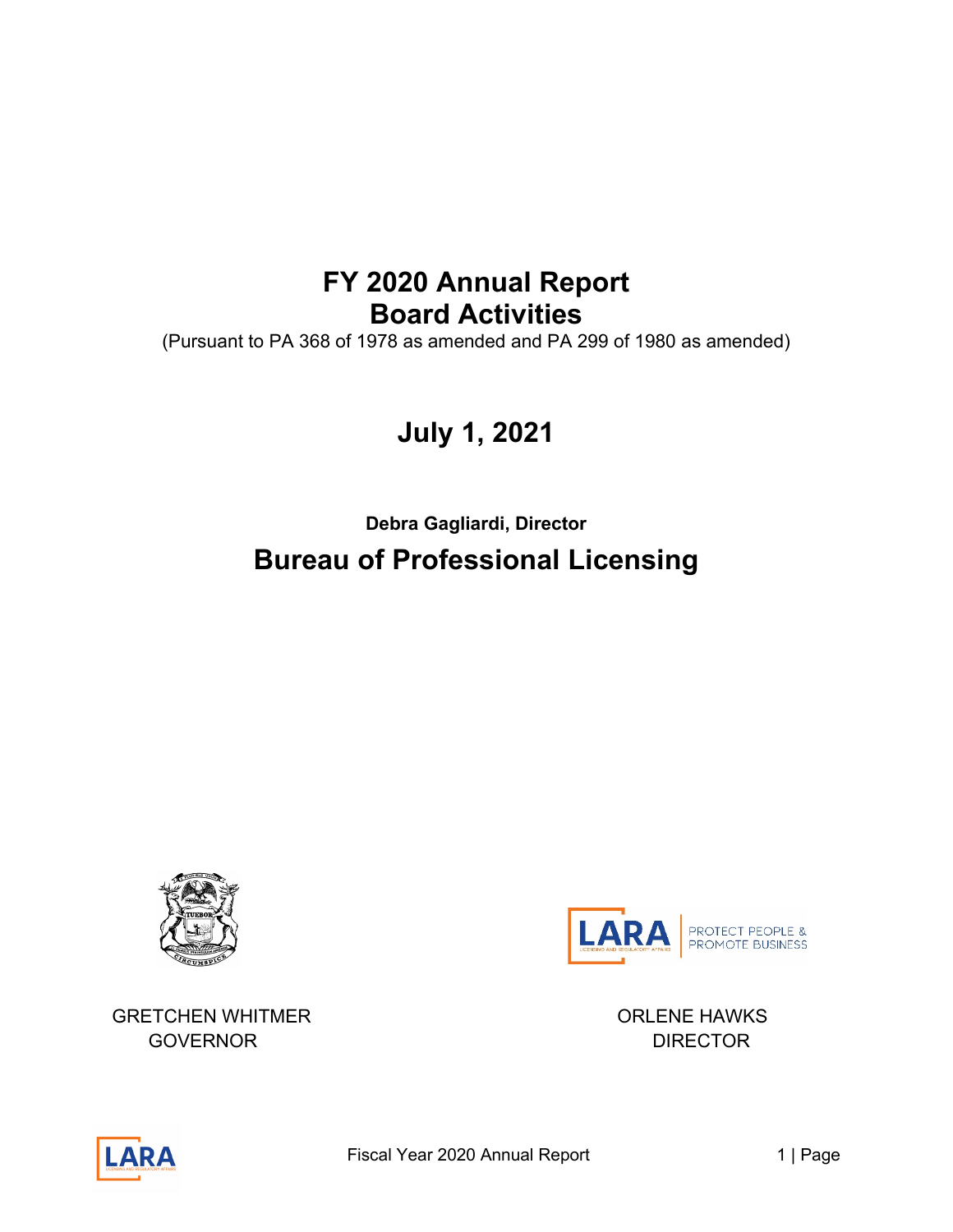# FY 2020 Annual Report
# Board Activities

(Pursuant to PA 368 of 1978 as amended and PA 299 of 1980 as amended)

## July 1, 2021

**Debra Gagliardi, Director**

## Bureau of Professional Licensing

PROTECT PEOPLE & PROMOTE BUSINESS

GRETCHEN WHITMER
GOVERNOR

ORLENE HAWKS
DIRECTOR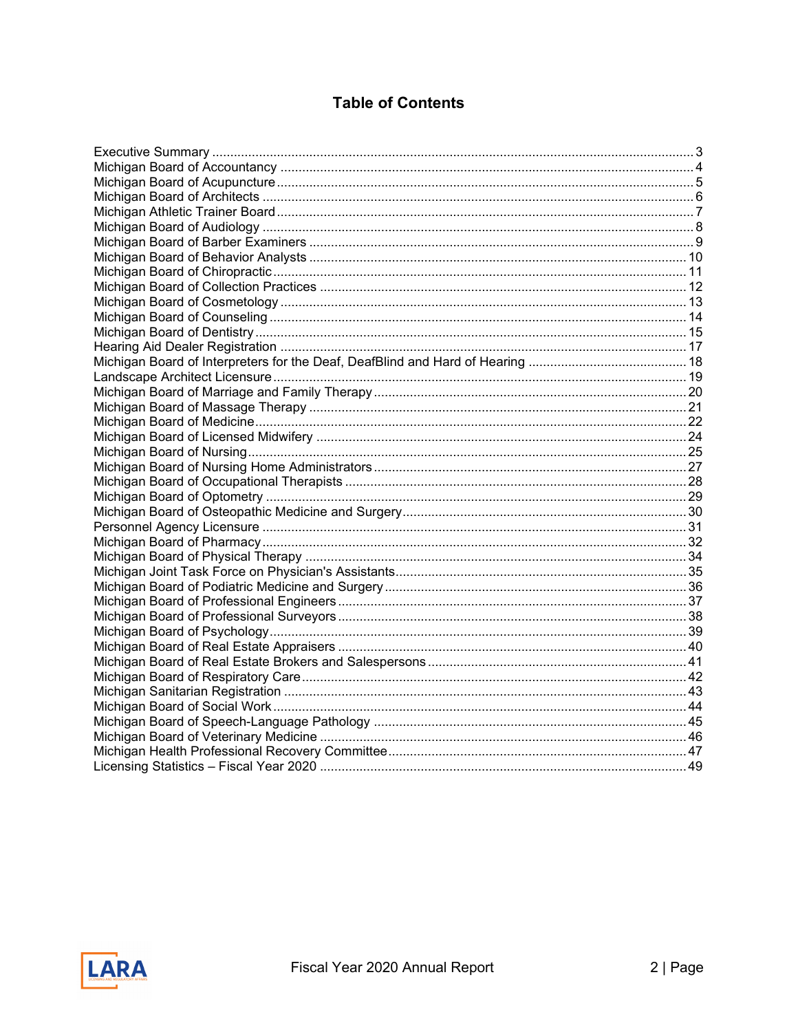# Table of Contents

Executive Summary ........ 3
Michigan Board of Accountancy ........ 4
Michigan Board of Acupuncture ........ 5
Michigan Board of Architects ........ 6
Michigan Athletic Trainer Board ........ 7
Michigan Board of Audiology ........ 8
Michigan Board of Barber Examiners ........ 9
Michigan Board of Behavior Analysts ........ 10
Michigan Board of Chiropractic ........ 11
Michigan Board of Collection Practices ........ 12
Michigan Board of Cosmetology ........ 13
Michigan Board of Counseling ........ 14
Michigan Board of Dentistry ........ 15
Hearing Aid Dealer Registration ........ 17
Michigan Board of Interpreters for the Deaf, DeafBlind and Hard of Hearing ........ 18
Landscape Architect Licensure ........ 19
Michigan Board of Marriage and Family Therapy ........ 20
Michigan Board of Massage Therapy ........ 21
Michigan Board of Medicine ........ 22
Michigan Board of Licensed Midwifery ........ 24
Michigan Board of Nursing ........ 25
Michigan Board of Nursing Home Administrators ........ 27
Michigan Board of Occupational Therapists ........ 28
Michigan Board of Optometry ........ 29
Michigan Board of Osteopathic Medicine and Surgery ........ 30
Personnel Agency Licensure ........ 31
Michigan Board of Pharmacy ........ 32
Michigan Board of Physical Therapy ........ 34
Michigan Joint Task Force on Physician's Assistants ........ 35
Michigan Board of Podiatric Medicine and Surgery ........ 36
Michigan Board of Professional Engineers ........ 37
Michigan Board of Professional Surveyors ........ 38
Michigan Board of Psychology ........ 39
Michigan Board of Real Estate Appraisers ........ 40
Michigan Board of Real Estate Brokers and Salespersons ........ 41
Michigan Board of Respiratory Care ........ 42
Michigan Sanitarian Registration ........ 43
Michigan Board of Social Work ........ 44
Michigan Board of Speech-Language Pathology ........ 45
Michigan Board of Veterinary Medicine ........ 46
Michigan Health Professional Recovery Committee ........ 47
Licensing Statistics – Fiscal Year 2020 ........ 49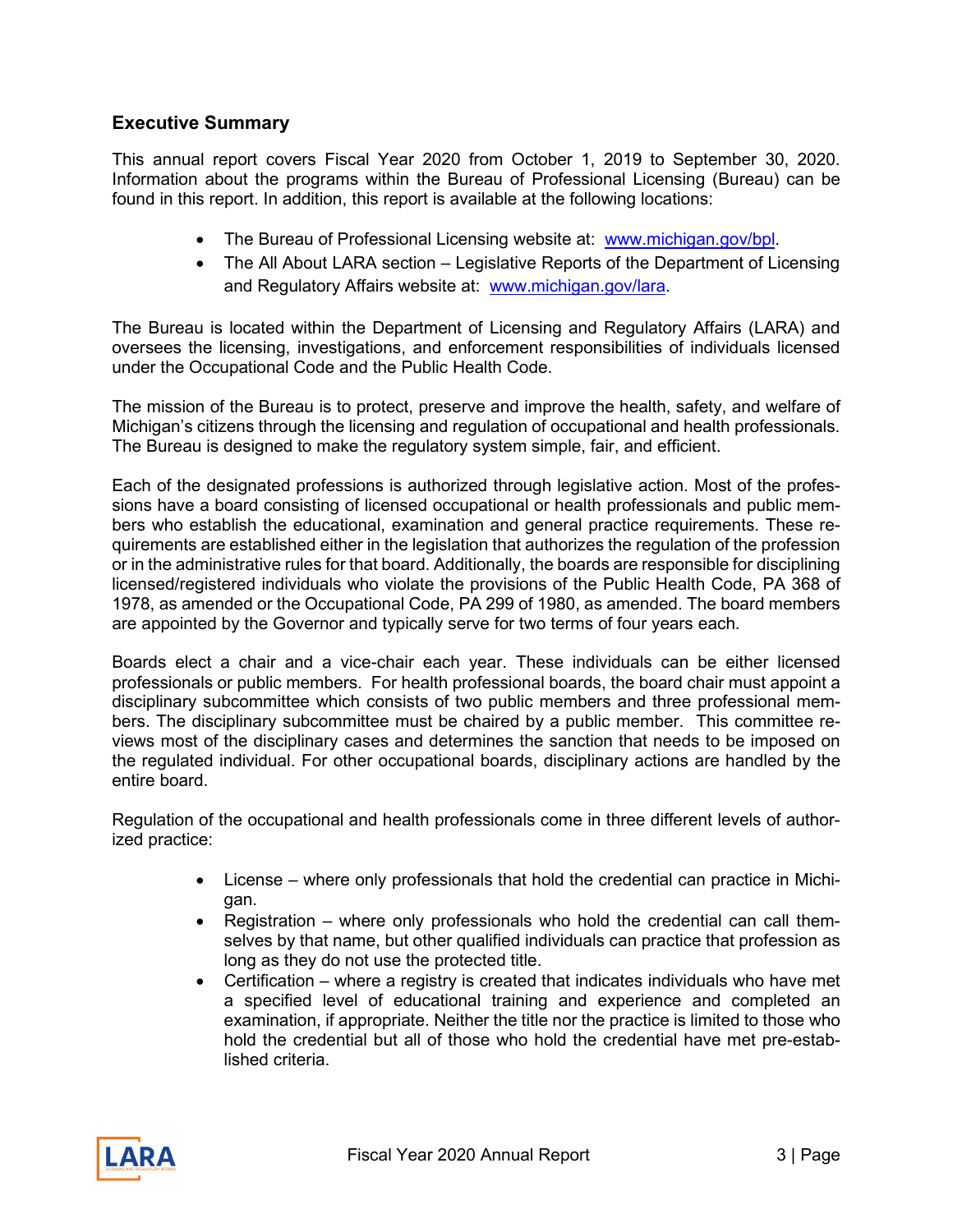## Executive Summary

This annual report covers Fiscal Year 2020 from October 1, 2019 to September 30, 2020. Information about the programs within the Bureau of Professional Licensing (Bureau) can be found in this report. In addition, this report is available at the following locations:

- The Bureau of Professional Licensing website at: [www.michigan.gov/bpl](www.michigan.gov/bpl).
- The All About LARA section – Legislative Reports of the Department of Licensing and Regulatory Affairs website at: [www.michigan.gov/lara](www.michigan.gov/lara).

The Bureau is located within the Department of Licensing and Regulatory Affairs (LARA) and oversees the licensing, investigations, and enforcement responsibilities of individuals licensed under the Occupational Code and the Public Health Code.

The mission of the Bureau is to protect, preserve and improve the health, safety, and welfare of Michigan's citizens through the licensing and regulation of occupational and health professionals. The Bureau is designed to make the regulatory system simple, fair, and efficient.

Each of the designated professions is authorized through legislative action. Most of the professions have a board consisting of licensed occupational or health professionals and public members who establish the educational, examination and general practice requirements. These requirements are established either in the legislation that authorizes the regulation of the profession or in the administrative rules for that board. Additionally, the boards are responsible for disciplining licensed/registered individuals who violate the provisions of the Public Health Code, PA 368 of 1978, as amended or the Occupational Code, PA 299 of 1980, as amended. The board members are appointed by the Governor and typically serve for two terms of four years each.

Boards elect a chair and a vice-chair each year. These individuals can be either licensed professionals or public members. For health professional boards, the board chair must appoint a disciplinary subcommittee which consists of two public members and three professional members. The disciplinary subcommittee must be chaired by a public member. This committee reviews most of the disciplinary cases and determines the sanction that needs to be imposed on the regulated individual. For other occupational boards, disciplinary actions are handled by the entire board.

Regulation of the occupational and health professionals come in three different levels of authorized practice:

- License – where only professionals that hold the credential can practice in Michigan.
- Registration – where only professionals who hold the credential can call themselves by that name, but other qualified individuals can practice that profession as long as they do not use the protected title.
- Certification – where a registry is created that indicates individuals who have met a specified level of educational training and experience and completed an examination, if appropriate. Neither the title nor the practice is limited to those who hold the credential but all of those who hold the credential have met pre-established criteria.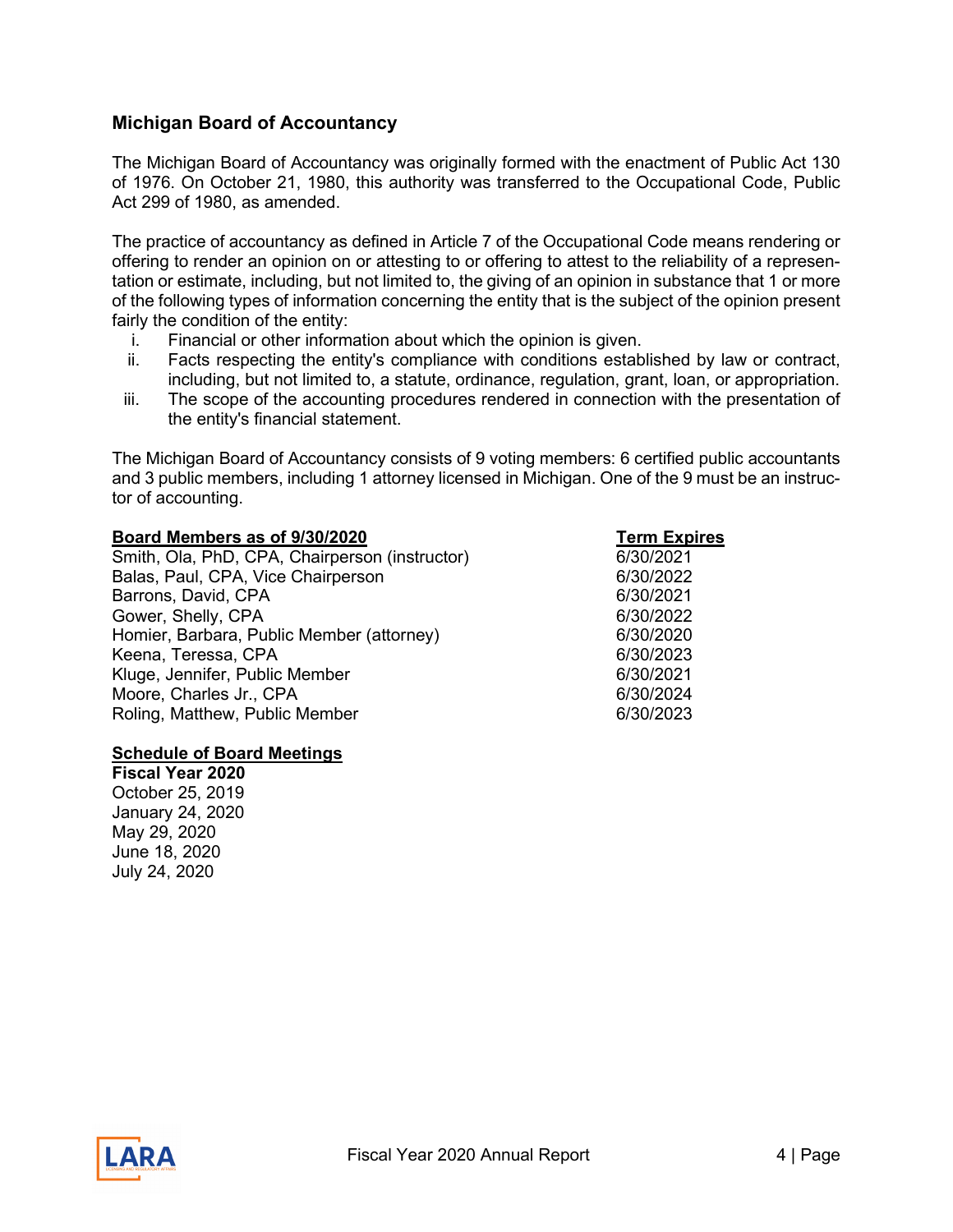## Michigan Board of Accountancy

The Michigan Board of Accountancy was originally formed with the enactment of Public Act 130 of 1976. On October 21, 1980, this authority was transferred to the Occupational Code, Public Act 299 of 1980, as amended.

The practice of accountancy as defined in Article 7 of the Occupational Code means rendering or offering to render an opinion on or attesting to or offering to attest to the reliability of a representation or estimate, including, but not limited to, the giving of an opinion in substance that 1 or more of the following types of information concerning the entity that is the subject of the opinion present fairly the condition of the entity:

i. Financial or other information about which the opinion is given.
ii. Facts respecting the entity's compliance with conditions established by law or contract, including, but not limited to, a statute, ordinance, regulation, grant, loan, or appropriation.
iii. The scope of the accounting procedures rendered in connection with the presentation of the entity's financial statement.

The Michigan Board of Accountancy consists of 9 voting members: 6 certified public accountants and 3 public members, including 1 attorney licensed in Michigan. One of the 9 must be an instructor of accounting.

| **Board Members as of 9/30/2020** | **Term Expires** |
| --- | --- |
| Smith, Ola, PhD, CPA, Chairperson (instructor) | 6/30/2021 |
| Balas, Paul, CPA, Vice Chairperson | 6/30/2022 |
| Barrons, David, CPA | 6/30/2021 |
| Gower, Shelly, CPA | 6/30/2022 |
| Homier, Barbara, Public Member (attorney) | 6/30/2020 |
| Keena, Teressa, CPA | 6/30/2023 |
| Kluge, Jennifer, Public Member | 6/30/2021 |
| Moore, Charles Jr., CPA | 6/30/2024 |
| Roling, Matthew, Public Member | 6/30/2023 |

**Schedule of Board Meetings**

**Fiscal Year 2020**

October 25, 2019
January 24, 2020
May 29, 2020
June 18, 2020
July 24, 2020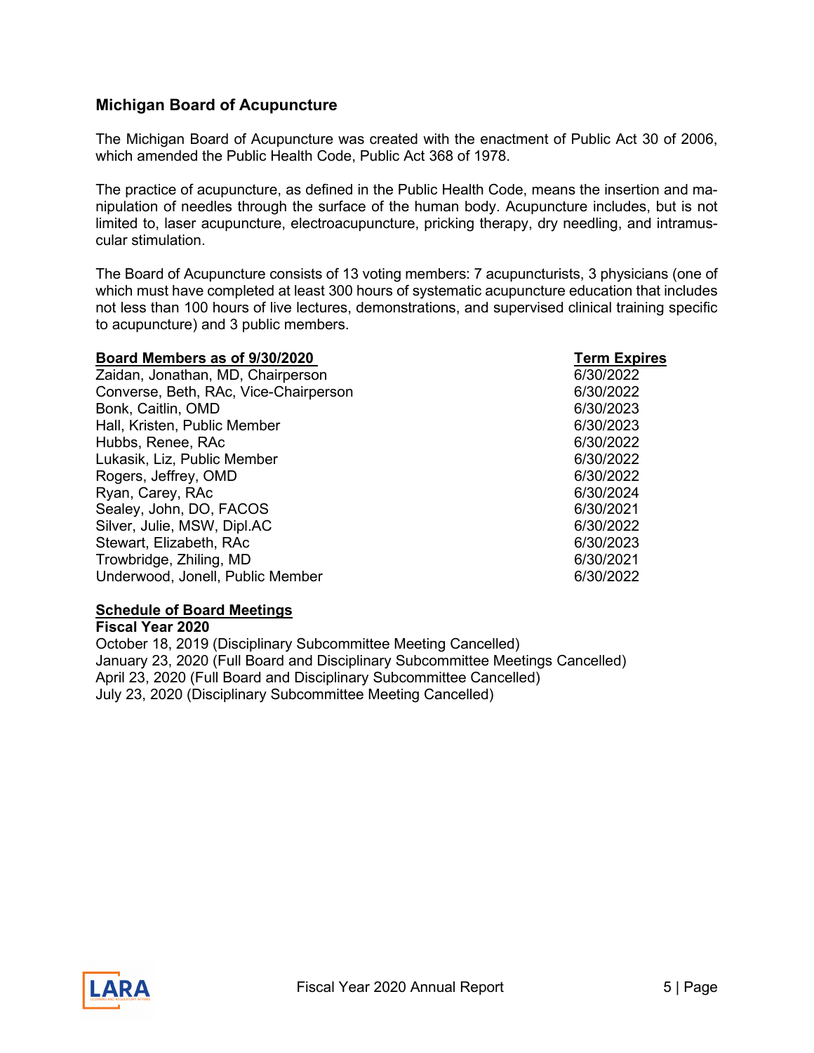## Michigan Board of Acupuncture

The Michigan Board of Acupuncture was created with the enactment of Public Act 30 of 2006, which amended the Public Health Code, Public Act 368 of 1978.

The practice of acupuncture, as defined in the Public Health Code, means the insertion and manipulation of needles through the surface of the human body. Acupuncture includes, but is not limited to, laser acupuncture, electroacupuncture, pricking therapy, dry needling, and intramuscular stimulation.

The Board of Acupuncture consists of 13 voting members: 7 acupuncturists, 3 physicians (one of which must have completed at least 300 hours of systematic acupuncture education that includes not less than 100 hours of live lectures, demonstrations, and supervised clinical training specific to acupuncture) and 3 public members.

| Board Members as of 9/30/2020 | Term Expires |
|---|---|
| Zaidan, Jonathan, MD, Chairperson | 6/30/2022 |
| Converse, Beth, RAc, Vice-Chairperson | 6/30/2022 |
| Bonk, Caitlin, OMD | 6/30/2023 |
| Hall, Kristen, Public Member | 6/30/2023 |
| Hubbs, Renee, RAc | 6/30/2022 |
| Lukasik, Liz, Public Member | 6/30/2022 |
| Rogers, Jeffrey, OMD | 6/30/2022 |
| Ryan, Carey, RAc | 6/30/2024 |
| Sealey, John, DO, FACOS | 6/30/2021 |
| Silver, Julie, MSW, Dipl.AC | 6/30/2022 |
| Stewart, Elizabeth, RAc | 6/30/2023 |
| Trowbridge, Zhiling, MD | 6/30/2021 |
| Underwood, Jonell, Public Member | 6/30/2022 |

**Schedule of Board Meetings**

**Fiscal Year 2020**

October 18, 2019 (Disciplinary Subcommittee Meeting Cancelled)
January 23, 2020 (Full Board and Disciplinary Subcommittee Meetings Cancelled)
April 23, 2020 (Full Board and Disciplinary Subcommittee Cancelled)
July 23, 2020 (Disciplinary Subcommittee Meeting Cancelled)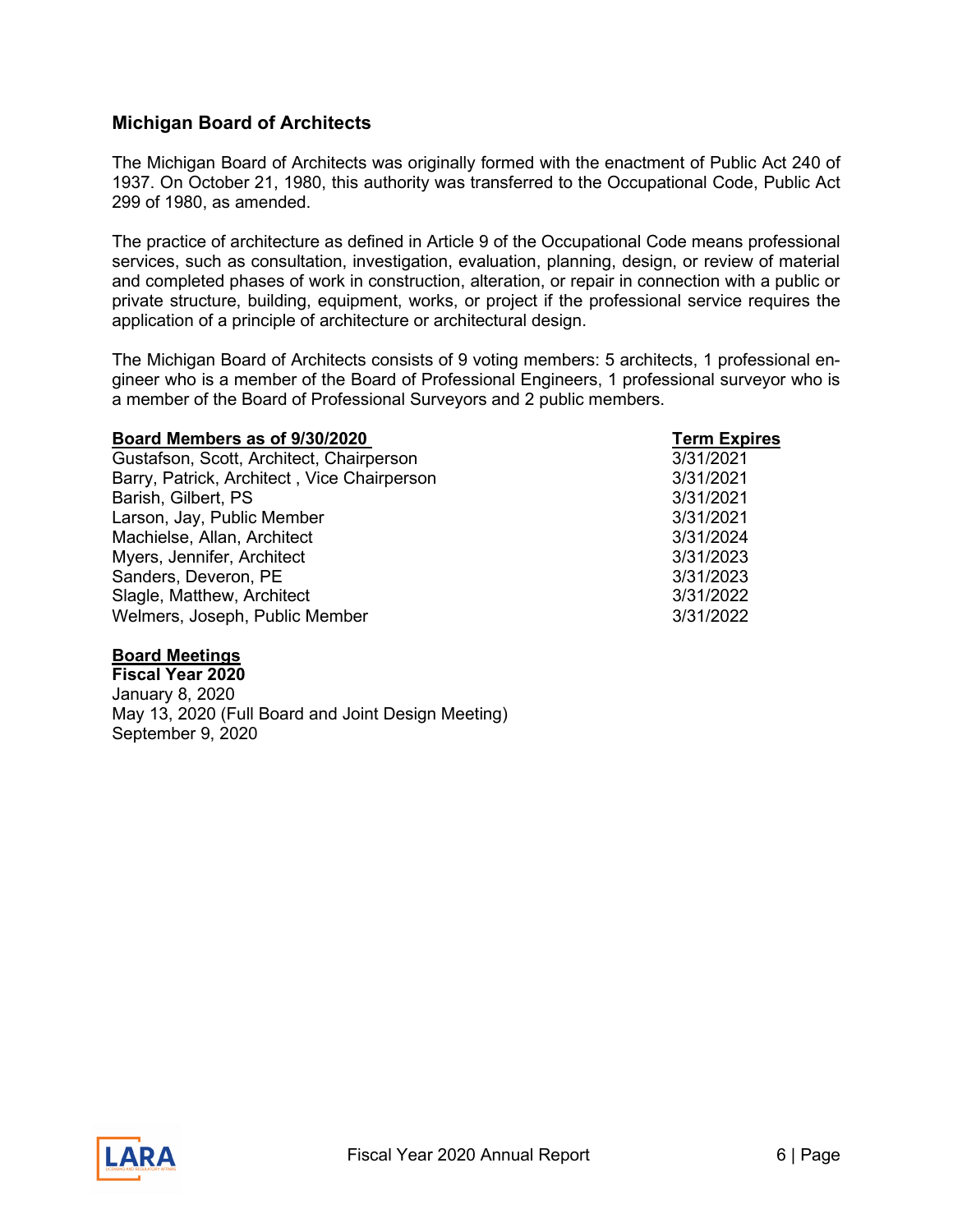## Michigan Board of Architects

The Michigan Board of Architects was originally formed with the enactment of Public Act 240 of 1937. On October 21, 1980, this authority was transferred to the Occupational Code, Public Act 299 of 1980, as amended.

The practice of architecture as defined in Article 9 of the Occupational Code means professional services, such as consultation, investigation, evaluation, planning, design, or review of material and completed phases of work in construction, alteration, or repair in connection with a public or private structure, building, equipment, works, or project if the professional service requires the application of a principle of architecture or architectural design.

The Michigan Board of Architects consists of 9 voting members: 5 architects, 1 professional engineer who is a member of the Board of Professional Engineers, 1 professional surveyor who is a member of the Board of Professional Surveyors and 2 public members.

| Board Members as of 9/30/2020 | Term Expires |
|---|---|
| Gustafson, Scott, Architect, Chairperson | 3/31/2021 |
| Barry, Patrick, Architect , Vice Chairperson | 3/31/2021 |
| Barish, Gilbert, PS | 3/31/2021 |
| Larson, Jay, Public Member | 3/31/2021 |
| Machielse, Allan, Architect | 3/31/2024 |
| Myers, Jennifer, Architect | 3/31/2023 |
| Sanders, Deveron, PE | 3/31/2023 |
| Slagle, Matthew, Architect | 3/31/2022 |
| Welmers, Joseph, Public Member | 3/31/2022 |

**Board Meetings**
**Fiscal Year 2020**
January 8, 2020
May 13, 2020 (Full Board and Joint Design Meeting)
September 9, 2020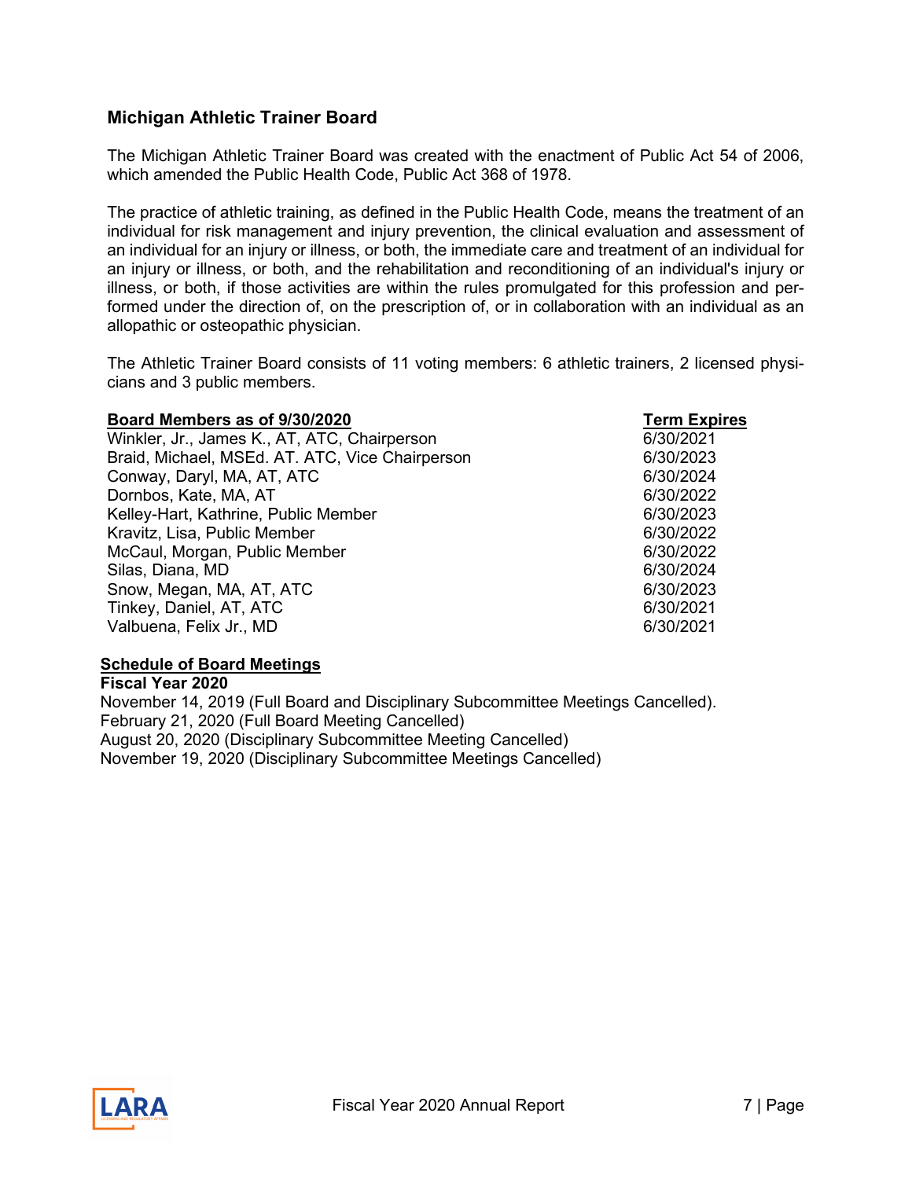## Michigan Athletic Trainer Board

The Michigan Athletic Trainer Board was created with the enactment of Public Act 54 of 2006, which amended the Public Health Code, Public Act 368 of 1978.

The practice of athletic training, as defined in the Public Health Code, means the treatment of an individual for risk management and injury prevention, the clinical evaluation and assessment of an individual for an injury or illness, or both, the immediate care and treatment of an individual for an injury or illness, or both, and the rehabilitation and reconditioning of an individual's injury or illness, or both, if those activities are within the rules promulgated for this profession and performed under the direction of, on the prescription of, or in collaboration with an individual as an allopathic or osteopathic physician.

The Athletic Trainer Board consists of 11 voting members: 6 athletic trainers, 2 licensed physicians and 3 public members.

| Board Members as of 9/30/2020 | Term Expires |
|---|---|
| Winkler, Jr., James K., AT, ATC, Chairperson | 6/30/2021 |
| Braid, Michael, MSEd. AT. ATC, Vice Chairperson | 6/30/2023 |
| Conway, Daryl, MA, AT, ATC | 6/30/2024 |
| Dornbos, Kate, MA, AT | 6/30/2022 |
| Kelley-Hart, Kathrine, Public Member | 6/30/2023 |
| Kravitz, Lisa, Public Member | 6/30/2022 |
| McCaul, Morgan, Public Member | 6/30/2022 |
| Silas, Diana, MD | 6/30/2024 |
| Snow, Megan, MA, AT, ATC | 6/30/2023 |
| Tinkey, Daniel, AT, ATC | 6/30/2021 |
| Valbuena, Felix Jr., MD | 6/30/2021 |

**Schedule of Board Meetings**

**Fiscal Year 2020**

November 14, 2019 (Full Board and Disciplinary Subcommittee Meetings Cancelled).
February 21, 2020 (Full Board Meeting Cancelled)
August 20, 2020 (Disciplinary Subcommittee Meeting Cancelled)
November 19, 2020 (Disciplinary Subcommittee Meetings Cancelled)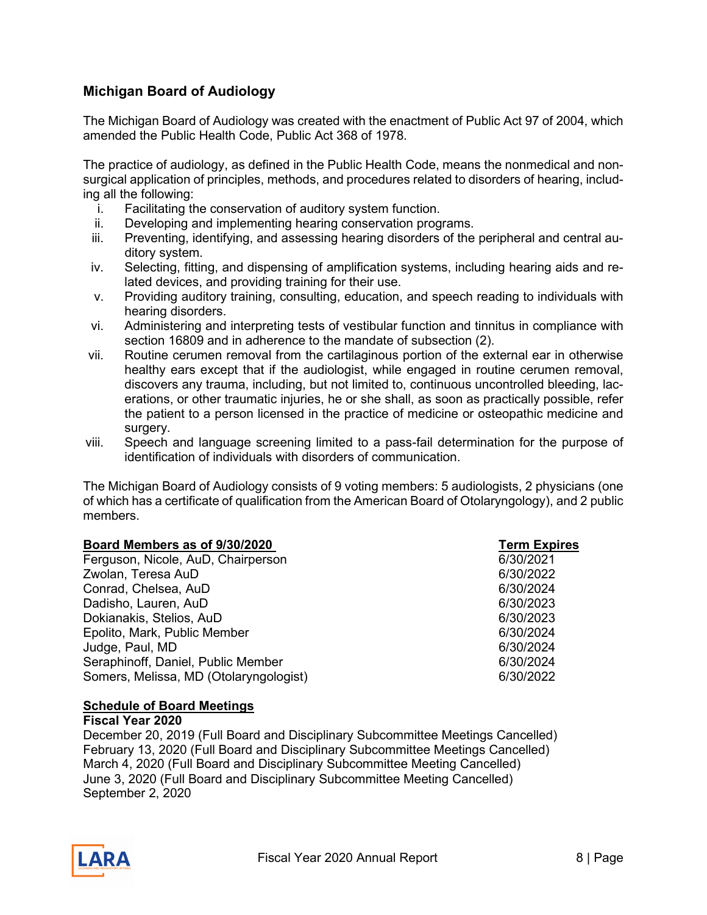## Michigan Board of Audiology

The Michigan Board of Audiology was created with the enactment of Public Act 97 of 2004, which amended the Public Health Code, Public Act 368 of 1978.

The practice of audiology, as defined in the Public Health Code, means the nonmedical and non-surgical application of principles, methods, and procedures related to disorders of hearing, including all the following:

i. Facilitating the conservation of auditory system function.
ii. Developing and implementing hearing conservation programs.
iii. Preventing, identifying, and assessing hearing disorders of the peripheral and central auditory system.
iv. Selecting, fitting, and dispensing of amplification systems, including hearing aids and related devices, and providing training for their use.
v. Providing auditory training, consulting, education, and speech reading to individuals with hearing disorders.
vi. Administering and interpreting tests of vestibular function and tinnitus in compliance with section 16809 and in adherence to the mandate of subsection (2).
vii. Routine cerumen removal from the cartilaginous portion of the external ear in otherwise healthy ears except that if the audiologist, while engaged in routine cerumen removal, discovers any trauma, including, but not limited to, continuous uncontrolled bleeding, lacerations, or other traumatic injuries, he or she shall, as soon as practically possible, refer the patient to a person licensed in the practice of medicine or osteopathic medicine and surgery.
viii. Speech and language screening limited to a pass-fail determination for the purpose of identification of individuals with disorders of communication.

The Michigan Board of Audiology consists of 9 voting members: 5 audiologists, 2 physicians (one of which has a certificate of qualification from the American Board of Otolaryngology), and 2 public members.

| Board Members as of 9/30/2020 | Term Expires |
|---|---|
| Ferguson, Nicole, AuD, Chairperson | 6/30/2021 |
| Zwolan, Teresa AuD | 6/30/2022 |
| Conrad, Chelsea, AuD | 6/30/2024 |
| Dadisho, Lauren, AuD | 6/30/2023 |
| Dokianakis, Stelios, AuD | 6/30/2023 |
| Epolito, Mark, Public Member | 6/30/2024 |
| Judge, Paul, MD | 6/30/2024 |
| Seraphinoff, Daniel, Public Member | 6/30/2024 |
| Somers, Melissa, MD (Otolaryngologist) | 6/30/2022 |

**Schedule of Board Meetings**

**Fiscal Year 2020**

December 20, 2019 (Full Board and Disciplinary Subcommittee Meetings Cancelled)
February 13, 2020 (Full Board and Disciplinary Subcommittee Meetings Cancelled)
March 4, 2020 (Full Board and Disciplinary Subcommittee Meeting Cancelled)
June 3, 2020 (Full Board and Disciplinary Subcommittee Meeting Cancelled)
September 2, 2020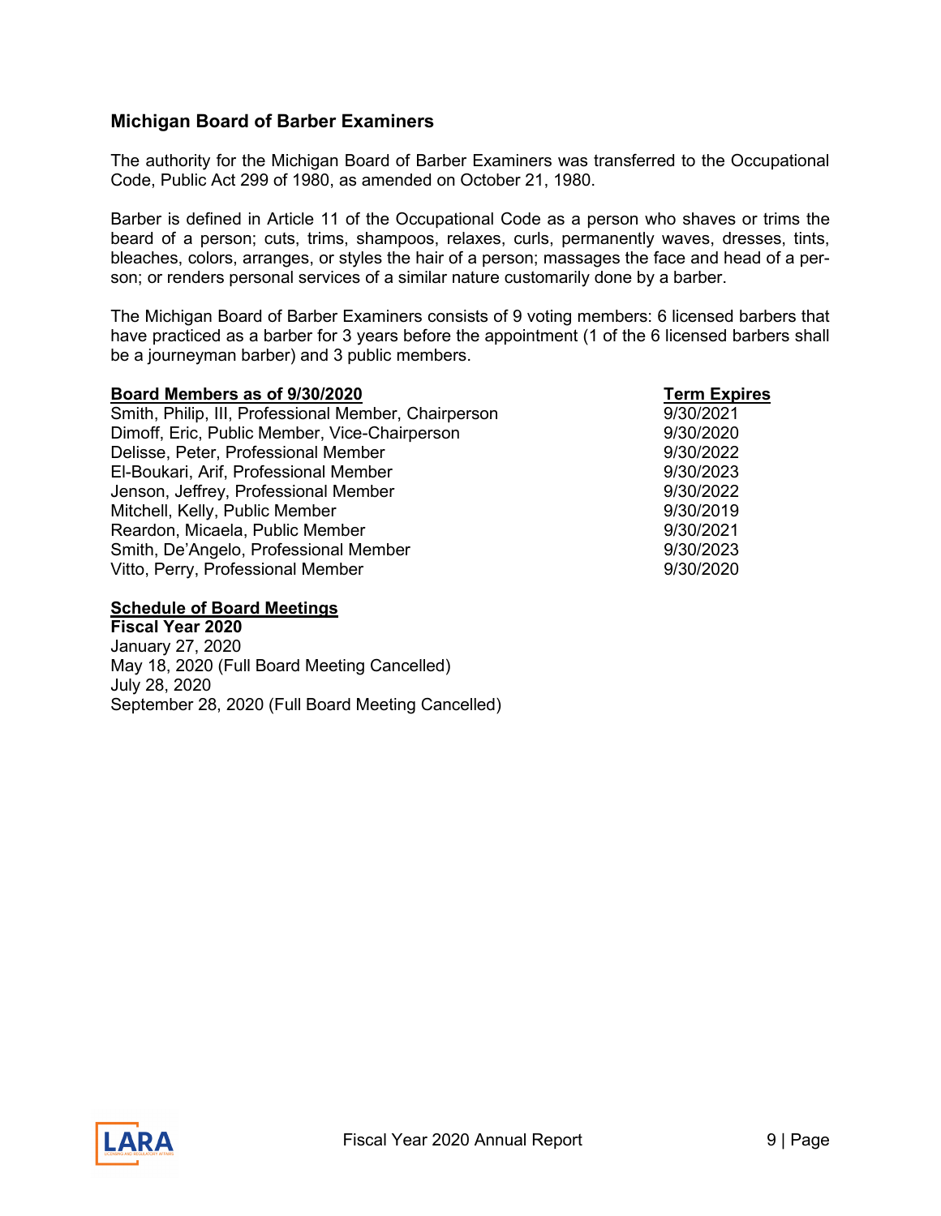## Michigan Board of Barber Examiners

The authority for the Michigan Board of Barber Examiners was transferred to the Occupational Code, Public Act 299 of 1980, as amended on October 21, 1980.

Barber is defined in Article 11 of the Occupational Code as a person who shaves or trims the beard of a person; cuts, trims, shampoos, relaxes, curls, permanently waves, dresses, tints, bleaches, colors, arranges, or styles the hair of a person; massages the face and head of a person; or renders personal services of a similar nature customarily done by a barber.

The Michigan Board of Barber Examiners consists of 9 voting members: 6 licensed barbers that have practiced as a barber for 3 years before the appointment (1 of the 6 licensed barbers shall be a journeyman barber) and 3 public members.

| Board Members as of 9/30/2020 | Term Expires |
|---|---|
| Smith, Philip, III, Professional Member, Chairperson | 9/30/2021 |
| Dimoff, Eric, Public Member, Vice-Chairperson | 9/30/2020 |
| Delisse, Peter, Professional Member | 9/30/2022 |
| El-Boukari, Arif, Professional Member | 9/30/2023 |
| Jenson, Jeffrey, Professional Member | 9/30/2022 |
| Mitchell, Kelly, Public Member | 9/30/2019 |
| Reardon, Micaela, Public Member | 9/30/2021 |
| Smith, De'Angelo, Professional Member | 9/30/2023 |
| Vitto, Perry, Professional Member | 9/30/2020 |

**Schedule of Board Meetings**

**Fiscal Year 2020**

January 27, 2020
May 18, 2020 (Full Board Meeting Cancelled)
July 28, 2020
September 28, 2020 (Full Board Meeting Cancelled)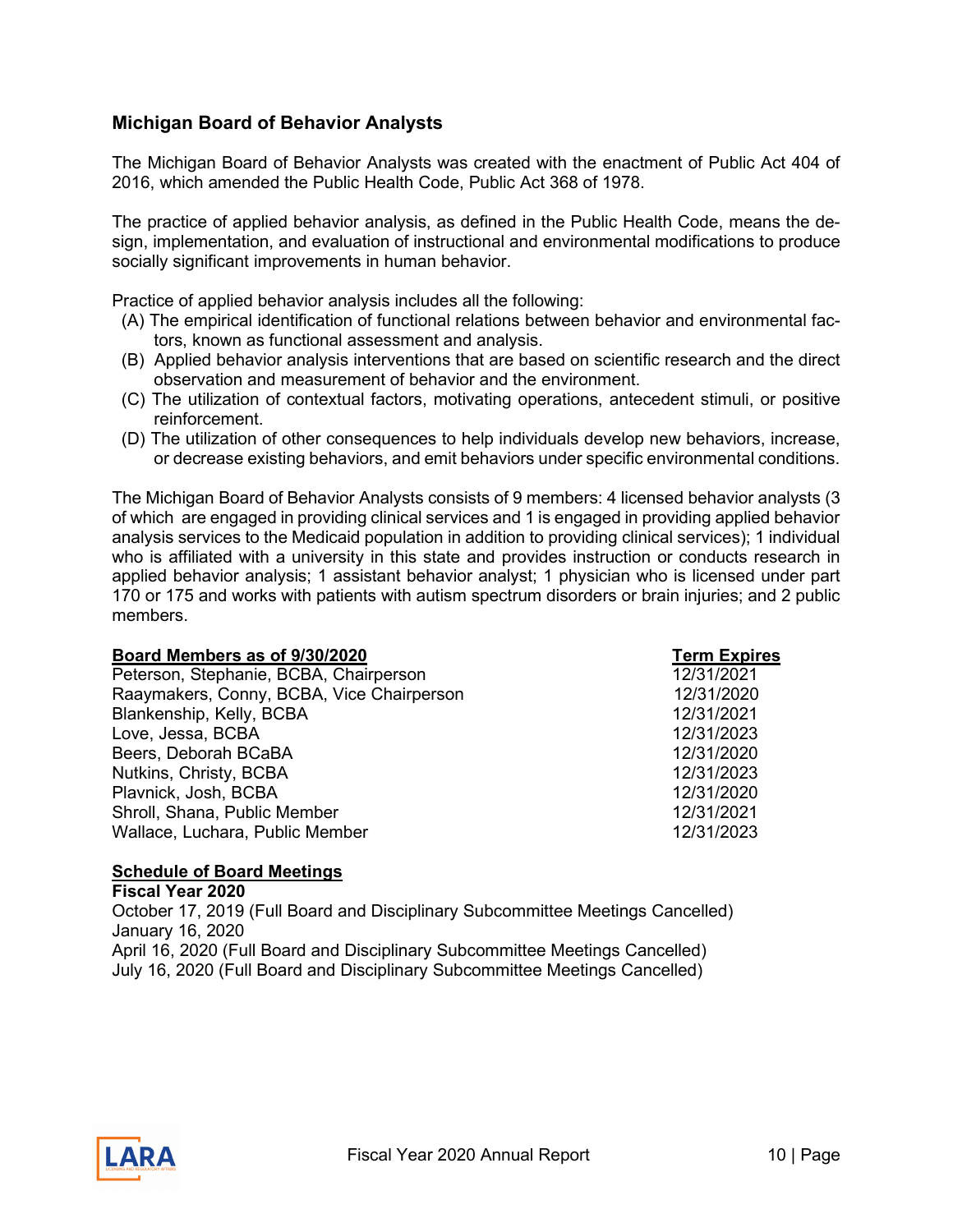## Michigan Board of Behavior Analysts

The Michigan Board of Behavior Analysts was created with the enactment of Public Act 404 of 2016, which amended the Public Health Code, Public Act 368 of 1978.

The practice of applied behavior analysis, as defined in the Public Health Code, means the design, implementation, and evaluation of instructional and environmental modifications to produce socially significant improvements in human behavior.

Practice of applied behavior analysis includes all the following:

(A) The empirical identification of functional relations between behavior and environmental factors, known as functional assessment and analysis.
(B) Applied behavior analysis interventions that are based on scientific research and the direct observation and measurement of behavior and the environment.
(C) The utilization of contextual factors, motivating operations, antecedent stimuli, or positive reinforcement.
(D) The utilization of other consequences to help individuals develop new behaviors, increase, or decrease existing behaviors, and emit behaviors under specific environmental conditions.

The Michigan Board of Behavior Analysts consists of 9 members: 4 licensed behavior analysts (3 of which are engaged in providing clinical services and 1 is engaged in providing applied behavior analysis services to the Medicaid population in addition to providing clinical services); 1 individual who is affiliated with a university in this state and provides instruction or conducts research in applied behavior analysis; 1 assistant behavior analyst; 1 physician who is licensed under part 170 or 175 and works with patients with autism spectrum disorders or brain injuries; and 2 public members.

| Board Members as of 9/30/2020 | Term Expires |
|---|---|
| Peterson, Stephanie, BCBA, Chairperson | 12/31/2021 |
| Raaymakers, Conny, BCBA, Vice Chairperson | 12/31/2020 |
| Blankenship, Kelly, BCBA | 12/31/2021 |
| Love, Jessa, BCBA | 12/31/2023 |
| Beers, Deborah BCaBA | 12/31/2020 |
| Nutkins, Christy, BCBA | 12/31/2023 |
| Plavnick, Josh, BCBA | 12/31/2020 |
| Shroll, Shana, Public Member | 12/31/2021 |
| Wallace, Luchara, Public Member | 12/31/2023 |

**Schedule of Board Meetings**

**Fiscal Year 2020**

October 17, 2019 (Full Board and Disciplinary Subcommittee Meetings Cancelled)
January 16, 2020
April 16, 2020 (Full Board and Disciplinary Subcommittee Meetings Cancelled)
July 16, 2020 (Full Board and Disciplinary Subcommittee Meetings Cancelled)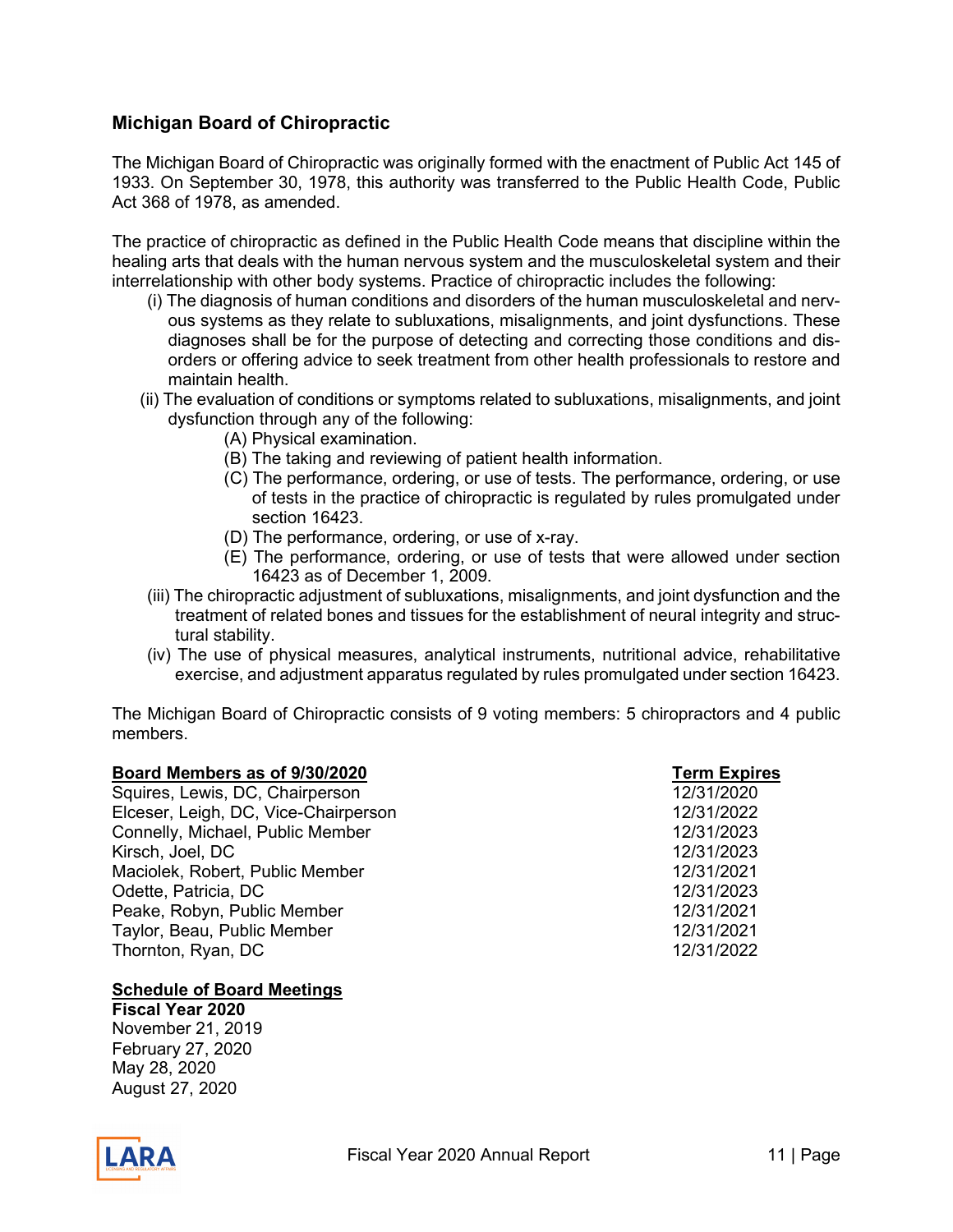## Michigan Board of Chiropractic

The Michigan Board of Chiropractic was originally formed with the enactment of Public Act 145 of 1933. On September 30, 1978, this authority was transferred to the Public Health Code, Public Act 368 of 1978, as amended.

The practice of chiropractic as defined in the Public Health Code means that discipline within the healing arts that deals with the human nervous system and the musculoskeletal system and their interrelationship with other body systems. Practice of chiropractic includes the following:

- (i) The diagnosis of human conditions and disorders of the human musculoskeletal and nervous systems as they relate to subluxations, misalignments, and joint dysfunctions. These diagnoses shall be for the purpose of detecting and correcting those conditions and disorders or offering advice to seek treatment from other health professionals to restore and maintain health.
- (ii) The evaluation of conditions or symptoms related to subluxations, misalignments, and joint dysfunction through any of the following:
  - (A) Physical examination.
  - (B) The taking and reviewing of patient health information.
  - (C) The performance, ordering, or use of tests. The performance, ordering, or use of tests in the practice of chiropractic is regulated by rules promulgated under section 16423.
  - (D) The performance, ordering, or use of x-ray.
  - (E) The performance, ordering, or use of tests that were allowed under section 16423 as of December 1, 2009.
- (iii) The chiropractic adjustment of subluxations, misalignments, and joint dysfunction and the treatment of related bones and tissues for the establishment of neural integrity and structural stability.
- (iv) The use of physical measures, analytical instruments, nutritional advice, rehabilitative exercise, and adjustment apparatus regulated by rules promulgated under section 16423.

The Michigan Board of Chiropractic consists of 9 voting members: 5 chiropractors and 4 public members.

| Board Members as of 9/30/2020 | Term Expires |
|---|---|
| Squires, Lewis, DC, Chairperson | 12/31/2020 |
| Elceser, Leigh, DC, Vice-Chairperson | 12/31/2022 |
| Connelly, Michael, Public Member | 12/31/2023 |
| Kirsch, Joel, DC | 12/31/2023 |
| Maciolek, Robert, Public Member | 12/31/2021 |
| Odette, Patricia, DC | 12/31/2023 |
| Peake, Robyn, Public Member | 12/31/2021 |
| Taylor, Beau, Public Member | 12/31/2021 |
| Thornton, Ryan, DC | 12/31/2022 |

**Schedule of Board Meetings**

**Fiscal Year 2020**

November 21, 2019
February 27, 2020
May 28, 2020
August 27, 2020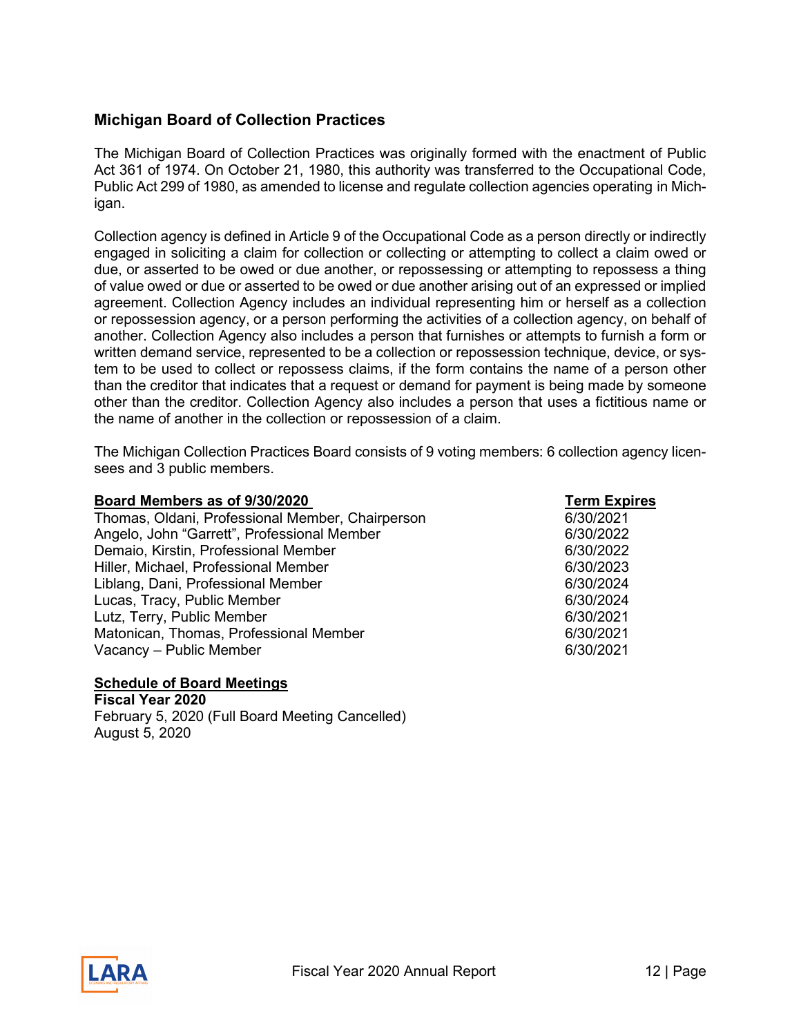## Michigan Board of Collection Practices

The Michigan Board of Collection Practices was originally formed with the enactment of Public Act 361 of 1974. On October 21, 1980, this authority was transferred to the Occupational Code, Public Act 299 of 1980, as amended to license and regulate collection agencies operating in Michigan.

Collection agency is defined in Article 9 of the Occupational Code as a person directly or indirectly engaged in soliciting a claim for collection or collecting or attempting to collect a claim owed or due, or asserted to be owed or due another, or repossessing or attempting to repossess a thing of value owed or due or asserted to be owed or due another arising out of an expressed or implied agreement. Collection Agency includes an individual representing him or herself as a collection or repossession agency, or a person performing the activities of a collection agency, on behalf of another. Collection Agency also includes a person that furnishes or attempts to furnish a form or written demand service, represented to be a collection or repossession technique, device, or system to be used to collect or repossess claims, if the form contains the name of a person other than the creditor that indicates that a request or demand for payment is being made by someone other than the creditor. Collection Agency also includes a person that uses a fictitious name or the name of another in the collection or repossession of a claim.

The Michigan Collection Practices Board consists of 9 voting members: 6 collection agency licensees and 3 public members.

| Board Members as of 9/30/2020 | Term Expires |
|---|---|
| Thomas, Oldani, Professional Member, Chairperson | 6/30/2021 |
| Angelo, John “Garrett”, Professional Member | 6/30/2022 |
| Demaio, Kirstin, Professional Member | 6/30/2022 |
| Hiller, Michael, Professional Member | 6/30/2023 |
| Liblang, Dani, Professional Member | 6/30/2024 |
| Lucas, Tracy, Public Member | 6/30/2024 |
| Lutz, Terry, Public Member | 6/30/2021 |
| Matonican, Thomas, Professional Member | 6/30/2021 |
| Vacancy – Public Member | 6/30/2021 |

**Schedule of Board Meetings**
**Fiscal Year 2020**
February 5, 2020 (Full Board Meeting Cancelled)
August 5, 2020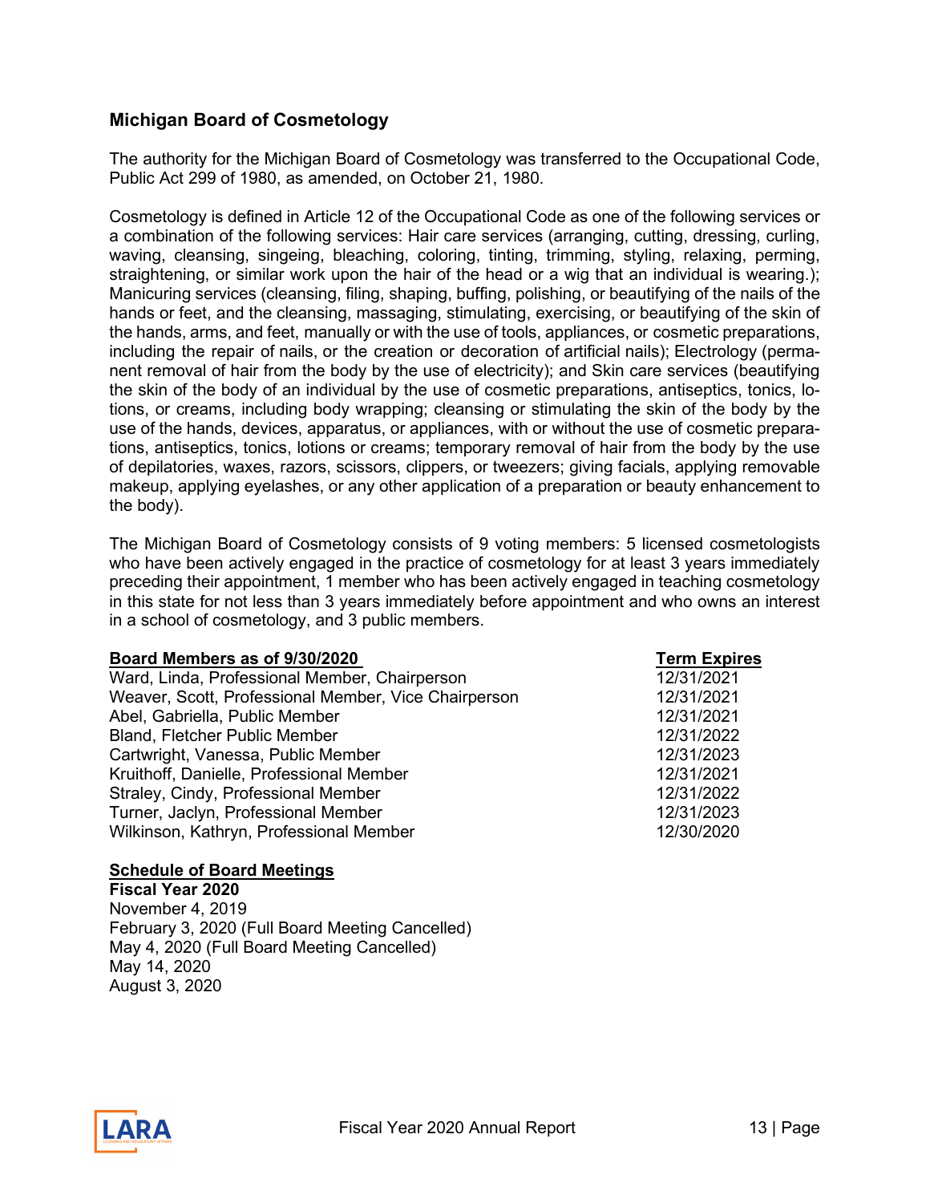## Michigan Board of Cosmetology

The authority for the Michigan Board of Cosmetology was transferred to the Occupational Code, Public Act 299 of 1980, as amended, on October 21, 1980.

Cosmetology is defined in Article 12 of the Occupational Code as one of the following services or a combination of the following services: Hair care services (arranging, cutting, dressing, curling, waving, cleansing, singeing, bleaching, coloring, tinting, trimming, styling, relaxing, perming, straightening, or similar work upon the hair of the head or a wig that an individual is wearing.); Manicuring services (cleansing, filing, shaping, buffing, polishing, or beautifying of the nails of the hands or feet, and the cleansing, massaging, stimulating, exercising, or beautifying of the skin of the hands, arms, and feet, manually or with the use of tools, appliances, or cosmetic preparations, including the repair of nails, or the creation or decoration of artificial nails); Electrology (permanent removal of hair from the body by the use of electricity); and Skin care services (beautifying the skin of the body of an individual by the use of cosmetic preparations, antiseptics, tonics, lotions, or creams, including body wrapping; cleansing or stimulating the skin of the body by the use of the hands, devices, apparatus, or appliances, with or without the use of cosmetic preparations, antiseptics, tonics, lotions or creams; temporary removal of hair from the body by the use of depilatories, waxes, razors, scissors, clippers, or tweezers; giving facials, applying removable makeup, applying eyelashes, or any other application of a preparation or beauty enhancement to the body).

The Michigan Board of Cosmetology consists of 9 voting members: 5 licensed cosmetologists who have been actively engaged in the practice of cosmetology for at least 3 years immediately preceding their appointment, 1 member who has been actively engaged in teaching cosmetology in this state for not less than 3 years immediately before appointment and who owns an interest in a school of cosmetology, and 3 public members.

| Board Members as of 9/30/2020 | Term Expires |
|---|---|
| Ward, Linda, Professional Member, Chairperson | 12/31/2021 |
| Weaver, Scott, Professional Member, Vice Chairperson | 12/31/2021 |
| Abel, Gabriella, Public Member | 12/31/2021 |
| Bland, Fletcher Public Member | 12/31/2022 |
| Cartwright, Vanessa, Public Member | 12/31/2023 |
| Kruithoff, Danielle, Professional Member | 12/31/2021 |
| Straley, Cindy, Professional Member | 12/31/2022 |
| Turner, Jaclyn, Professional Member | 12/31/2023 |
| Wilkinson, Kathryn, Professional Member | 12/30/2020 |

**Schedule of Board Meetings**

**Fiscal Year 2020**

November 4, 2019
February 3, 2020 (Full Board Meeting Cancelled)
May 4, 2020 (Full Board Meeting Cancelled)
May 14, 2020
August 3, 2020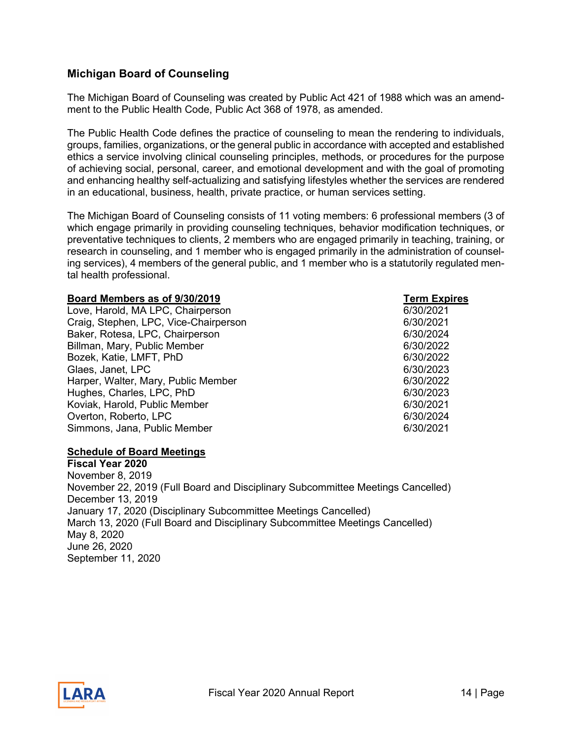## Michigan Board of Counseling

The Michigan Board of Counseling was created by Public Act 421 of 1988 which was an amendment to the Public Health Code, Public Act 368 of 1978, as amended.

The Public Health Code defines the practice of counseling to mean the rendering to individuals, groups, families, organizations, or the general public in accordance with accepted and established ethics a service involving clinical counseling principles, methods, or procedures for the purpose of achieving social, personal, career, and emotional development and with the goal of promoting and enhancing healthy self-actualizing and satisfying lifestyles whether the services are rendered in an educational, business, health, private practice, or human services setting.

The Michigan Board of Counseling consists of 11 voting members: 6 professional members (3 of which engage primarily in providing counseling techniques, behavior modification techniques, or preventative techniques to clients, 2 members who are engaged primarily in teaching, training, or research in counseling, and 1 member who is engaged primarily in the administration of counseling services), 4 members of the general public, and 1 member who is a statutorily regulated mental health professional.

| Board Members as of 9/30/2019 | Term Expires |
|---|---|
| Love, Harold, MA LPC, Chairperson | 6/30/2021 |
| Craig, Stephen, LPC, Vice-Chairperson | 6/30/2021 |
| Baker, Rotesa, LPC, Chairperson | 6/30/2024 |
| Billman, Mary, Public Member | 6/30/2022 |
| Bozek, Katie, LMFT, PhD | 6/30/2022 |
| Glaes, Janet, LPC | 6/30/2023 |
| Harper, Walter, Mary, Public Member | 6/30/2022 |
| Hughes, Charles, LPC, PhD | 6/30/2023 |
| Koviak, Harold, Public Member | 6/30/2021 |
| Overton, Roberto, LPC | 6/30/2024 |
| Simmons, Jana, Public Member | 6/30/2021 |

**Schedule of Board Meetings**

**Fiscal Year 2020**

November 8, 2019
November 22, 2019 (Full Board and Disciplinary Subcommittee Meetings Cancelled)
December 13, 2019
January 17, 2020 (Disciplinary Subcommittee Meetings Cancelled)
March 13, 2020 (Full Board and Disciplinary Subcommittee Meetings Cancelled)
May 8, 2020
June 26, 2020
September 11, 2020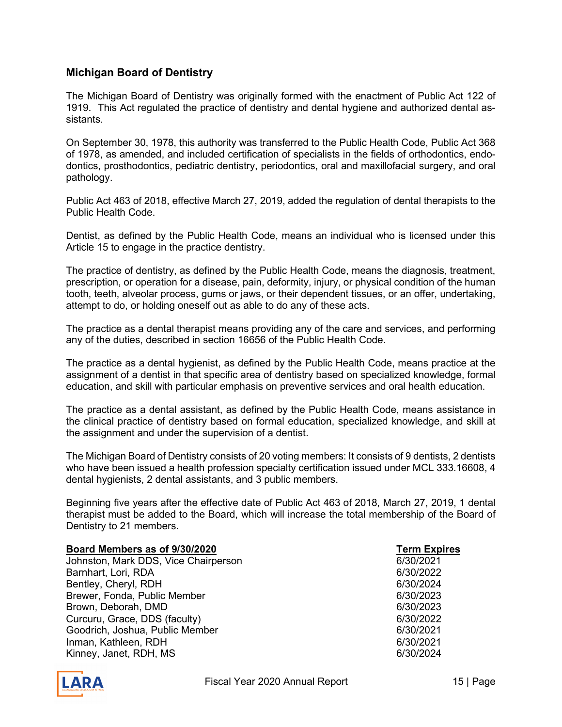## Michigan Board of Dentistry

The Michigan Board of Dentistry was originally formed with the enactment of Public Act 122 of 1919. This Act regulated the practice of dentistry and dental hygiene and authorized dental assistants.

On September 30, 1978, this authority was transferred to the Public Health Code, Public Act 368 of 1978, as amended, and included certification of specialists in the fields of orthodontics, endodontics, prosthodontics, pediatric dentistry, periodontics, oral and maxillofacial surgery, and oral pathology.

Public Act 463 of 2018, effective March 27, 2019, added the regulation of dental therapists to the Public Health Code.

Dentist, as defined by the Public Health Code, means an individual who is licensed under this Article 15 to engage in the practice dentistry.

The practice of dentistry, as defined by the Public Health Code, means the diagnosis, treatment, prescription, or operation for a disease, pain, deformity, injury, or physical condition of the human tooth, teeth, alveolar process, gums or jaws, or their dependent tissues, or an offer, undertaking, attempt to do, or holding oneself out as able to do any of these acts.

The practice as a dental therapist means providing any of the care and services, and performing any of the duties, described in section 16656 of the Public Health Code.

The practice as a dental hygienist, as defined by the Public Health Code, means practice at the assignment of a dentist in that specific area of dentistry based on specialized knowledge, formal education, and skill with particular emphasis on preventive services and oral health education.

The practice as a dental assistant, as defined by the Public Health Code, means assistance in the clinical practice of dentistry based on formal education, specialized knowledge, and skill at the assignment and under the supervision of a dentist.

The Michigan Board of Dentistry consists of 20 voting members: It consists of 9 dentists, 2 dentists who have been issued a health profession specialty certification issued under MCL 333.16608, 4 dental hygienists, 2 dental assistants, and 3 public members.

Beginning five years after the effective date of Public Act 463 of 2018, March 27, 2019, 1 dental therapist must be added to the Board, which will increase the total membership of the Board of Dentistry to 21 members.

| Board Members as of 9/30/2020 | Term Expires |
|---|---|
| Johnston, Mark DDS, Vice Chairperson | 6/30/2021 |
| Barnhart, Lori, RDA | 6/30/2022 |
| Bentley, Cheryl, RDH | 6/30/2024 |
| Brewer, Fonda, Public Member | 6/30/2023 |
| Brown, Deborah, DMD | 6/30/2023 |
| Curcuru, Grace, DDS (faculty) | 6/30/2022 |
| Goodrich, Joshua, Public Member | 6/30/2021 |
| Inman, Kathleen, RDH | 6/30/2021 |
| Kinney, Janet, RDH, MS | 6/30/2024 |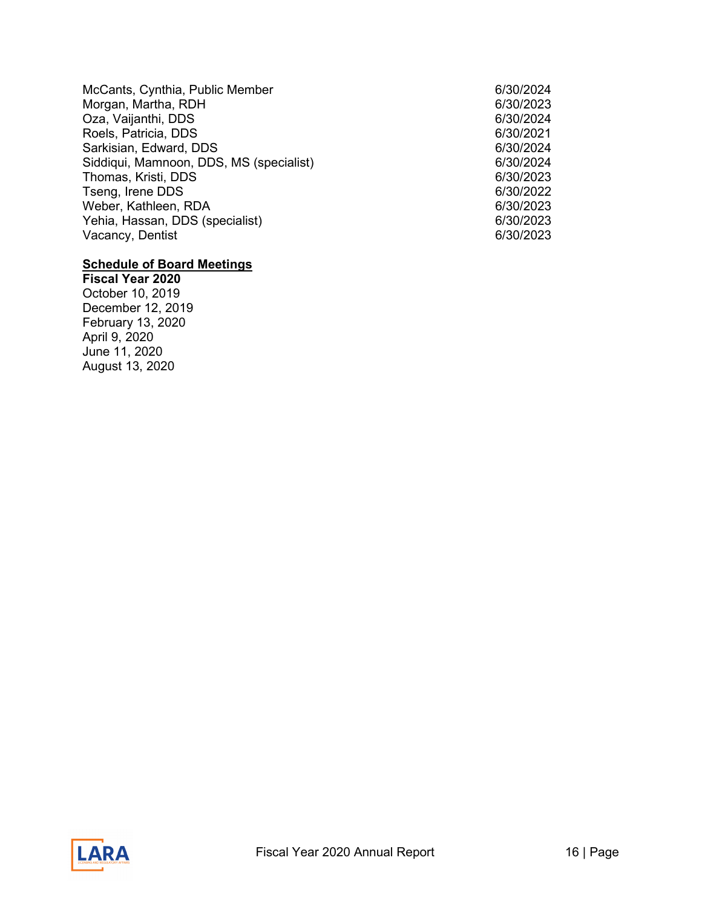| | |
|---|---|
| McCants, Cynthia, Public Member | 6/30/2024 |
| Morgan, Martha, RDH | 6/30/2023 |
| Oza, Vaijanthi, DDS | 6/30/2024 |
| Roels, Patricia, DDS | 6/30/2021 |
| Sarkisian, Edward, DDS | 6/30/2024 |
| Siddiqui, Mamnoon, DDS, MS (specialist) | 6/30/2024 |
| Thomas, Kristi, DDS | 6/30/2023 |
| Tseng, Irene DDS | 6/30/2022 |
| Weber, Kathleen, RDA | 6/30/2023 |
| Yehia, Hassan, DDS (specialist) | 6/30/2023 |
| Vacancy, Dentist | 6/30/2023 |

**Schedule of Board Meetings**

**Fiscal Year 2020**

October 10, 2019
December 12, 2019
February 13, 2020
April 9, 2020
June 11, 2020
August 13, 2020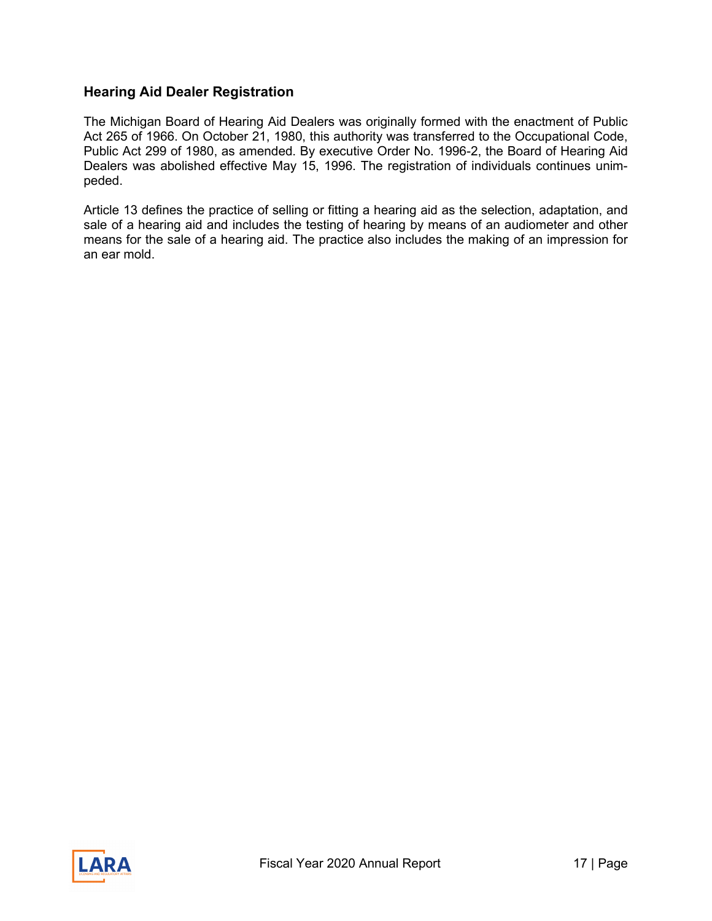## Hearing Aid Dealer Registration

The Michigan Board of Hearing Aid Dealers was originally formed with the enactment of Public Act 265 of 1966. On October 21, 1980, this authority was transferred to the Occupational Code, Public Act 299 of 1980, as amended. By executive Order No. 1996-2, the Board of Hearing Aid Dealers was abolished effective May 15, 1996. The registration of individuals continues unimpeded.

Article 13 defines the practice of selling or fitting a hearing aid as the selection, adaptation, and sale of a hearing aid and includes the testing of hearing by means of an audiometer and other means for the sale of a hearing aid. The practice also includes the making of an impression for an ear mold.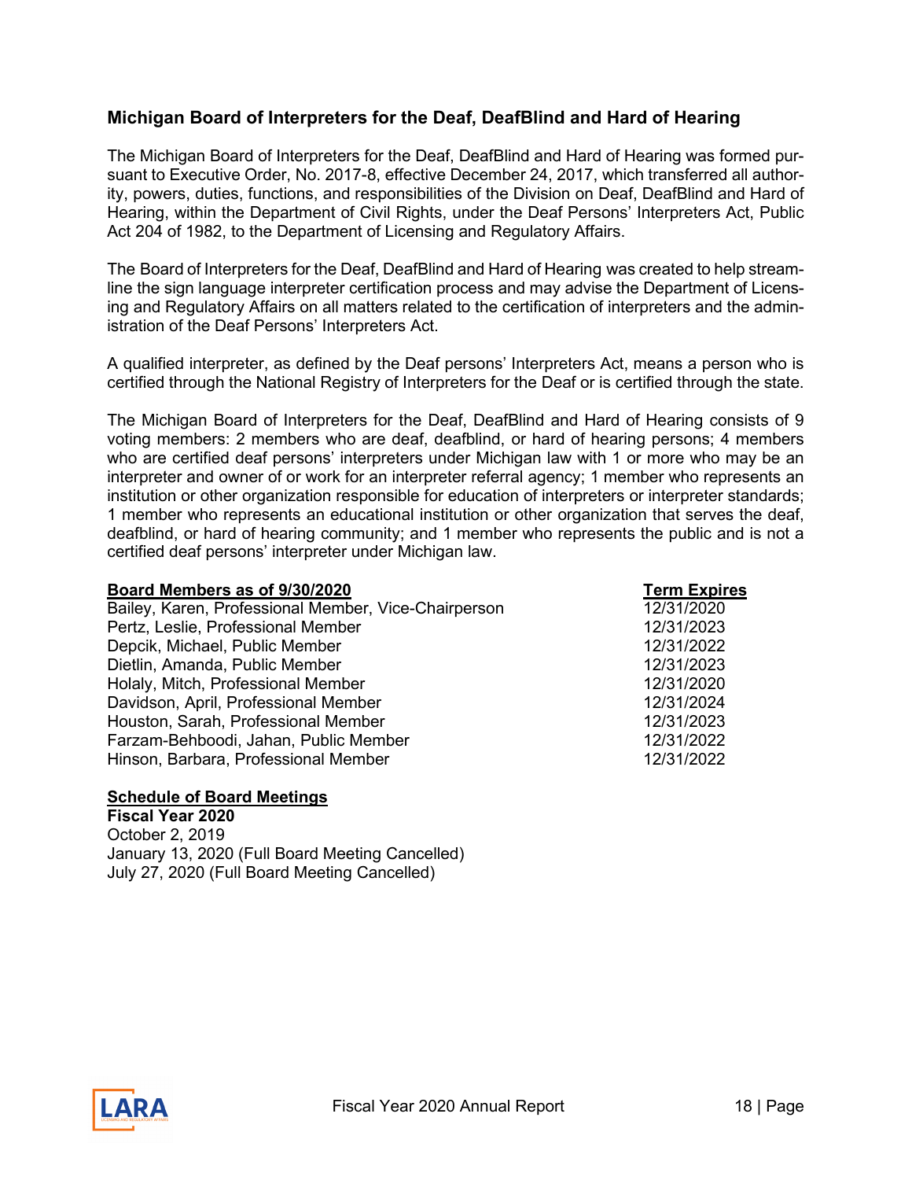## Michigan Board of Interpreters for the Deaf, DeafBlind and Hard of Hearing

The Michigan Board of Interpreters for the Deaf, DeafBlind and Hard of Hearing was formed pursuant to Executive Order, No. 2017-8, effective December 24, 2017, which transferred all authority, powers, duties, functions, and responsibilities of the Division on Deaf, DeafBlind and Hard of Hearing, within the Department of Civil Rights, under the Deaf Persons' Interpreters Act, Public Act 204 of 1982, to the Department of Licensing and Regulatory Affairs.

The Board of Interpreters for the Deaf, DeafBlind and Hard of Hearing was created to help streamline the sign language interpreter certification process and may advise the Department of Licensing and Regulatory Affairs on all matters related to the certification of interpreters and the administration of the Deaf Persons' Interpreters Act.

A qualified interpreter, as defined by the Deaf persons' Interpreters Act, means a person who is certified through the National Registry of Interpreters for the Deaf or is certified through the state.

The Michigan Board of Interpreters for the Deaf, DeafBlind and Hard of Hearing consists of 9 voting members: 2 members who are deaf, deafblind, or hard of hearing persons; 4 members who are certified deaf persons' interpreters under Michigan law with 1 or more who may be an interpreter and owner of or work for an interpreter referral agency; 1 member who represents an institution or other organization responsible for education of interpreters or interpreter standards; 1 member who represents an educational institution or other organization that serves the deaf, deafblind, or hard of hearing community; and 1 member who represents the public and is not a certified deaf persons' interpreter under Michigan law.

| **Board Members as of 9/30/2020** | **Term Expires** |
|---|---|
| Bailey, Karen, Professional Member, Vice-Chairperson | 12/31/2020 |
| Pertz, Leslie, Professional Member | 12/31/2023 |
| Depcik, Michael, Public Member | 12/31/2022 |
| Dietlin, Amanda, Public Member | 12/31/2023 |
| Holaly, Mitch, Professional Member | 12/31/2020 |
| Davidson, April, Professional Member | 12/31/2024 |
| Houston, Sarah, Professional Member | 12/31/2023 |
| Farzam-Behboodi, Jahan, Public Member | 12/31/2022 |
| Hinson, Barbara, Professional Member | 12/31/2022 |

**Schedule of Board Meetings**

**Fiscal Year 2020**

October 2, 2019
January 13, 2020 (Full Board Meeting Cancelled)
July 27, 2020 (Full Board Meeting Cancelled)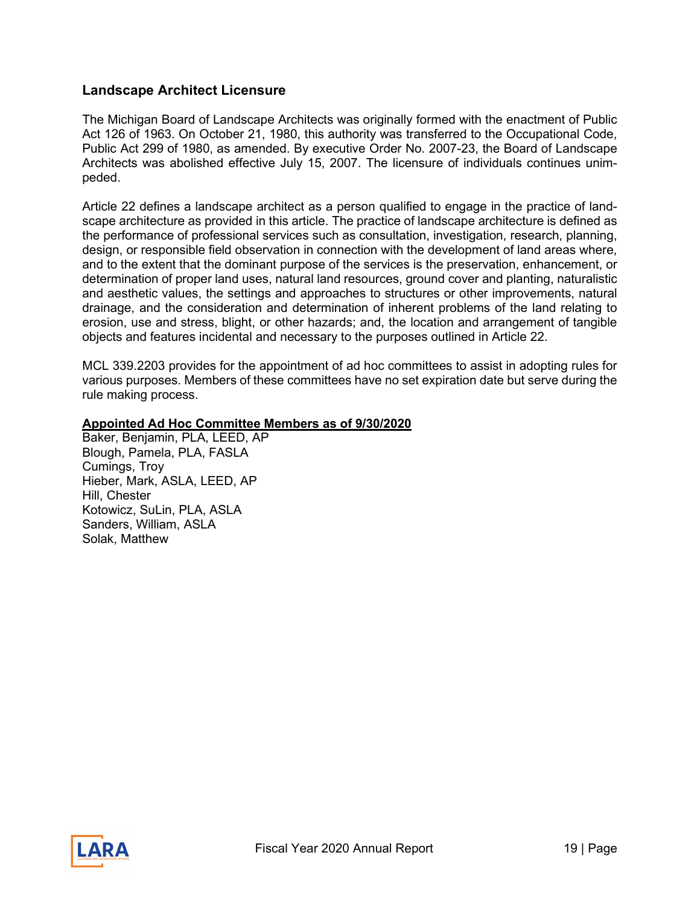## Landscape Architect Licensure

The Michigan Board of Landscape Architects was originally formed with the enactment of Public Act 126 of 1963. On October 21, 1980, this authority was transferred to the Occupational Code, Public Act 299 of 1980, as amended. By executive Order No. 2007-23, the Board of Landscape Architects was abolished effective July 15, 2007. The licensure of individuals continues unimpeded.

Article 22 defines a landscape architect as a person qualified to engage in the practice of landscape architecture as provided in this article. The practice of landscape architecture is defined as the performance of professional services such as consultation, investigation, research, planning, design, or responsible field observation in connection with the development of land areas where, and to the extent that the dominant purpose of the services is the preservation, enhancement, or determination of proper land uses, natural land resources, ground cover and planting, naturalistic and aesthetic values, the settings and approaches to structures or other improvements, natural drainage, and the consideration and determination of inherent problems of the land relating to erosion, use and stress, blight, or other hazards; and, the location and arrangement of tangible objects and features incidental and necessary to the purposes outlined in Article 22.

MCL 339.2203 provides for the appointment of ad hoc committees to assist in adopting rules for various purposes. Members of these committees have no set expiration date but serve during the rule making process.

**Appointed Ad Hoc Committee Members as of 9/30/2020**

Baker, Benjamin, PLA, LEED, AP
Blough, Pamela, PLA, FASLA
Cumings, Troy
Hieber, Mark, ASLA, LEED, AP
Hill, Chester
Kotowicz, SuLin, PLA, ASLA
Sanders, William, ASLA
Solak, Matthew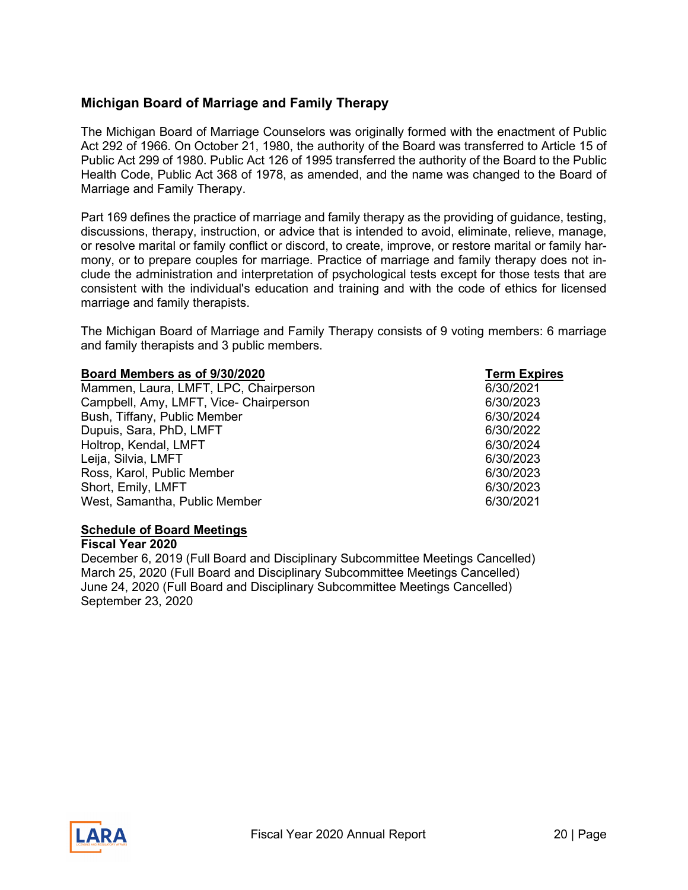## Michigan Board of Marriage and Family Therapy

The Michigan Board of Marriage Counselors was originally formed with the enactment of Public Act 292 of 1966. On October 21, 1980, the authority of the Board was transferred to Article 15 of Public Act 299 of 1980. Public Act 126 of 1995 transferred the authority of the Board to the Public Health Code, Public Act 368 of 1978, as amended, and the name was changed to the Board of Marriage and Family Therapy.

Part 169 defines the practice of marriage and family therapy as the providing of guidance, testing, discussions, therapy, instruction, or advice that is intended to avoid, eliminate, relieve, manage, or resolve marital or family conflict or discord, to create, improve, or restore marital or family harmony, or to prepare couples for marriage. Practice of marriage and family therapy does not include the administration and interpretation of psychological tests except for those tests that are consistent with the individual's education and training and with the code of ethics for licensed marriage and family therapists.

The Michigan Board of Marriage and Family Therapy consists of 9 voting members: 6 marriage and family therapists and 3 public members.

| Board Members as of 9/30/2020 | Term Expires |
|---|---|
| Mammen, Laura, LMFT, LPC, Chairperson | 6/30/2021 |
| Campbell, Amy, LMFT, Vice- Chairperson | 6/30/2023 |
| Bush, Tiffany, Public Member | 6/30/2024 |
| Dupuis, Sara, PhD, LMFT | 6/30/2022 |
| Holtrop, Kendal, LMFT | 6/30/2024 |
| Leija, Silvia, LMFT | 6/30/2023 |
| Ross, Karol, Public Member | 6/30/2023 |
| Short, Emily, LMFT | 6/30/2023 |
| West, Samantha, Public Member | 6/30/2021 |

**Schedule of Board Meetings**

**Fiscal Year 2020**

December 6, 2019 (Full Board and Disciplinary Subcommittee Meetings Cancelled)
March 25, 2020 (Full Board and Disciplinary Subcommittee Meetings Cancelled)
June 24, 2020 (Full Board and Disciplinary Subcommittee Meetings Cancelled)
September 23, 2020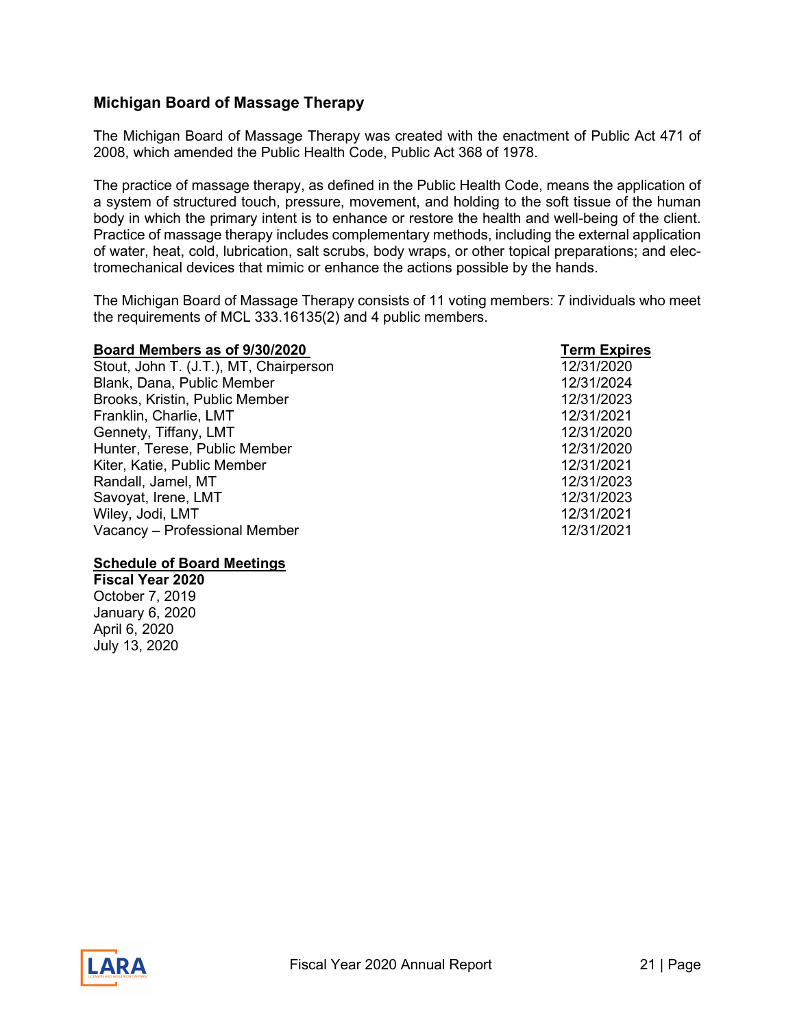## Michigan Board of Massage Therapy

The Michigan Board of Massage Therapy was created with the enactment of Public Act 471 of 2008, which amended the Public Health Code, Public Act 368 of 1978.

The practice of massage therapy, as defined in the Public Health Code, means the application of a system of structured touch, pressure, movement, and holding to the soft tissue of the human body in which the primary intent is to enhance or restore the health and well-being of the client. Practice of massage therapy includes complementary methods, including the external application of water, heat, cold, lubrication, salt scrubs, body wraps, or other topical preparations; and electromechanical devices that mimic or enhance the actions possible by the hands.

The Michigan Board of Massage Therapy consists of 11 voting members: 7 individuals who meet the requirements of MCL 333.16135(2) and 4 public members.

| Board Members as of 9/30/2020 | Term Expires |
|---|---|
| Stout, John T. (J.T.), MT, Chairperson | 12/31/2020 |
| Blank, Dana, Public Member | 12/31/2024 |
| Brooks, Kristin, Public Member | 12/31/2023 |
| Franklin, Charlie, LMT | 12/31/2021 |
| Gennety, Tiffany, LMT | 12/31/2020 |
| Hunter, Terese, Public Member | 12/31/2020 |
| Kiter, Katie, Public Member | 12/31/2021 |
| Randall, Jamel, MT | 12/31/2023 |
| Savoyat, Irene, LMT | 12/31/2023 |
| Wiley, Jodi, LMT | 12/31/2021 |
| Vacancy – Professional Member | 12/31/2021 |

**Schedule of Board Meetings**

**Fiscal Year 2020**

October 7, 2019
January 6, 2020
April 6, 2020
July 13, 2020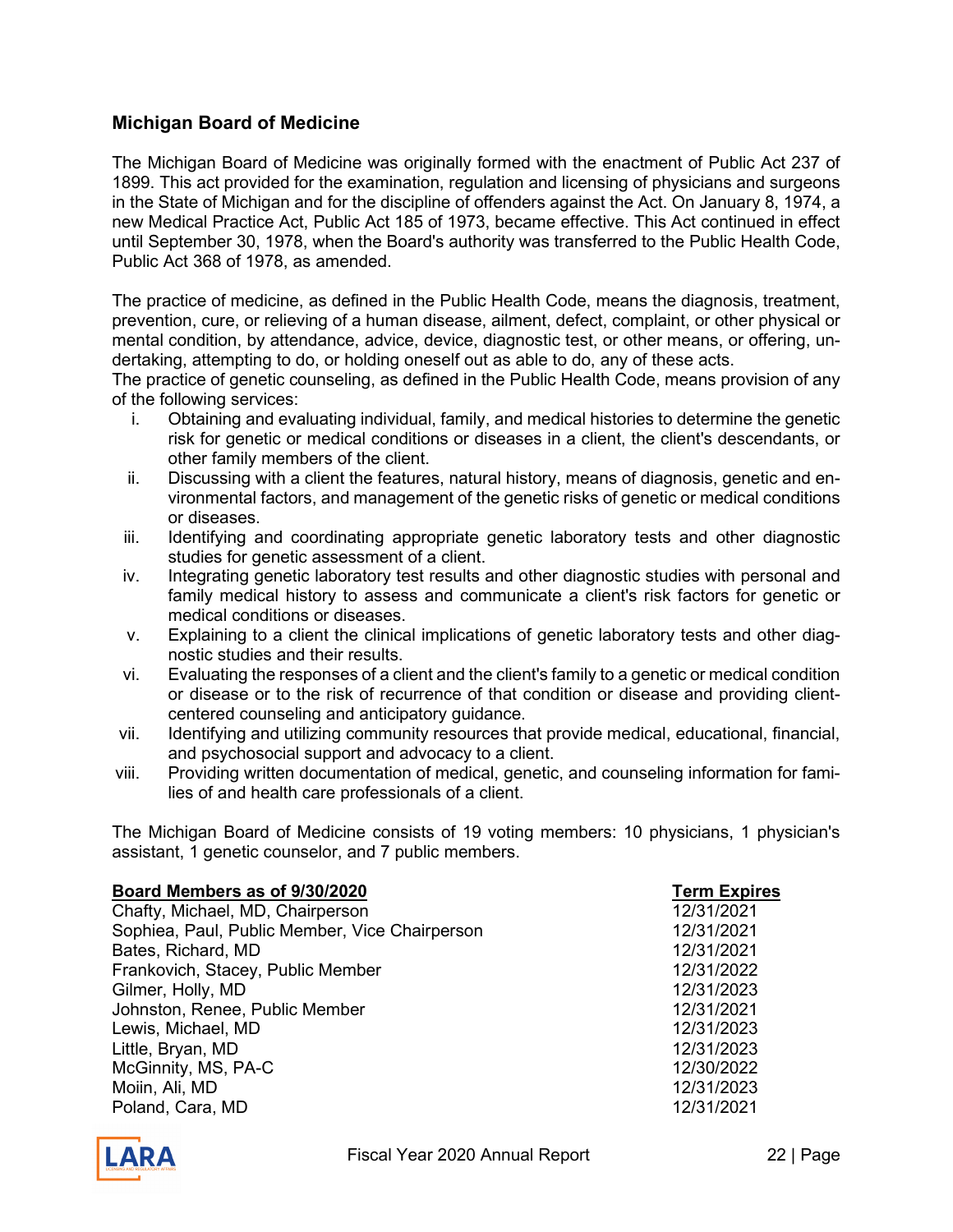## Michigan Board of Medicine

The Michigan Board of Medicine was originally formed with the enactment of Public Act 237 of 1899. This act provided for the examination, regulation and licensing of physicians and surgeons in the State of Michigan and for the discipline of offenders against the Act. On January 8, 1974, a new Medical Practice Act, Public Act 185 of 1973, became effective. This Act continued in effect until September 30, 1978, when the Board's authority was transferred to the Public Health Code, Public Act 368 of 1978, as amended.

The practice of medicine, as defined in the Public Health Code, means the diagnosis, treatment, prevention, cure, or relieving of a human disease, ailment, defect, complaint, or other physical or mental condition, by attendance, advice, device, diagnostic test, or other means, or offering, undertaking, attempting to do, or holding oneself out as able to do, any of these acts.
The practice of genetic counseling, as defined in the Public Health Code, means provision of any of the following services:

i. Obtaining and evaluating individual, family, and medical histories to determine the genetic risk for genetic or medical conditions or diseases in a client, the client's descendants, or other family members of the client.
ii. Discussing with a client the features, natural history, means of diagnosis, genetic and environmental factors, and management of the genetic risks of genetic or medical conditions or diseases.
iii. Identifying and coordinating appropriate genetic laboratory tests and other diagnostic studies for genetic assessment of a client.
iv. Integrating genetic laboratory test results and other diagnostic studies with personal and family medical history to assess and communicate a client's risk factors for genetic or medical conditions or diseases.
v. Explaining to a client the clinical implications of genetic laboratory tests and other diagnostic studies and their results.
vi. Evaluating the responses of a client and the client's family to a genetic or medical condition or disease or to the risk of recurrence of that condition or disease and providing client-centered counseling and anticipatory guidance.
vii. Identifying and utilizing community resources that provide medical, educational, financial, and psychosocial support and advocacy to a client.
viii. Providing written documentation of medical, genetic, and counseling information for families of and health care professionals of a client.

The Michigan Board of Medicine consists of 19 voting members: 10 physicians, 1 physician's assistant, 1 genetic counselor, and 7 public members.

| Board Members as of 9/30/2020 | Term Expires |
|---|---|
| Chafty, Michael, MD, Chairperson | 12/31/2021 |
| Sophiea, Paul, Public Member, Vice Chairperson | 12/31/2021 |
| Bates, Richard, MD | 12/31/2021 |
| Frankovich, Stacey, Public Member | 12/31/2022 |
| Gilmer, Holly, MD | 12/31/2023 |
| Johnston, Renee, Public Member | 12/31/2021 |
| Lewis, Michael, MD | 12/31/2023 |
| Little, Bryan, MD | 12/31/2023 |
| McGinnity, MS, PA-C | 12/30/2022 |
| Moiin, Ali, MD | 12/31/2023 |
| Poland, Cara, MD | 12/31/2021 |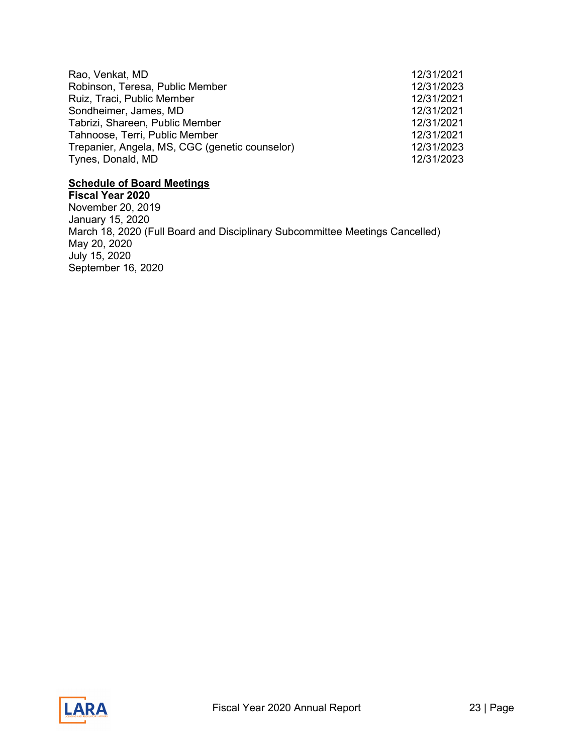| | |
|---|---|
| Rao, Venkat, MD | 12/31/2021 |
| Robinson, Teresa, Public Member | 12/31/2023 |
| Ruiz, Traci, Public Member | 12/31/2021 |
| Sondheimer, James, MD | 12/31/2021 |
| Tabrizi, Shareen, Public Member | 12/31/2021 |
| Tahnoose, Terri, Public Member | 12/31/2021 |
| Trepanier, Angela, MS, CGC (genetic counselor) | 12/31/2023 |
| Tynes, Donald, MD | 12/31/2023 |

**Schedule of Board Meetings**

**Fiscal Year 2020**

November 20, 2019
January 15, 2020
March 18, 2020 (Full Board and Disciplinary Subcommittee Meetings Cancelled)
May 20, 2020
July 15, 2020
September 16, 2020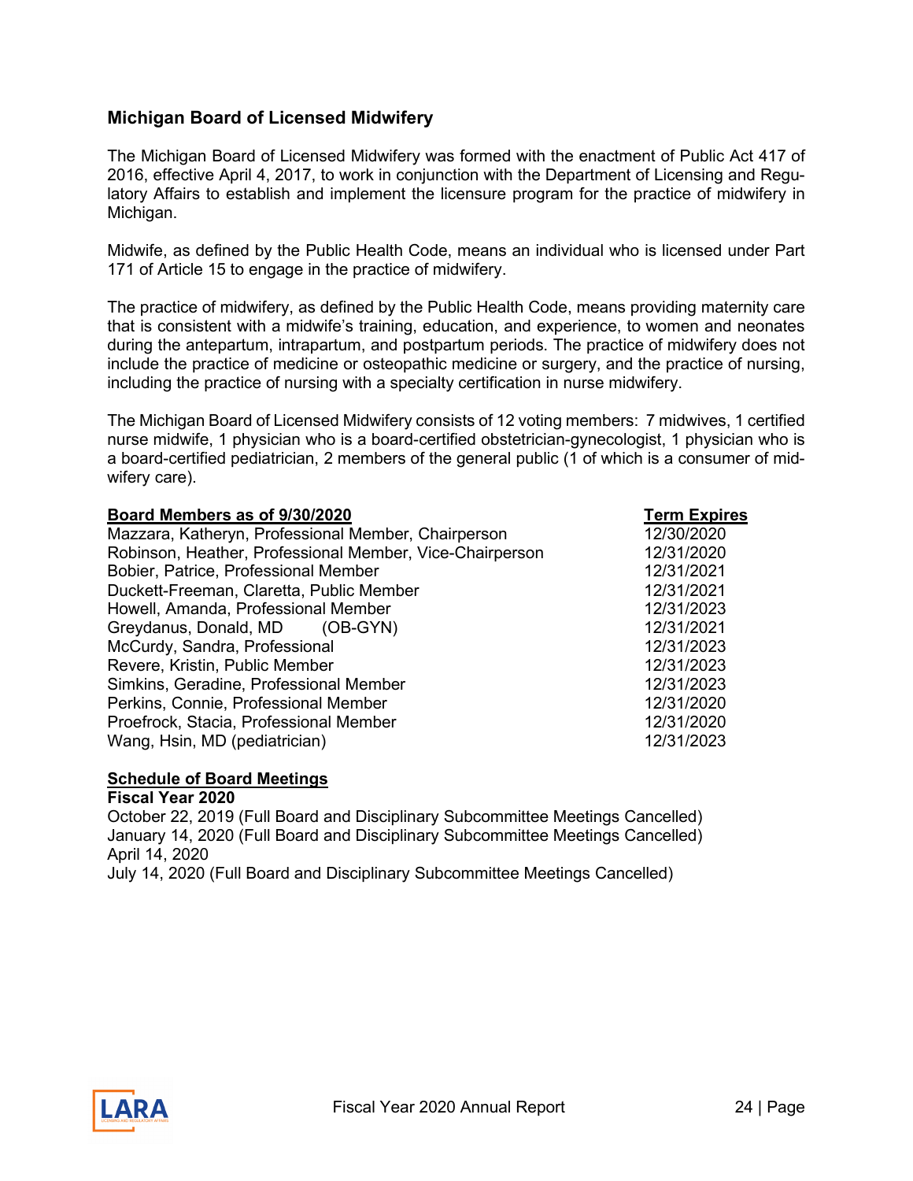## Michigan Board of Licensed Midwifery

The Michigan Board of Licensed Midwifery was formed with the enactment of Public Act 417 of 2016, effective April 4, 2017, to work in conjunction with the Department of Licensing and Regulatory Affairs to establish and implement the licensure program for the practice of midwifery in Michigan.

Midwife, as defined by the Public Health Code, means an individual who is licensed under Part 171 of Article 15 to engage in the practice of midwifery.

The practice of midwifery, as defined by the Public Health Code, means providing maternity care that is consistent with a midwife's training, education, and experience, to women and neonates during the antepartum, intrapartum, and postpartum periods. The practice of midwifery does not include the practice of medicine or osteopathic medicine or surgery, and the practice of nursing, including the practice of nursing with a specialty certification in nurse midwifery.

The Michigan Board of Licensed Midwifery consists of 12 voting members: 7 midwives, 1 certified nurse midwife, 1 physician who is a board-certified obstetrician-gynecologist, 1 physician who is a board-certified pediatrician, 2 members of the general public (1 of which is a consumer of midwifery care).

| Board Members as of 9/30/2020 | Term Expires |
|---|---|
| Mazzara, Katheryn, Professional Member, Chairperson | 12/30/2020 |
| Robinson, Heather, Professional Member, Vice-Chairperson | 12/31/2020 |
| Bobier, Patrice, Professional Member | 12/31/2021 |
| Duckett-Freeman, Claretta, Public Member | 12/31/2021 |
| Howell, Amanda, Professional Member | 12/31/2023 |
| Greydanus, Donald, MD (OB-GYN) | 12/31/2021 |
| McCurdy, Sandra, Professional | 12/31/2023 |
| Revere, Kristin, Public Member | 12/31/2023 |
| Simkins, Geradine, Professional Member | 12/31/2023 |
| Perkins, Connie, Professional Member | 12/31/2020 |
| Proefrock, Stacia, Professional Member | 12/31/2020 |
| Wang, Hsin, MD (pediatrician) | 12/31/2023 |

**Schedule of Board Meetings**

**Fiscal Year 2020**

October 22, 2019 (Full Board and Disciplinary Subcommittee Meetings Cancelled)
January 14, 2020 (Full Board and Disciplinary Subcommittee Meetings Cancelled)
April 14, 2020
July 14, 2020 (Full Board and Disciplinary Subcommittee Meetings Cancelled)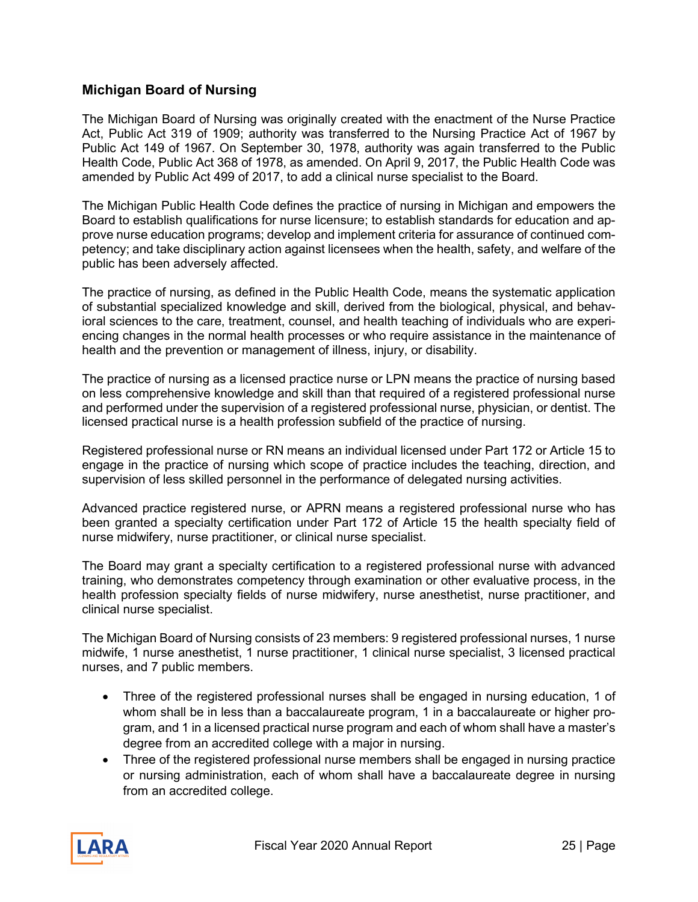## Michigan Board of Nursing

The Michigan Board of Nursing was originally created with the enactment of the Nurse Practice Act, Public Act 319 of 1909; authority was transferred to the Nursing Practice Act of 1967 by Public Act 149 of 1967. On September 30, 1978, authority was again transferred to the Public Health Code, Public Act 368 of 1978, as amended. On April 9, 2017, the Public Health Code was amended by Public Act 499 of 2017, to add a clinical nurse specialist to the Board.

The Michigan Public Health Code defines the practice of nursing in Michigan and empowers the Board to establish qualifications for nurse licensure; to establish standards for education and approve nurse education programs; develop and implement criteria for assurance of continued competency; and take disciplinary action against licensees when the health, safety, and welfare of the public has been adversely affected.

The practice of nursing, as defined in the Public Health Code, means the systematic application of substantial specialized knowledge and skill, derived from the biological, physical, and behavioral sciences to the care, treatment, counsel, and health teaching of individuals who are experiencing changes in the normal health processes or who require assistance in the maintenance of health and the prevention or management of illness, injury, or disability.

The practice of nursing as a licensed practice nurse or LPN means the practice of nursing based on less comprehensive knowledge and skill than that required of a registered professional nurse and performed under the supervision of a registered professional nurse, physician, or dentist. The licensed practical nurse is a health profession subfield of the practice of nursing.

Registered professional nurse or RN means an individual licensed under Part 172 or Article 15 to engage in the practice of nursing which scope of practice includes the teaching, direction, and supervision of less skilled personnel in the performance of delegated nursing activities.

Advanced practice registered nurse, or APRN means a registered professional nurse who has been granted a specialty certification under Part 172 of Article 15 the health specialty field of nurse midwifery, nurse practitioner, or clinical nurse specialist.

The Board may grant a specialty certification to a registered professional nurse with advanced training, who demonstrates competency through examination or other evaluative process, in the health profession specialty fields of nurse midwifery, nurse anesthetist, nurse practitioner, and clinical nurse specialist.

The Michigan Board of Nursing consists of 23 members: 9 registered professional nurses, 1 nurse midwife, 1 nurse anesthetist, 1 nurse practitioner, 1 clinical nurse specialist, 3 licensed practical nurses, and 7 public members.

- Three of the registered professional nurses shall be engaged in nursing education, 1 of whom shall be in less than a baccalaureate program, 1 in a baccalaureate or higher program, and 1 in a licensed practical nurse program and each of whom shall have a master's degree from an accredited college with a major in nursing.
- Three of the registered professional nurse members shall be engaged in nursing practice or nursing administration, each of whom shall have a baccalaureate degree in nursing from an accredited college.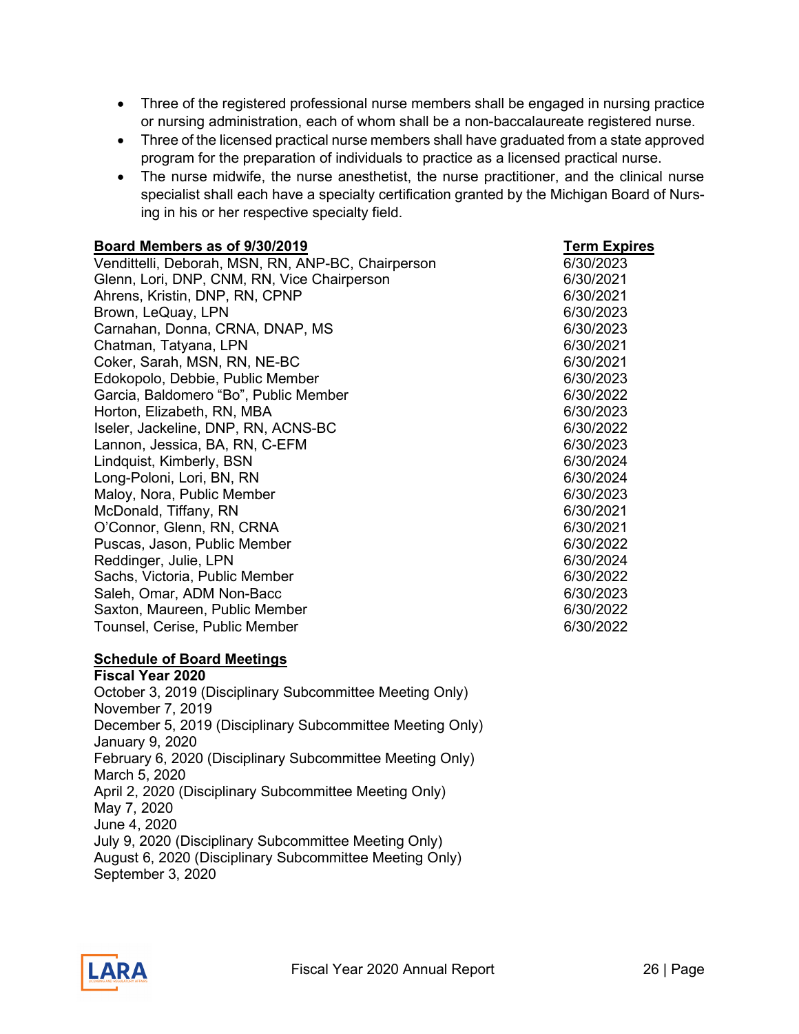- Three of the registered professional nurse members shall be engaged in nursing practice or nursing administration, each of whom shall be a non-baccalaureate registered nurse.
- Three of the licensed practical nurse members shall have graduated from a state approved program for the preparation of individuals to practice as a licensed practical nurse.
- The nurse midwife, the nurse anesthetist, the nurse practitioner, and the clinical nurse specialist shall each have a specialty certification granted by the Michigan Board of Nursing in his or her respective specialty field.

| Board Members as of 9/30/2019 | Term Expires |
|---|---|
| Vendittelli, Deborah, MSN, RN, ANP-BC, Chairperson | 6/30/2023 |
| Glenn, Lori, DNP, CNM, RN, Vice Chairperson | 6/30/2021 |
| Ahrens, Kristin, DNP, RN, CPNP | 6/30/2021 |
| Brown, LeQuay, LPN | 6/30/2023 |
| Carnahan, Donna, CRNA, DNAP, MS | 6/30/2023 |
| Chatman, Tatyana, LPN | 6/30/2021 |
| Coker, Sarah, MSN, RN, NE-BC | 6/30/2021 |
| Edokopolo, Debbie, Public Member | 6/30/2023 |
| Garcia, Baldomero "Bo", Public Member | 6/30/2022 |
| Horton, Elizabeth, RN, MBA | 6/30/2023 |
| Iseler, Jackeline, DNP, RN, ACNS-BC | 6/30/2022 |
| Lannon, Jessica, BA, RN, C-EFM | 6/30/2023 |
| Lindquist, Kimberly, BSN | 6/30/2024 |
| Long-Poloni, Lori, BN, RN | 6/30/2024 |
| Maloy, Nora, Public Member | 6/30/2023 |
| McDonald, Tiffany, RN | 6/30/2021 |
| O'Connor, Glenn, RN, CRNA | 6/30/2021 |
| Puscas, Jason, Public Member | 6/30/2022 |
| Reddinger, Julie, LPN | 6/30/2024 |
| Sachs, Victoria, Public Member | 6/30/2022 |
| Saleh, Omar, ADM Non-Bacc | 6/30/2023 |
| Saxton, Maureen, Public Member | 6/30/2022 |
| Tounsel, Cerise, Public Member | 6/30/2022 |

**Schedule of Board Meetings**

**Fiscal Year 2020**

October 3, 2019 (Disciplinary Subcommittee Meeting Only)
November 7, 2019
December 5, 2019 (Disciplinary Subcommittee Meeting Only)
January 9, 2020
February 6, 2020 (Disciplinary Subcommittee Meeting Only)
March 5, 2020
April 2, 2020 (Disciplinary Subcommittee Meeting Only)
May 7, 2020
June 4, 2020
July 9, 2020 (Disciplinary Subcommittee Meeting Only)
August 6, 2020 (Disciplinary Subcommittee Meeting Only)
September 3, 2020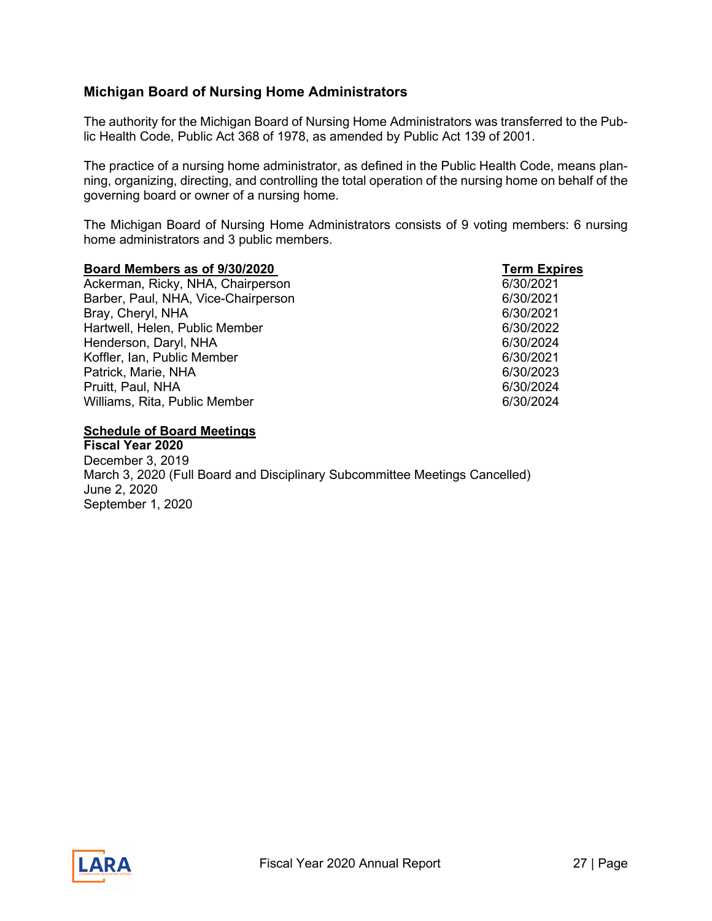## Michigan Board of Nursing Home Administrators

The authority for the Michigan Board of Nursing Home Administrators was transferred to the Public Health Code, Public Act 368 of 1978, as amended by Public Act 139 of 2001.

The practice of a nursing home administrator, as defined in the Public Health Code, means planning, organizing, directing, and controlling the total operation of the nursing home on behalf of the governing board or owner of a nursing home.

The Michigan Board of Nursing Home Administrators consists of 9 voting members: 6 nursing home administrators and 3 public members.

| Board Members as of 9/30/2020 | Term Expires |
|---|---|
| Ackerman, Ricky, NHA, Chairperson | 6/30/2021 |
| Barber, Paul, NHA, Vice-Chairperson | 6/30/2021 |
| Bray, Cheryl, NHA | 6/30/2021 |
| Hartwell, Helen, Public Member | 6/30/2022 |
| Henderson, Daryl, NHA | 6/30/2024 |
| Koffler, Ian, Public Member | 6/30/2021 |
| Patrick, Marie, NHA | 6/30/2023 |
| Pruitt, Paul, NHA | 6/30/2024 |
| Williams, Rita, Public Member | 6/30/2024 |

**Schedule of Board Meetings**

**Fiscal Year 2020**

December 3, 2019
March 3, 2020 (Full Board and Disciplinary Subcommittee Meetings Cancelled)
June 2, 2020
September 1, 2020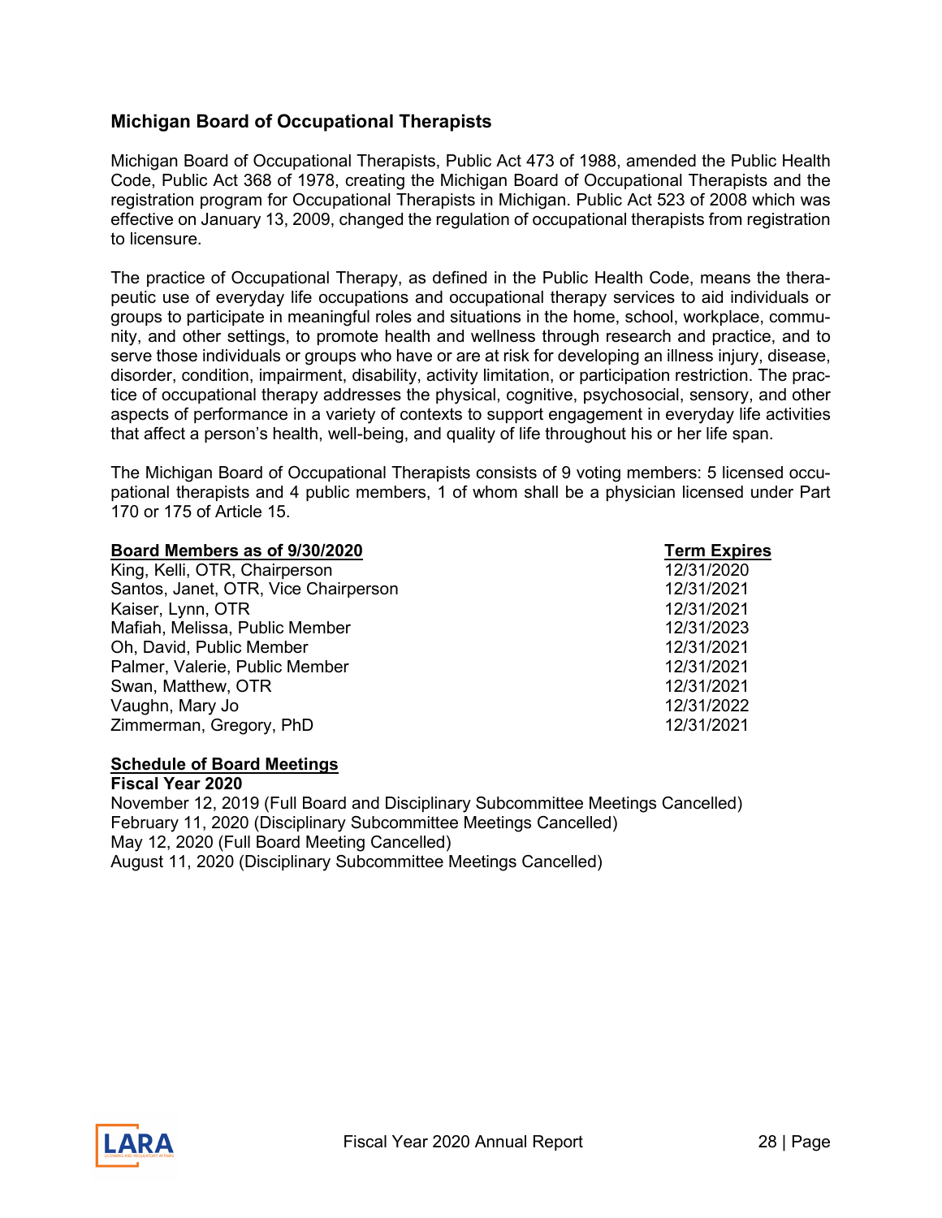## Michigan Board of Occupational Therapists

Michigan Board of Occupational Therapists, Public Act 473 of 1988, amended the Public Health Code, Public Act 368 of 1978, creating the Michigan Board of Occupational Therapists and the registration program for Occupational Therapists in Michigan. Public Act 523 of 2008 which was effective on January 13, 2009, changed the regulation of occupational therapists from registration to licensure.

The practice of Occupational Therapy, as defined in the Public Health Code, means the therapeutic use of everyday life occupations and occupational therapy services to aid individuals or groups to participate in meaningful roles and situations in the home, school, workplace, community, and other settings, to promote health and wellness through research and practice, and to serve those individuals or groups who have or are at risk for developing an illness injury, disease, disorder, condition, impairment, disability, activity limitation, or participation restriction. The practice of occupational therapy addresses the physical, cognitive, psychosocial, sensory, and other aspects of performance in a variety of contexts to support engagement in everyday life activities that affect a person's health, well-being, and quality of life throughout his or her life span.

The Michigan Board of Occupational Therapists consists of 9 voting members: 5 licensed occupational therapists and 4 public members, 1 of whom shall be a physician licensed under Part 170 or 175 of Article 15.

| Board Members as of 9/30/2020 | Term Expires |
|---|---|
| King, Kelli, OTR, Chairperson | 12/31/2020 |
| Santos, Janet, OTR, Vice Chairperson | 12/31/2021 |
| Kaiser, Lynn, OTR | 12/31/2021 |
| Mafiah, Melissa, Public Member | 12/31/2023 |
| Oh, David, Public Member | 12/31/2021 |
| Palmer, Valerie, Public Member | 12/31/2021 |
| Swan, Matthew, OTR | 12/31/2021 |
| Vaughn, Mary Jo | 12/31/2022 |
| Zimmerman, Gregory, PhD | 12/31/2021 |

**Schedule of Board Meetings**

**Fiscal Year 2020**

November 12, 2019 (Full Board and Disciplinary Subcommittee Meetings Cancelled)
February 11, 2020 (Disciplinary Subcommittee Meetings Cancelled)
May 12, 2020 (Full Board Meeting Cancelled)
August 11, 2020 (Disciplinary Subcommittee Meetings Cancelled)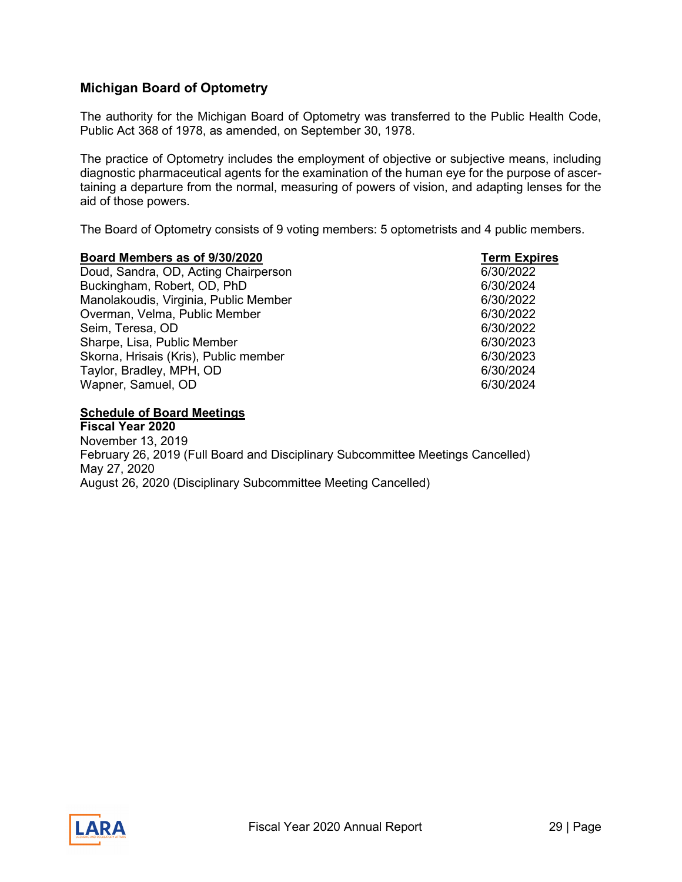## Michigan Board of Optometry

The authority for the Michigan Board of Optometry was transferred to the Public Health Code, Public Act 368 of 1978, as amended, on September 30, 1978.

The practice of Optometry includes the employment of objective or subjective means, including diagnostic pharmaceutical agents for the examination of the human eye for the purpose of ascertaining a departure from the normal, measuring of powers of vision, and adapting lenses for the aid of those powers.

The Board of Optometry consists of 9 voting members: 5 optometrists and 4 public members.

| Board Members as of 9/30/2020 | Term Expires |
|---|---|
| Doud, Sandra, OD, Acting Chairperson | 6/30/2022 |
| Buckingham, Robert, OD, PhD | 6/30/2024 |
| Manolakoudis, Virginia, Public Member | 6/30/2022 |
| Overman, Velma, Public Member | 6/30/2022 |
| Seim, Teresa, OD | 6/30/2022 |
| Sharpe, Lisa, Public Member | 6/30/2023 |
| Skorna, Hrisais (Kris), Public member | 6/30/2023 |
| Taylor, Bradley, MPH, OD | 6/30/2024 |
| Wapner, Samuel, OD | 6/30/2024 |

**Schedule of Board Meetings**

**Fiscal Year 2020**

November 13, 2019
February 26, 2019 (Full Board and Disciplinary Subcommittee Meetings Cancelled)
May 27, 2020
August 26, 2020 (Disciplinary Subcommittee Meeting Cancelled)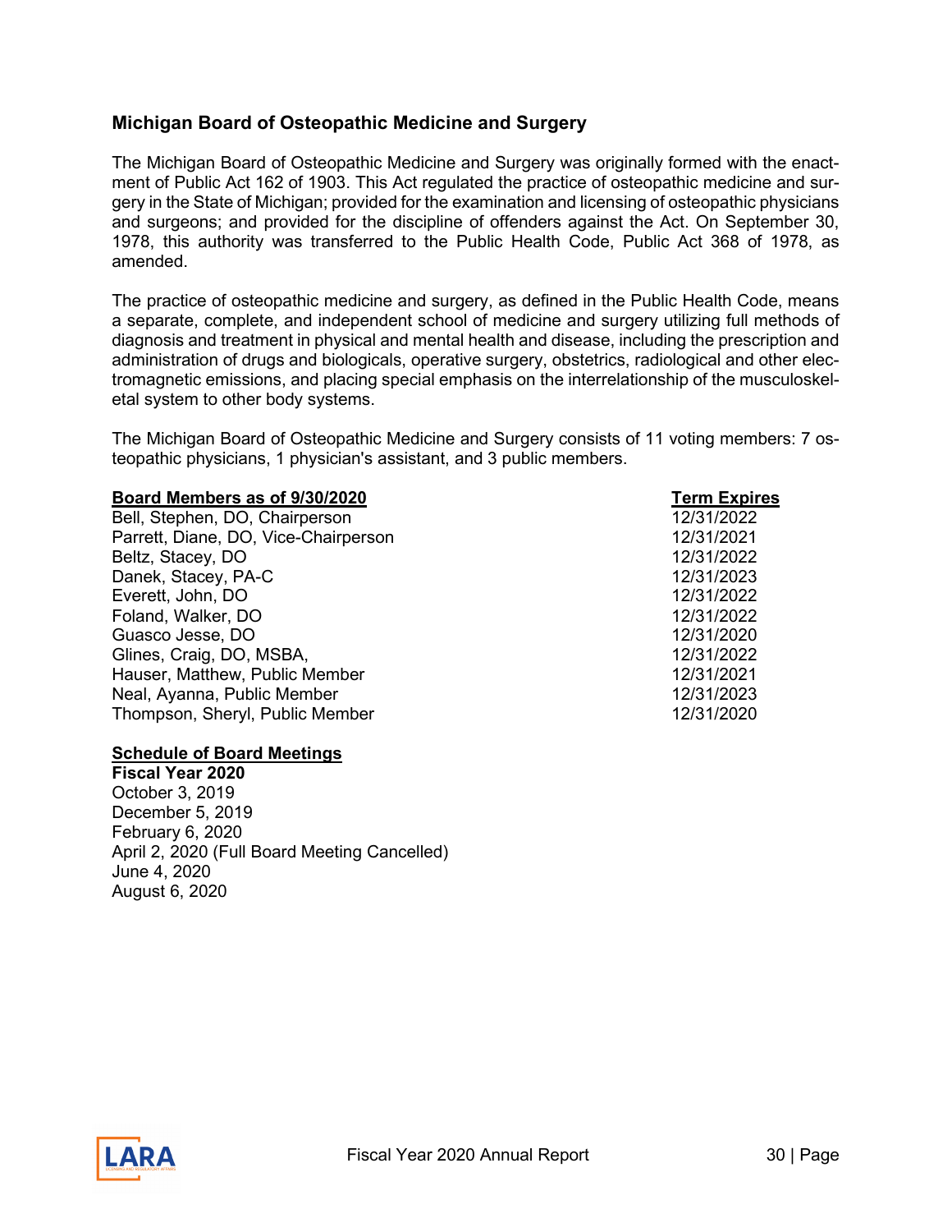## Michigan Board of Osteopathic Medicine and Surgery

The Michigan Board of Osteopathic Medicine and Surgery was originally formed with the enactment of Public Act 162 of 1903. This Act regulated the practice of osteopathic medicine and surgery in the State of Michigan; provided for the examination and licensing of osteopathic physicians and surgeons; and provided for the discipline of offenders against the Act. On September 30, 1978, this authority was transferred to the Public Health Code, Public Act 368 of 1978, as amended.

The practice of osteopathic medicine and surgery, as defined in the Public Health Code, means a separate, complete, and independent school of medicine and surgery utilizing full methods of diagnosis and treatment in physical and mental health and disease, including the prescription and administration of drugs and biologicals, operative surgery, obstetrics, radiological and other electromagnetic emissions, and placing special emphasis on the interrelationship of the musculoskeletal system to other body systems.

The Michigan Board of Osteopathic Medicine and Surgery consists of 11 voting members: 7 osteopathic physicians, 1 physician's assistant, and 3 public members.

| Board Members as of 9/30/2020 | Term Expires |
|---|---|
| Bell, Stephen, DO, Chairperson | 12/31/2022 |
| Parrett, Diane, DO, Vice-Chairperson | 12/31/2021 |
| Beltz, Stacey, DO | 12/31/2022 |
| Danek, Stacey, PA-C | 12/31/2023 |
| Everett, John, DO | 12/31/2022 |
| Foland, Walker, DO | 12/31/2022 |
| Guasco Jesse, DO | 12/31/2020 |
| Glines, Craig, DO, MSBA, | 12/31/2022 |
| Hauser, Matthew, Public Member | 12/31/2021 |
| Neal, Ayanna, Public Member | 12/31/2023 |
| Thompson, Sheryl, Public Member | 12/31/2020 |

**Schedule of Board Meetings**

**Fiscal Year 2020**

October 3, 2019
December 5, 2019
February 6, 2020
April 2, 2020 (Full Board Meeting Cancelled)
June 4, 2020
August 6, 2020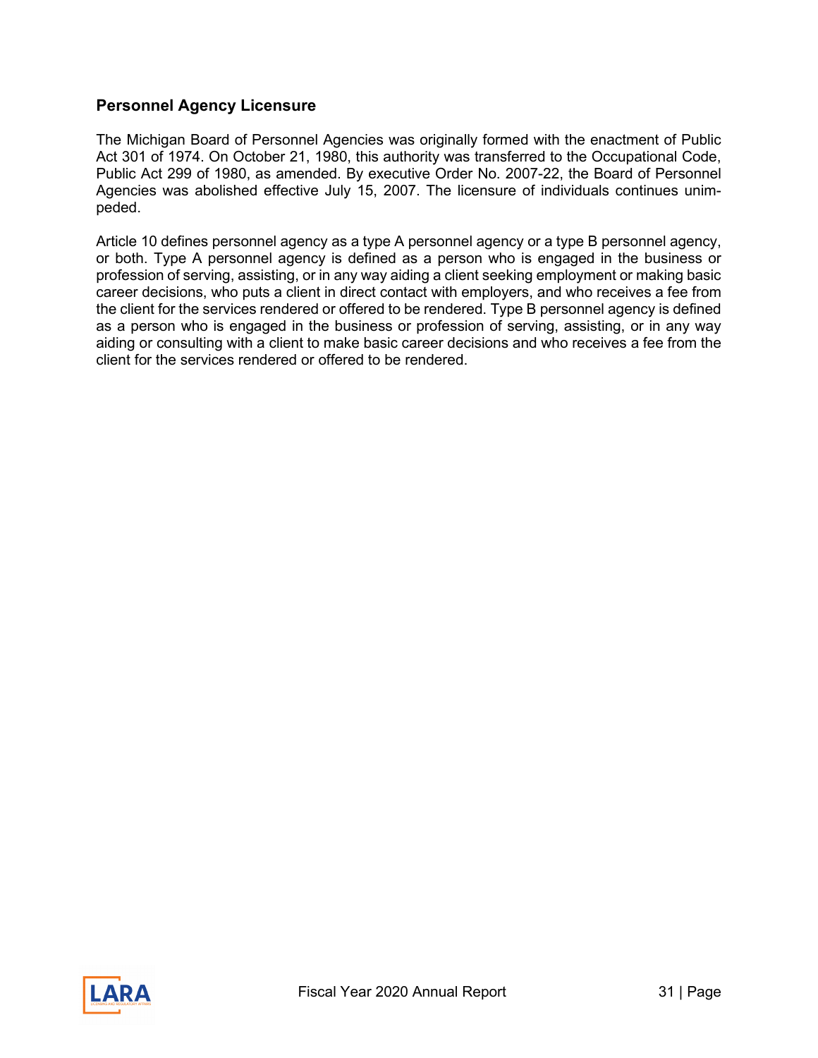## Personnel Agency Licensure

The Michigan Board of Personnel Agencies was originally formed with the enactment of Public Act 301 of 1974. On October 21, 1980, this authority was transferred to the Occupational Code, Public Act 299 of 1980, as amended. By executive Order No. 2007-22, the Board of Personnel Agencies was abolished effective July 15, 2007. The licensure of individuals continues unimpeded.

Article 10 defines personnel agency as a type A personnel agency or a type B personnel agency, or both. Type A personnel agency is defined as a person who is engaged in the business or profession of serving, assisting, or in any way aiding a client seeking employment or making basic career decisions, who puts a client in direct contact with employers, and who receives a fee from the client for the services rendered or offered to be rendered. Type B personnel agency is defined as a person who is engaged in the business or profession of serving, assisting, or in any way aiding or consulting with a client to make basic career decisions and who receives a fee from the client for the services rendered or offered to be rendered.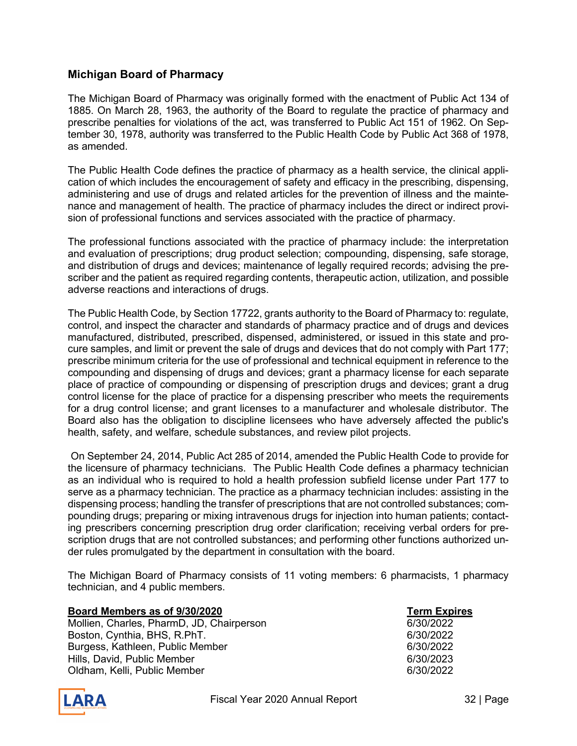## Michigan Board of Pharmacy

The Michigan Board of Pharmacy was originally formed with the enactment of Public Act 134 of 1885. On March 28, 1963, the authority of the Board to regulate the practice of pharmacy and prescribe penalties for violations of the act, was transferred to Public Act 151 of 1962. On September 30, 1978, authority was transferred to the Public Health Code by Public Act 368 of 1978, as amended.

The Public Health Code defines the practice of pharmacy as a health service, the clinical application of which includes the encouragement of safety and efficacy in the prescribing, dispensing, administering and use of drugs and related articles for the prevention of illness and the maintenance and management of health. The practice of pharmacy includes the direct or indirect provision of professional functions and services associated with the practice of pharmacy.

The professional functions associated with the practice of pharmacy include: the interpretation and evaluation of prescriptions; drug product selection; compounding, dispensing, safe storage, and distribution of drugs and devices; maintenance of legally required records; advising the prescriber and the patient as required regarding contents, therapeutic action, utilization, and possible adverse reactions and interactions of drugs.

The Public Health Code, by Section 17722, grants authority to the Board of Pharmacy to: regulate, control, and inspect the character and standards of pharmacy practice and of drugs and devices manufactured, distributed, prescribed, dispensed, administered, or issued in this state and procure samples, and limit or prevent the sale of drugs and devices that do not comply with Part 177; prescribe minimum criteria for the use of professional and technical equipment in reference to the compounding and dispensing of drugs and devices; grant a pharmacy license for each separate place of practice of compounding or dispensing of prescription drugs and devices; grant a drug control license for the place of practice for a dispensing prescriber who meets the requirements for a drug control license; and grant licenses to a manufacturer and wholesale distributor. The Board also has the obligation to discipline licensees who have adversely affected the public's health, safety, and welfare, schedule substances, and review pilot projects.

On September 24, 2014, Public Act 285 of 2014, amended the Public Health Code to provide for the licensure of pharmacy technicians. The Public Health Code defines a pharmacy technician as an individual who is required to hold a health profession subfield license under Part 177 to serve as a pharmacy technician. The practice as a pharmacy technician includes: assisting in the dispensing process; handling the transfer of prescriptions that are not controlled substances; compounding drugs; preparing or mixing intravenous drugs for injection into human patients; contacting prescribers concerning prescription drug order clarification; receiving verbal orders for prescription drugs that are not controlled substances; and performing other functions authorized under rules promulgated by the department in consultation with the board.

The Michigan Board of Pharmacy consists of 11 voting members: 6 pharmacists, 1 pharmacy technician, and 4 public members.

| Board Members as of 9/30/2020 | Term Expires |
|---|---|
| Mollien, Charles, PharmD, JD, Chairperson | 6/30/2022 |
| Boston, Cynthia, BHS, R.PhT. | 6/30/2022 |
| Burgess, Kathleen, Public Member | 6/30/2022 |
| Hills, David, Public Member | 6/30/2023 |
| Oldham, Kelli, Public Member | 6/30/2022 |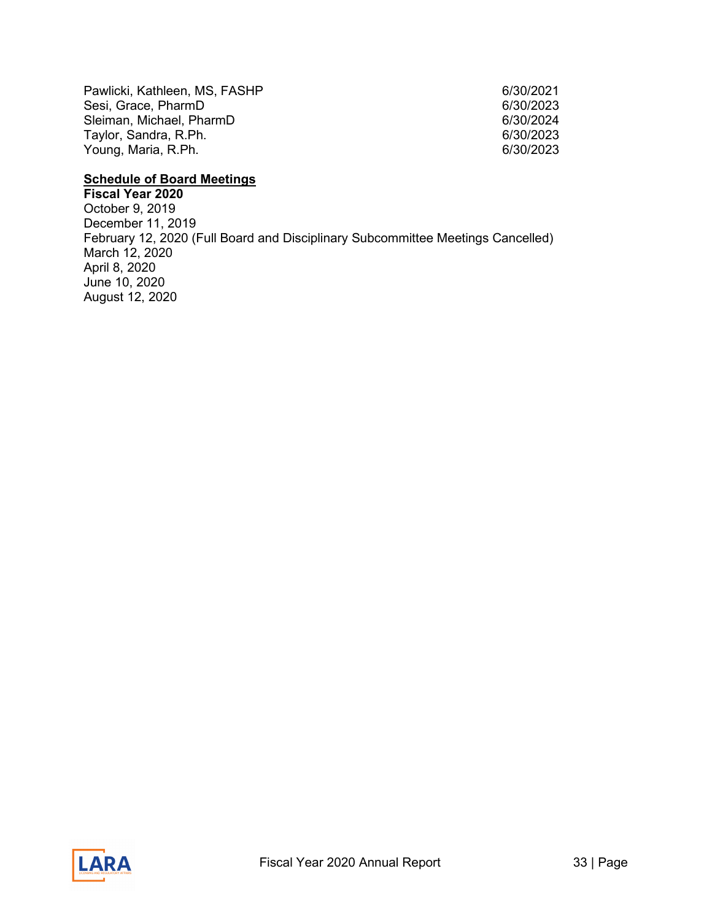| | |
|---|---|
| Pawlicki, Kathleen, MS, FASHP | 6/30/2021 |
| Sesi, Grace, PharmD | 6/30/2023 |
| Sleiman, Michael, PharmD | 6/30/2024 |
| Taylor, Sandra, R.Ph. | 6/30/2023 |
| Young, Maria, R.Ph. | 6/30/2023 |

**Schedule of Board Meetings**

**Fiscal Year 2020**

October 9, 2019
December 11, 2019
February 12, 2020 (Full Board and Disciplinary Subcommittee Meetings Cancelled)
March 12, 2020
April 8, 2020
June 10, 2020
August 12, 2020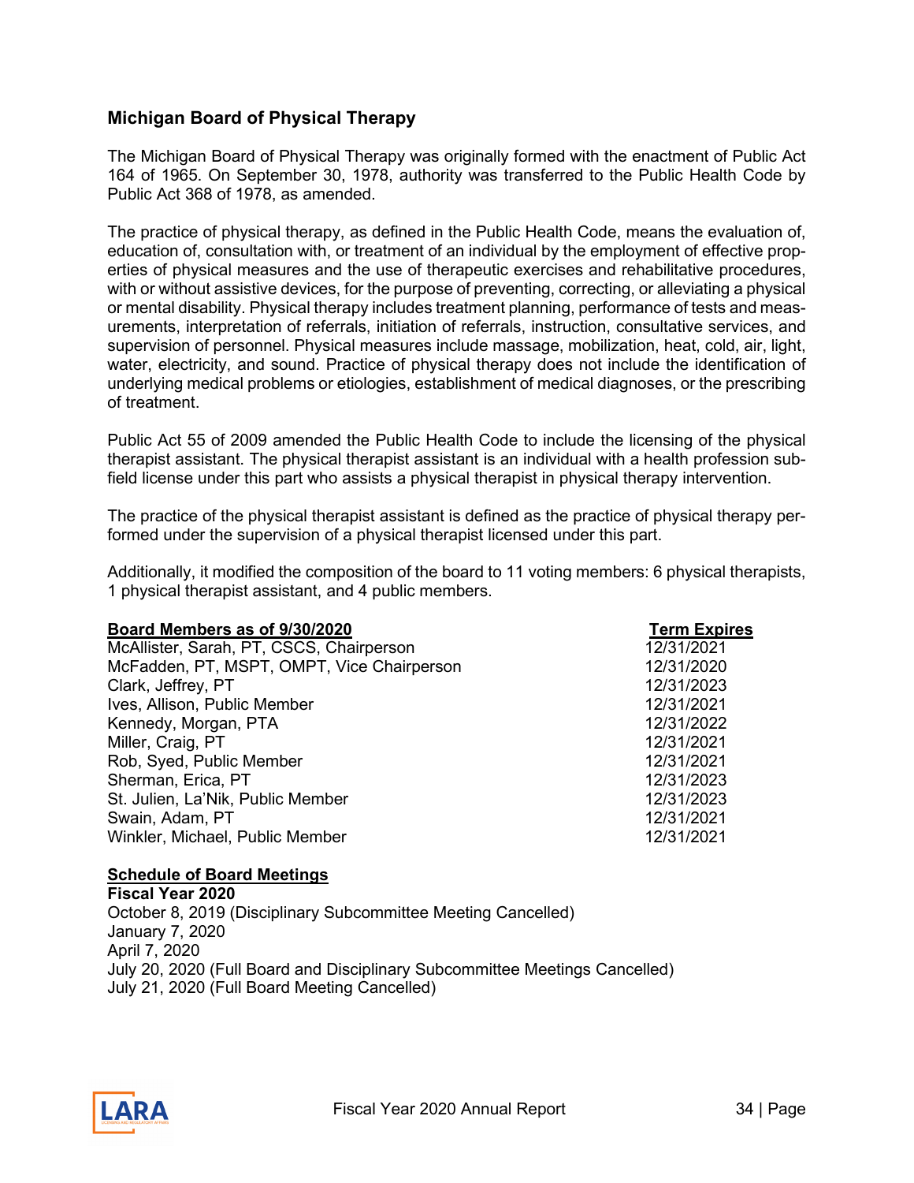## Michigan Board of Physical Therapy

The Michigan Board of Physical Therapy was originally formed with the enactment of Public Act 164 of 1965. On September 30, 1978, authority was transferred to the Public Health Code by Public Act 368 of 1978, as amended.

The practice of physical therapy, as defined in the Public Health Code, means the evaluation of, education of, consultation with, or treatment of an individual by the employment of effective properties of physical measures and the use of therapeutic exercises and rehabilitative procedures, with or without assistive devices, for the purpose of preventing, correcting, or alleviating a physical or mental disability. Physical therapy includes treatment planning, performance of tests and measurements, interpretation of referrals, initiation of referrals, instruction, consultative services, and supervision of personnel. Physical measures include massage, mobilization, heat, cold, air, light, water, electricity, and sound. Practice of physical therapy does not include the identification of underlying medical problems or etiologies, establishment of medical diagnoses, or the prescribing of treatment.

Public Act 55 of 2009 amended the Public Health Code to include the licensing of the physical therapist assistant. The physical therapist assistant is an individual with a health profession subfield license under this part who assists a physical therapist in physical therapy intervention.

The practice of the physical therapist assistant is defined as the practice of physical therapy performed under the supervision of a physical therapist licensed under this part.

Additionally, it modified the composition of the board to 11 voting members: 6 physical therapists, 1 physical therapist assistant, and 4 public members.

| **Board Members as of 9/30/2020** | **Term Expires** |
|---|---|
| McAllister, Sarah, PT, CSCS, Chairperson | 12/31/2021 |
| McFadden, PT, MSPT, OMPT, Vice Chairperson | 12/31/2020 |
| Clark, Jeffrey, PT | 12/31/2023 |
| Ives, Allison, Public Member | 12/31/2021 |
| Kennedy, Morgan, PTA | 12/31/2022 |
| Miller, Craig, PT | 12/31/2021 |
| Rob, Syed, Public Member | 12/31/2021 |
| Sherman, Erica, PT | 12/31/2023 |
| St. Julien, La'Nik, Public Member | 12/31/2023 |
| Swain, Adam, PT | 12/31/2021 |
| Winkler, Michael, Public Member | 12/31/2021 |

**Schedule of Board Meetings**

**Fiscal Year 2020**

October 8, 2019 (Disciplinary Subcommittee Meeting Cancelled)
January 7, 2020
April 7, 2020
July 20, 2020 (Full Board and Disciplinary Subcommittee Meetings Cancelled)
July 21, 2020 (Full Board Meeting Cancelled)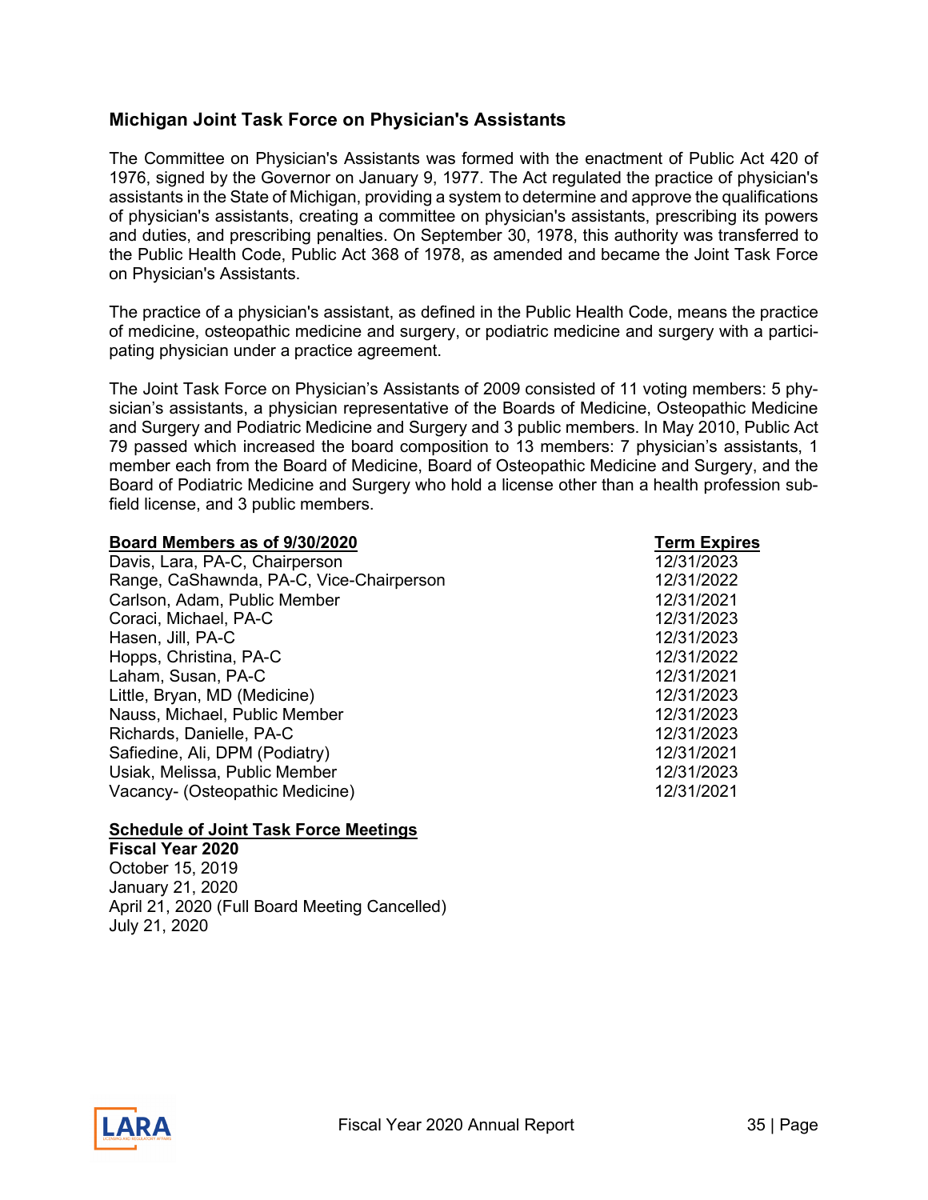## Michigan Joint Task Force on Physician's Assistants

The Committee on Physician's Assistants was formed with the enactment of Public Act 420 of 1976, signed by the Governor on January 9, 1977. The Act regulated the practice of physician's assistants in the State of Michigan, providing a system to determine and approve the qualifications of physician's assistants, creating a committee on physician's assistants, prescribing its powers and duties, and prescribing penalties. On September 30, 1978, this authority was transferred to the Public Health Code, Public Act 368 of 1978, as amended and became the Joint Task Force on Physician's Assistants.

The practice of a physician's assistant, as defined in the Public Health Code, means the practice of medicine, osteopathic medicine and surgery, or podiatric medicine and surgery with a participating physician under a practice agreement.

The Joint Task Force on Physician's Assistants of 2009 consisted of 11 voting members: 5 physician's assistants, a physician representative of the Boards of Medicine, Osteopathic Medicine and Surgery and Podiatric Medicine and Surgery and 3 public members. In May 2010, Public Act 79 passed which increased the board composition to 13 members: 7 physician's assistants, 1 member each from the Board of Medicine, Board of Osteopathic Medicine and Surgery, and the Board of Podiatric Medicine and Surgery who hold a license other than a health profession subfield license, and 3 public members.

| Board Members as of 9/30/2020 | Term Expires |
|---|---|
| Davis, Lara, PA-C, Chairperson | 12/31/2023 |
| Range, CaShawnda, PA-C, Vice-Chairperson | 12/31/2022 |
| Carlson, Adam, Public Member | 12/31/2021 |
| Coraci, Michael, PA-C | 12/31/2023 |
| Hasen, Jill, PA-C | 12/31/2023 |
| Hopps, Christina, PA-C | 12/31/2022 |
| Laham, Susan, PA-C | 12/31/2021 |
| Little, Bryan, MD (Medicine) | 12/31/2023 |
| Nauss, Michael, Public Member | 12/31/2023 |
| Richards, Danielle, PA-C | 12/31/2023 |
| Safiedine, Ali, DPM (Podiatry) | 12/31/2021 |
| Usiak, Melissa, Public Member | 12/31/2023 |
| Vacancy- (Osteopathic Medicine) | 12/31/2021 |

**Schedule of Joint Task Force Meetings**

**Fiscal Year 2020**

October 15, 2019
January 21, 2020
April 21, 2020 (Full Board Meeting Cancelled)
July 21, 2020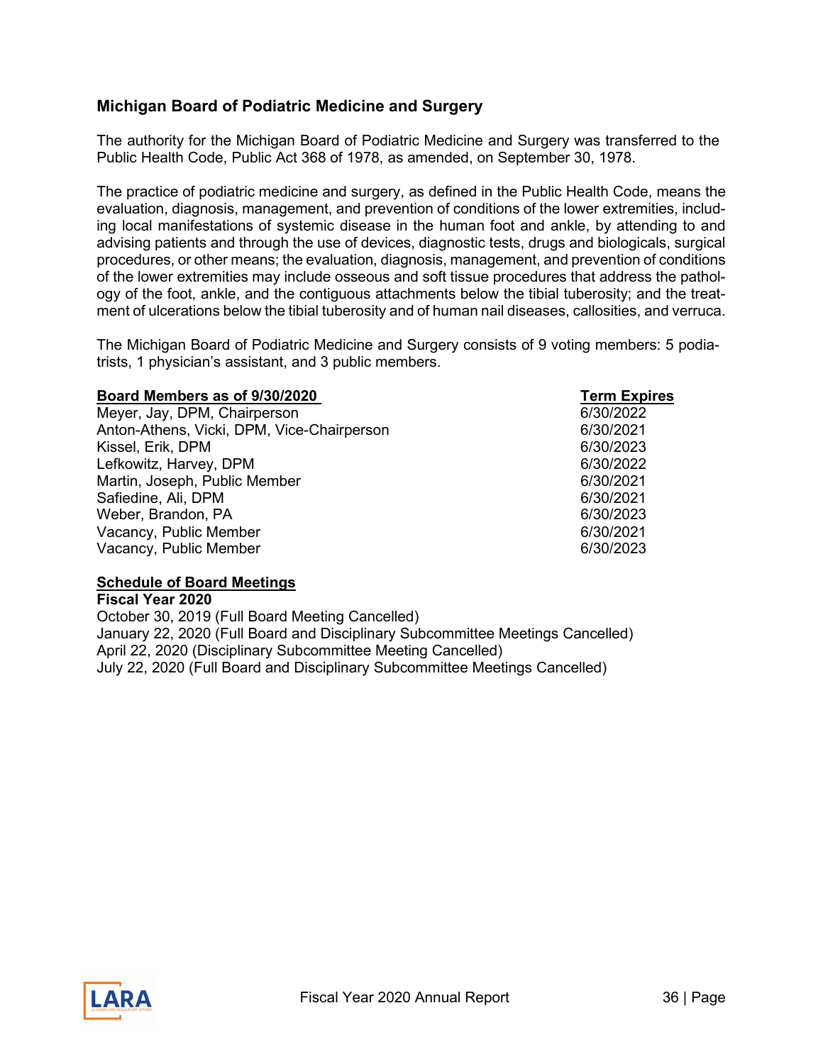## Michigan Board of Podiatric Medicine and Surgery

The authority for the Michigan Board of Podiatric Medicine and Surgery was transferred to the Public Health Code, Public Act 368 of 1978, as amended, on September 30, 1978.

The practice of podiatric medicine and surgery, as defined in the Public Health Code, means the evaluation, diagnosis, management, and prevention of conditions of the lower extremities, including local manifestations of systemic disease in the human foot and ankle, by attending to and advising patients and through the use of devices, diagnostic tests, drugs and biologicals, surgical procedures, or other means; the evaluation, diagnosis, management, and prevention of conditions of the lower extremities may include osseous and soft tissue procedures that address the pathology of the foot, ankle, and the contiguous attachments below the tibial tuberosity; and the treatment of ulcerations below the tibial tuberosity and of human nail diseases, callosities, and verruca.

The Michigan Board of Podiatric Medicine and Surgery consists of 9 voting members: 5 podiatrists, 1 physician's assistant, and 3 public members.

| Board Members as of 9/30/2020 | Term Expires |
|---|---|
| Meyer, Jay, DPM, Chairperson | 6/30/2022 |
| Anton-Athens, Vicki, DPM, Vice-Chairperson | 6/30/2021 |
| Kissel, Erik, DPM | 6/30/2023 |
| Lefkowitz, Harvey, DPM | 6/30/2022 |
| Martin, Joseph, Public Member | 6/30/2021 |
| Safiedine, Ali, DPM | 6/30/2021 |
| Weber, Brandon, PA | 6/30/2023 |
| Vacancy, Public Member | 6/30/2021 |
| Vacancy, Public Member | 6/30/2023 |

**Schedule of Board Meetings**

**Fiscal Year 2020**

October 30, 2019 (Full Board Meeting Cancelled)
January 22, 2020 (Full Board and Disciplinary Subcommittee Meetings Cancelled)
April 22, 2020 (Disciplinary Subcommittee Meeting Cancelled)
July 22, 2020 (Full Board and Disciplinary Subcommittee Meetings Cancelled)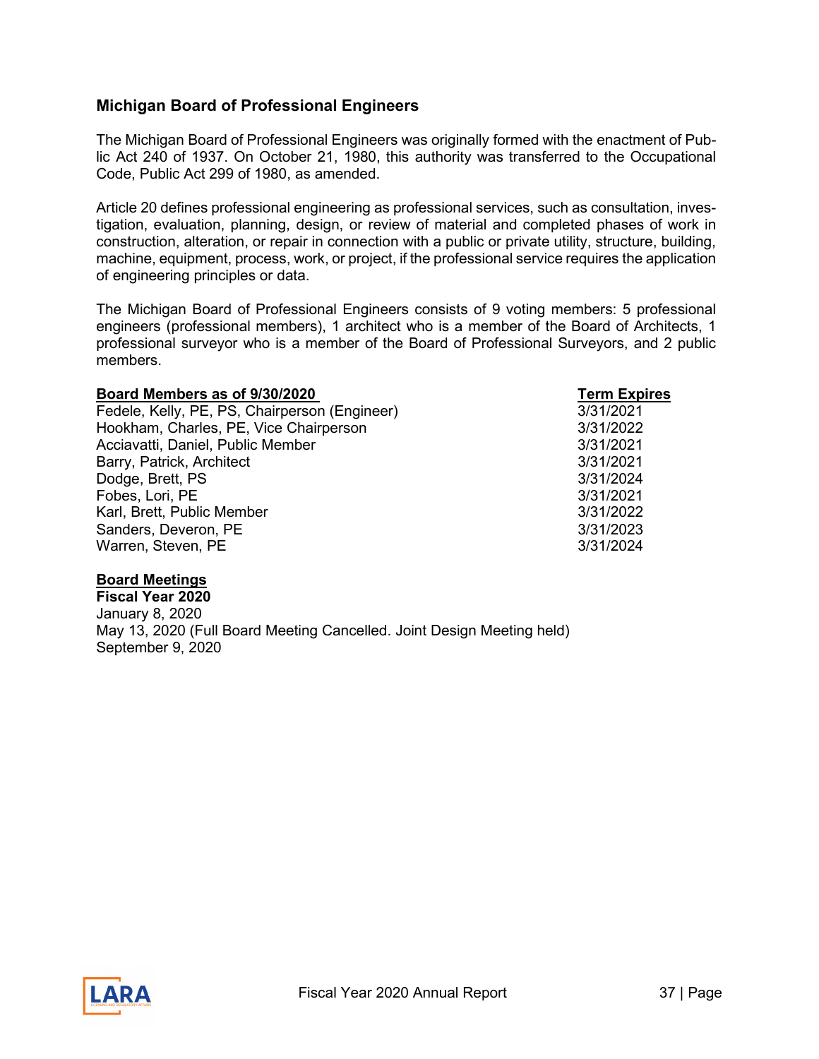## Michigan Board of Professional Engineers

The Michigan Board of Professional Engineers was originally formed with the enactment of Public Act 240 of 1937. On October 21, 1980, this authority was transferred to the Occupational Code, Public Act 299 of 1980, as amended.

Article 20 defines professional engineering as professional services, such as consultation, investigation, evaluation, planning, design, or review of material and completed phases of work in construction, alteration, or repair in connection with a public or private utility, structure, building, machine, equipment, process, work, or project, if the professional service requires the application of engineering principles or data.

The Michigan Board of Professional Engineers consists of 9 voting members: 5 professional engineers (professional members), 1 architect who is a member of the Board of Architects, 1 professional surveyor who is a member of the Board of Professional Surveyors, and 2 public members.

| Board Members as of 9/30/2020 | Term Expires |
| --- | --- |
| Fedele, Kelly, PE, PS, Chairperson (Engineer) | 3/31/2021 |
| Hookham, Charles, PE, Vice Chairperson | 3/31/2022 |
| Acciavatti, Daniel, Public Member | 3/31/2021 |
| Barry, Patrick, Architect | 3/31/2021 |
| Dodge, Brett, PS | 3/31/2024 |
| Fobes, Lori, PE | 3/31/2021 |
| Karl, Brett, Public Member | 3/31/2022 |
| Sanders, Deveron, PE | 3/31/2023 |
| Warren, Steven, PE | 3/31/2024 |

**Board Meetings**

**Fiscal Year 2020**

January 8, 2020
May 13, 2020 (Full Board Meeting Cancelled. Joint Design Meeting held)
September 9, 2020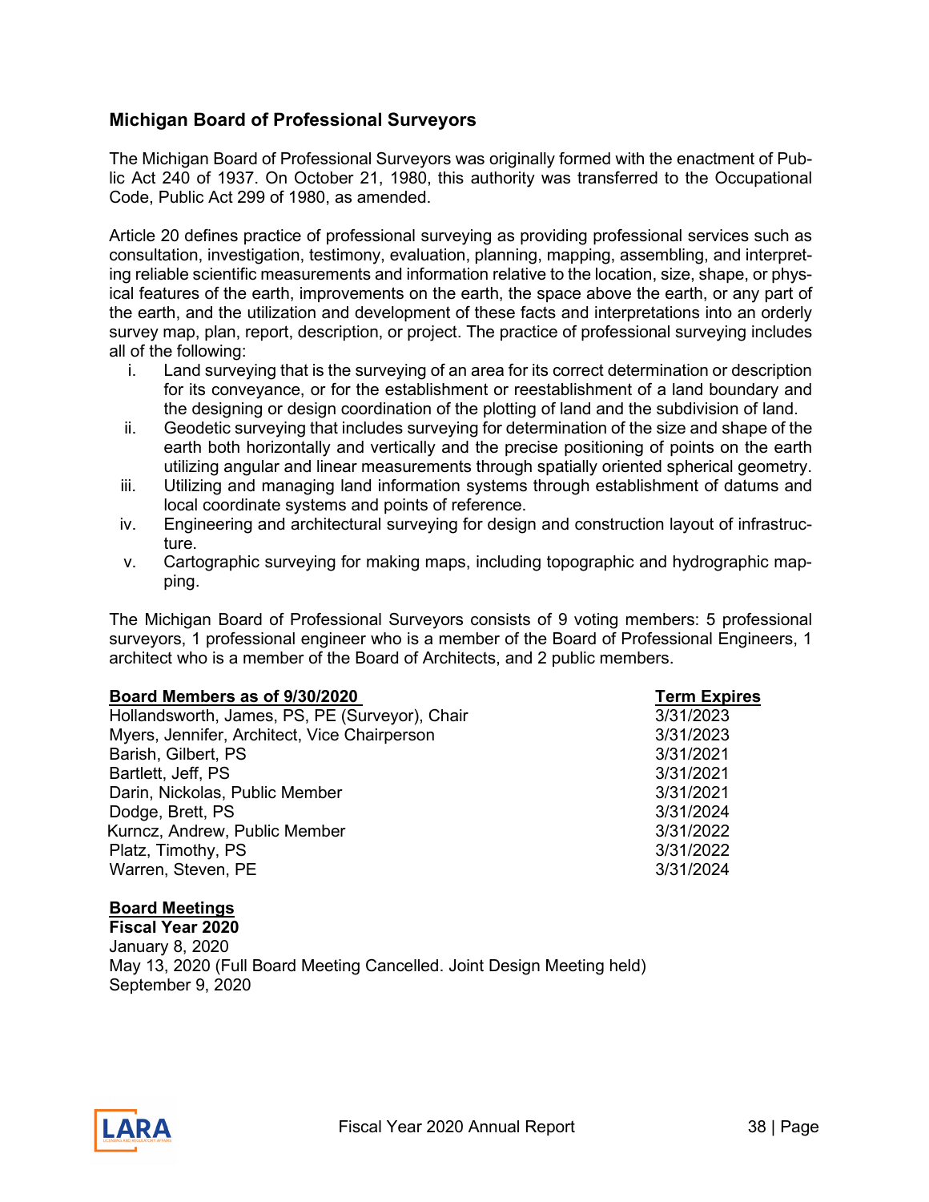## Michigan Board of Professional Surveyors

The Michigan Board of Professional Surveyors was originally formed with the enactment of Public Act 240 of 1937. On October 21, 1980, this authority was transferred to the Occupational Code, Public Act 299 of 1980, as amended.

Article 20 defines practice of professional surveying as providing professional services such as consultation, investigation, testimony, evaluation, planning, mapping, assembling, and interpreting reliable scientific measurements and information relative to the location, size, shape, or physical features of the earth, improvements on the earth, the space above the earth, or any part of the earth, and the utilization and development of these facts and interpretations into an orderly survey map, plan, report, description, or project. The practice of professional surveying includes all of the following:

i. Land surveying that is the surveying of an area for its correct determination or description for its conveyance, or for the establishment or reestablishment of a land boundary and the designing or design coordination of the plotting of land and the subdivision of land.
ii. Geodetic surveying that includes surveying for determination of the size and shape of the earth both horizontally and vertically and the precise positioning of points on the earth utilizing angular and linear measurements through spatially oriented spherical geometry.
iii. Utilizing and managing land information systems through establishment of datums and local coordinate systems and points of reference.
iv. Engineering and architectural surveying for design and construction layout of infrastructure.
v. Cartographic surveying for making maps, including topographic and hydrographic mapping.

The Michigan Board of Professional Surveyors consists of 9 voting members: 5 professional surveyors, 1 professional engineer who is a member of the Board of Professional Engineers, 1 architect who is a member of the Board of Architects, and 2 public members.

| Board Members as of 9/30/2020 | Term Expires |
| --- | --- |
| Hollandsworth, James, PS, PE (Surveyor), Chair | 3/31/2023 |
| Myers, Jennifer, Architect, Vice Chairperson | 3/31/2023 |
| Barish, Gilbert, PS | 3/31/2021 |
| Bartlett, Jeff, PS | 3/31/2021 |
| Darin, Nickolas, Public Member | 3/31/2021 |
| Dodge, Brett, PS | 3/31/2024 |
| Kurncz, Andrew, Public Member | 3/31/2022 |
| Platz, Timothy, PS | 3/31/2022 |
| Warren, Steven, PE | 3/31/2024 |

**Board Meetings**

**Fiscal Year 2020**

January 8, 2020
May 13, 2020 (Full Board Meeting Cancelled. Joint Design Meeting held)
September 9, 2020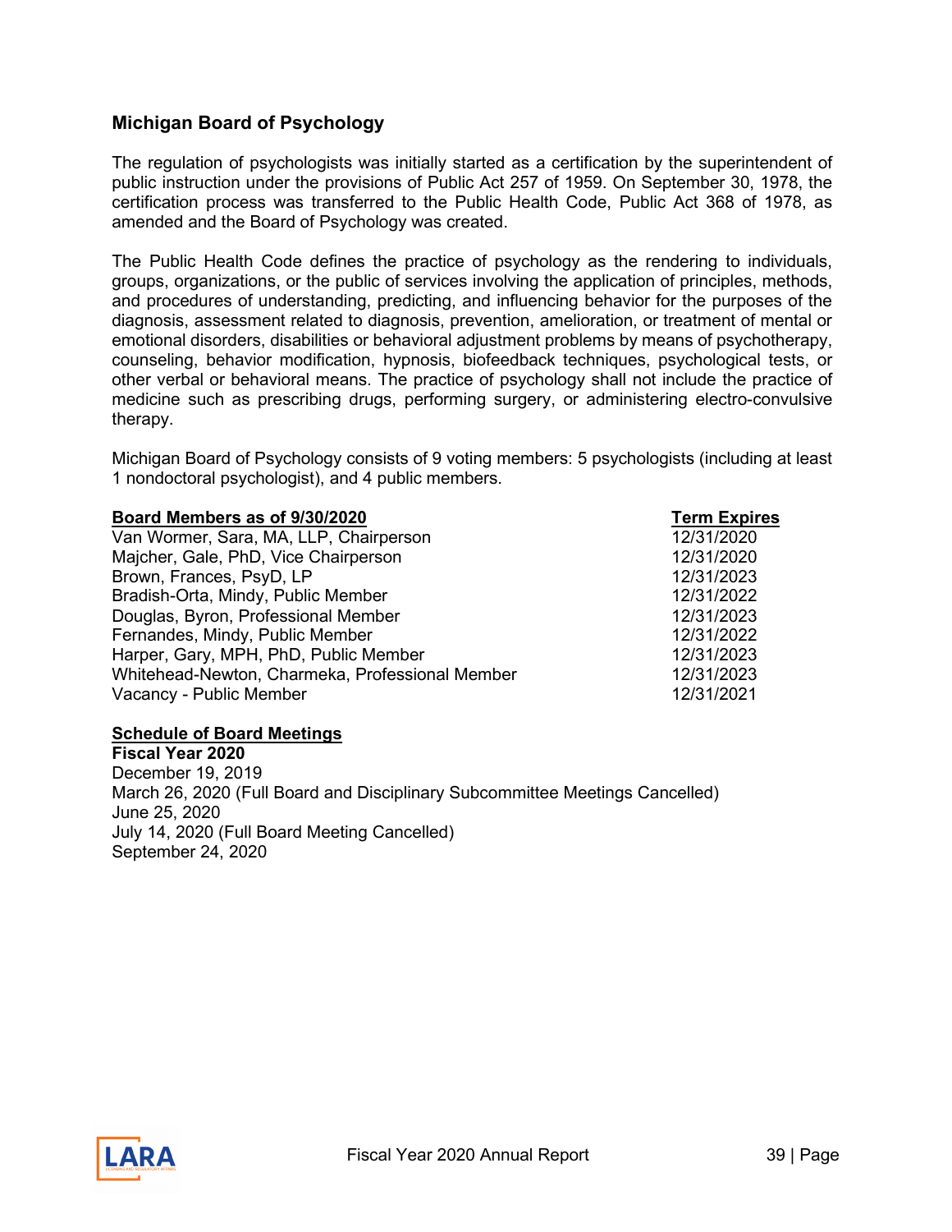## Michigan Board of Psychology

The regulation of psychologists was initially started as a certification by the superintendent of public instruction under the provisions of Public Act 257 of 1959. On September 30, 1978, the certification process was transferred to the Public Health Code, Public Act 368 of 1978, as amended and the Board of Psychology was created.

The Public Health Code defines the practice of psychology as the rendering to individuals, groups, organizations, or the public of services involving the application of principles, methods, and procedures of understanding, predicting, and influencing behavior for the purposes of the diagnosis, assessment related to diagnosis, prevention, amelioration, or treatment of mental or emotional disorders, disabilities or behavioral adjustment problems by means of psychotherapy, counseling, behavior modification, hypnosis, biofeedback techniques, psychological tests, or other verbal or behavioral means. The practice of psychology shall not include the practice of medicine such as prescribing drugs, performing surgery, or administering electro-convulsive therapy.

Michigan Board of Psychology consists of 9 voting members: 5 psychologists (including at least 1 nondoctoral psychologist), and 4 public members.

| Board Members as of 9/30/2020 | Term Expires |
|---|---|
| Van Wormer, Sara, MA, LLP, Chairperson | 12/31/2020 |
| Majcher, Gale, PhD, Vice Chairperson | 12/31/2020 |
| Brown, Frances, PsyD, LP | 12/31/2023 |
| Bradish-Orta, Mindy, Public Member | 12/31/2022 |
| Douglas, Byron, Professional Member | 12/31/2023 |
| Fernandes, Mindy, Public Member | 12/31/2022 |
| Harper, Gary, MPH, PhD, Public Member | 12/31/2023 |
| Whitehead-Newton, Charmeka, Professional Member | 12/31/2023 |
| Vacancy - Public Member | 12/31/2021 |

**Schedule of Board Meetings**

**Fiscal Year 2020**

December 19, 2019
March 26, 2020 (Full Board and Disciplinary Subcommittee Meetings Cancelled)
June 25, 2020
July 14, 2020 (Full Board Meeting Cancelled)
September 24, 2020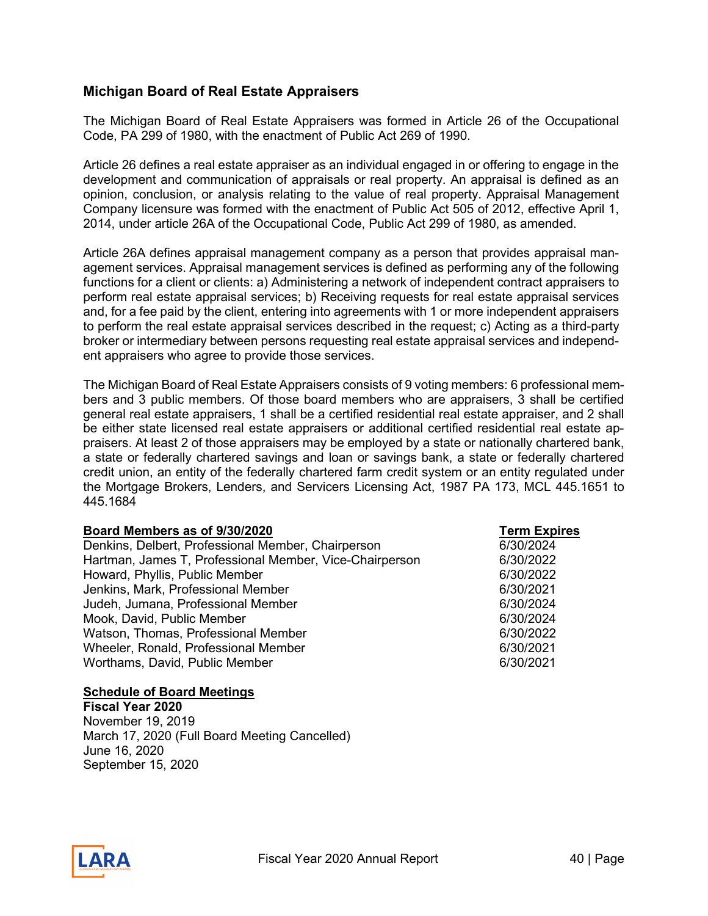## Michigan Board of Real Estate Appraisers

The Michigan Board of Real Estate Appraisers was formed in Article 26 of the Occupational Code, PA 299 of 1980, with the enactment of Public Act 269 of 1990.

Article 26 defines a real estate appraiser as an individual engaged in or offering to engage in the development and communication of appraisals or real property. An appraisal is defined as an opinion, conclusion, or analysis relating to the value of real property. Appraisal Management Company licensure was formed with the enactment of Public Act 505 of 2012, effective April 1, 2014, under article 26A of the Occupational Code, Public Act 299 of 1980, as amended.

Article 26A defines appraisal management company as a person that provides appraisal management services. Appraisal management services is defined as performing any of the following functions for a client or clients: a) Administering a network of independent contract appraisers to perform real estate appraisal services; b) Receiving requests for real estate appraisal services and, for a fee paid by the client, entering into agreements with 1 or more independent appraisers to perform the real estate appraisal services described in the request; c) Acting as a third-party broker or intermediary between persons requesting real estate appraisal services and independent appraisers who agree to provide those services.

The Michigan Board of Real Estate Appraisers consists of 9 voting members: 6 professional members and 3 public members. Of those board members who are appraisers, 3 shall be certified general real estate appraisers, 1 shall be a certified residential real estate appraiser, and 2 shall be either state licensed real estate appraisers or additional certified residential real estate appraisers. At least 2 of those appraisers may be employed by a state or nationally chartered bank, a state or federally chartered savings and loan or savings bank, a state or federally chartered credit union, an entity of the federally chartered farm credit system or an entity regulated under the Mortgage Brokers, Lenders, and Servicers Licensing Act, 1987 PA 173, MCL 445.1651 to 445.1684

| Board Members as of 9/30/2020 | Term Expires |
|---|---|
| Denkins, Delbert, Professional Member, Chairperson | 6/30/2024 |
| Hartman, James T, Professional Member, Vice-Chairperson | 6/30/2022 |
| Howard, Phyllis, Public Member | 6/30/2022 |
| Jenkins, Mark, Professional Member | 6/30/2021 |
| Judeh, Jumana, Professional Member | 6/30/2024 |
| Mook, David, Public Member | 6/30/2024 |
| Watson, Thomas, Professional Member | 6/30/2022 |
| Wheeler, Ronald, Professional Member | 6/30/2021 |
| Worthams, David, Public Member | 6/30/2021 |

**Schedule of Board Meetings**

**Fiscal Year 2020**

November 19, 2019
March 17, 2020 (Full Board Meeting Cancelled)
June 16, 2020
September 15, 2020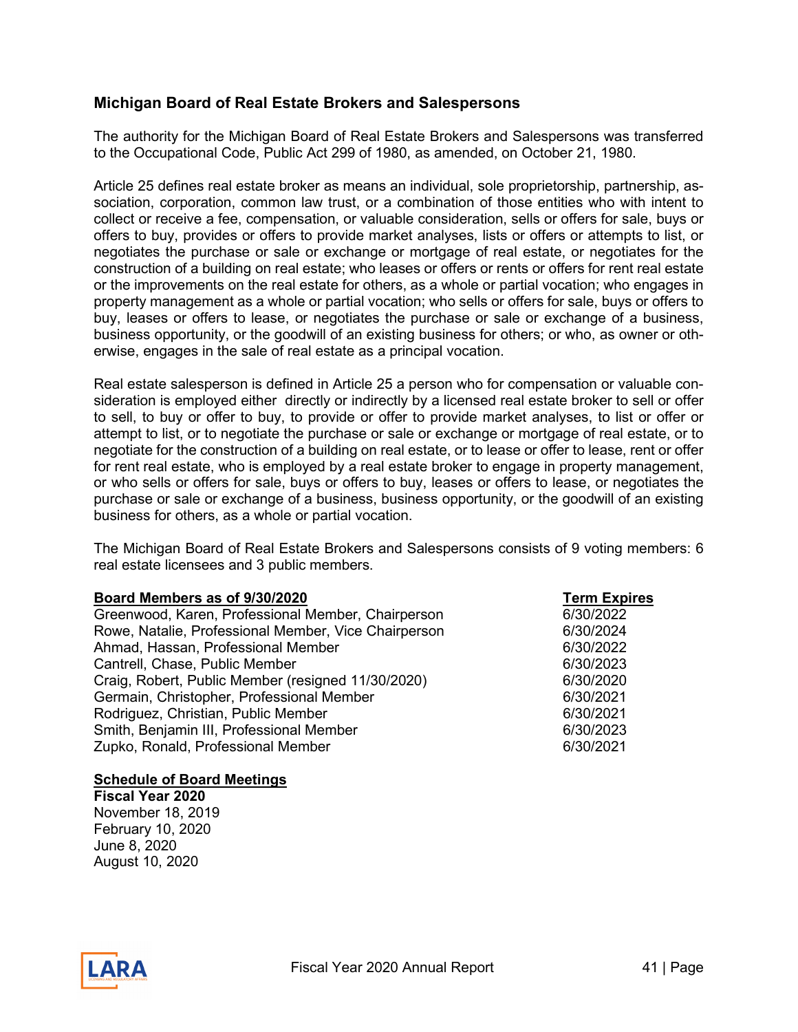## Michigan Board of Real Estate Brokers and Salespersons

The authority for the Michigan Board of Real Estate Brokers and Salespersons was transferred to the Occupational Code, Public Act 299 of 1980, as amended, on October 21, 1980.

Article 25 defines real estate broker as means an individual, sole proprietorship, partnership, association, corporation, common law trust, or a combination of those entities who with intent to collect or receive a fee, compensation, or valuable consideration, sells or offers for sale, buys or offers to buy, provides or offers to provide market analyses, lists or offers or attempts to list, or negotiates the purchase or sale or exchange or mortgage of real estate, or negotiates for the construction of a building on real estate; who leases or offers or rents or offers for rent real estate or the improvements on the real estate for others, as a whole or partial vocation; who engages in property management as a whole or partial vocation; who sells or offers for sale, buys or offers to buy, leases or offers to lease, or negotiates the purchase or sale or exchange of a business, business opportunity, or the goodwill of an existing business for others; or who, as owner or otherwise, engages in the sale of real estate as a principal vocation.

Real estate salesperson is defined in Article 25 a person who for compensation or valuable consideration is employed either directly or indirectly by a licensed real estate broker to sell or offer to sell, to buy or offer to buy, to provide or offer to provide market analyses, to list or offer or attempt to list, or to negotiate the purchase or sale or exchange or mortgage of real estate, or to negotiate for the construction of a building on real estate, or to lease or offer to lease, rent or offer for rent real estate, who is employed by a real estate broker to engage in property management, or who sells or offers for sale, buys or offers to buy, leases or offers to lease, or negotiates the purchase or sale or exchange of a business, business opportunity, or the goodwill of an existing business for others, as a whole or partial vocation.

The Michigan Board of Real Estate Brokers and Salespersons consists of 9 voting members: 6 real estate licensees and 3 public members.

| **Board Members as of 9/30/2020** | **Term Expires** |
|---|---|
| Greenwood, Karen, Professional Member, Chairperson | 6/30/2022 |
| Rowe, Natalie, Professional Member, Vice Chairperson | 6/30/2024 |
| Ahmad, Hassan, Professional Member | 6/30/2022 |
| Cantrell, Chase, Public Member | 6/30/2023 |
| Craig, Robert, Public Member (resigned 11/30/2020) | 6/30/2020 |
| Germain, Christopher, Professional Member | 6/30/2021 |
| Rodriguez, Christian, Public Member | 6/30/2021 |
| Smith, Benjamin III, Professional Member | 6/30/2023 |
| Zupko, Ronald, Professional Member | 6/30/2021 |

**Schedule of Board Meetings**

**Fiscal Year 2020**

November 18, 2019
February 10, 2020
June 8, 2020
August 10, 2020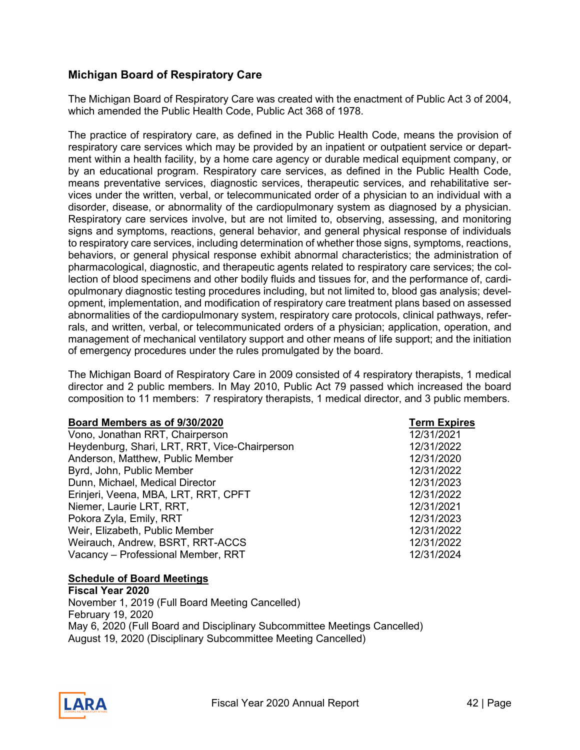## Michigan Board of Respiratory Care

The Michigan Board of Respiratory Care was created with the enactment of Public Act 3 of 2004, which amended the Public Health Code, Public Act 368 of 1978.

The practice of respiratory care, as defined in the Public Health Code, means the provision of respiratory care services which may be provided by an inpatient or outpatient service or department within a health facility, by a home care agency or durable medical equipment company, or by an educational program. Respiratory care services, as defined in the Public Health Code, means preventative services, diagnostic services, therapeutic services, and rehabilitative services under the written, verbal, or telecommunicated order of a physician to an individual with a disorder, disease, or abnormality of the cardiopulmonary system as diagnosed by a physician. Respiratory care services involve, but are not limited to, observing, assessing, and monitoring signs and symptoms, reactions, general behavior, and general physical response of individuals to respiratory care services, including determination of whether those signs, symptoms, reactions, behaviors, or general physical response exhibit abnormal characteristics; the administration of pharmacological, diagnostic, and therapeutic agents related to respiratory care services; the collection of blood specimens and other bodily fluids and tissues for, and the performance of, cardiopulmonary diagnostic testing procedures including, but not limited to, blood gas analysis; development, implementation, and modification of respiratory care treatment plans based on assessed abnormalities of the cardiopulmonary system, respiratory care protocols, clinical pathways, referrals, and written, verbal, or telecommunicated orders of a physician; application, operation, and management of mechanical ventilatory support and other means of life support; and the initiation of emergency procedures under the rules promulgated by the board.

The Michigan Board of Respiratory Care in 2009 consisted of 4 respiratory therapists, 1 medical director and 2 public members. In May 2010, Public Act 79 passed which increased the board composition to 11 members: 7 respiratory therapists, 1 medical director, and 3 public members.

| Board Members as of 9/30/2020 | Term Expires |
|---|---|
| Vono, Jonathan RRT, Chairperson | 12/31/2021 |
| Heydenburg, Shari, LRT, RRT, Vice-Chairperson | 12/31/2022 |
| Anderson, Matthew, Public Member | 12/31/2020 |
| Byrd, John, Public Member | 12/31/2022 |
| Dunn, Michael, Medical Director | 12/31/2023 |
| Erinjeri, Veena, MBA, LRT, RRT, CPFT | 12/31/2022 |
| Niemer, Laurie LRT, RRT, | 12/31/2021 |
| Pokora Zyla, Emily, RRT | 12/31/2023 |
| Weir, Elizabeth, Public Member | 12/31/2022 |
| Weirauch, Andrew, BSRT, RRT-ACCS | 12/31/2022 |
| Vacancy – Professional Member, RRT | 12/31/2024 |

**Schedule of Board Meetings**

**Fiscal Year 2020**

November 1, 2019 (Full Board Meeting Cancelled)
February 19, 2020
May 6, 2020 (Full Board and Disciplinary Subcommittee Meetings Cancelled)
August 19, 2020 (Disciplinary Subcommittee Meeting Cancelled)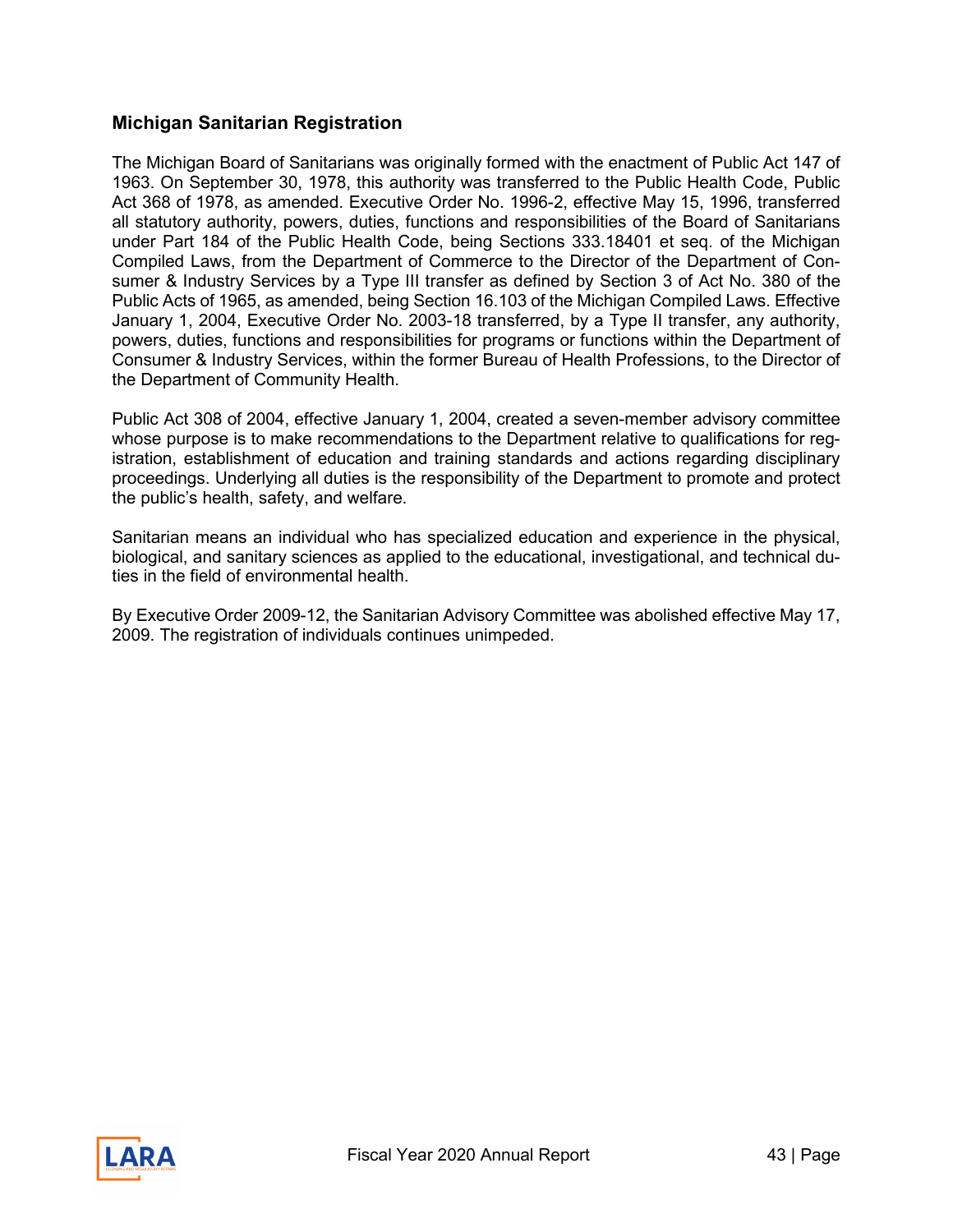## Michigan Sanitarian Registration

The Michigan Board of Sanitarians was originally formed with the enactment of Public Act 147 of 1963. On September 30, 1978, this authority was transferred to the Public Health Code, Public Act 368 of 1978, as amended. Executive Order No. 1996-2, effective May 15, 1996, transferred all statutory authority, powers, duties, functions and responsibilities of the Board of Sanitarians under Part 184 of the Public Health Code, being Sections 333.18401 et seq. of the Michigan Compiled Laws, from the Department of Commerce to the Director of the Department of Consumer & Industry Services by a Type III transfer as defined by Section 3 of Act No. 380 of the Public Acts of 1965, as amended, being Section 16.103 of the Michigan Compiled Laws. Effective January 1, 2004, Executive Order No. 2003-18 transferred, by a Type II transfer, any authority, powers, duties, functions and responsibilities for programs or functions within the Department of Consumer & Industry Services, within the former Bureau of Health Professions, to the Director of the Department of Community Health.

Public Act 308 of 2004, effective January 1, 2004, created a seven-member advisory committee whose purpose is to make recommendations to the Department relative to qualifications for registration, establishment of education and training standards and actions regarding disciplinary proceedings. Underlying all duties is the responsibility of the Department to promote and protect the public's health, safety, and welfare.

Sanitarian means an individual who has specialized education and experience in the physical, biological, and sanitary sciences as applied to the educational, investigational, and technical duties in the field of environmental health.

By Executive Order 2009-12, the Sanitarian Advisory Committee was abolished effective May 17, 2009. The registration of individuals continues unimpeded.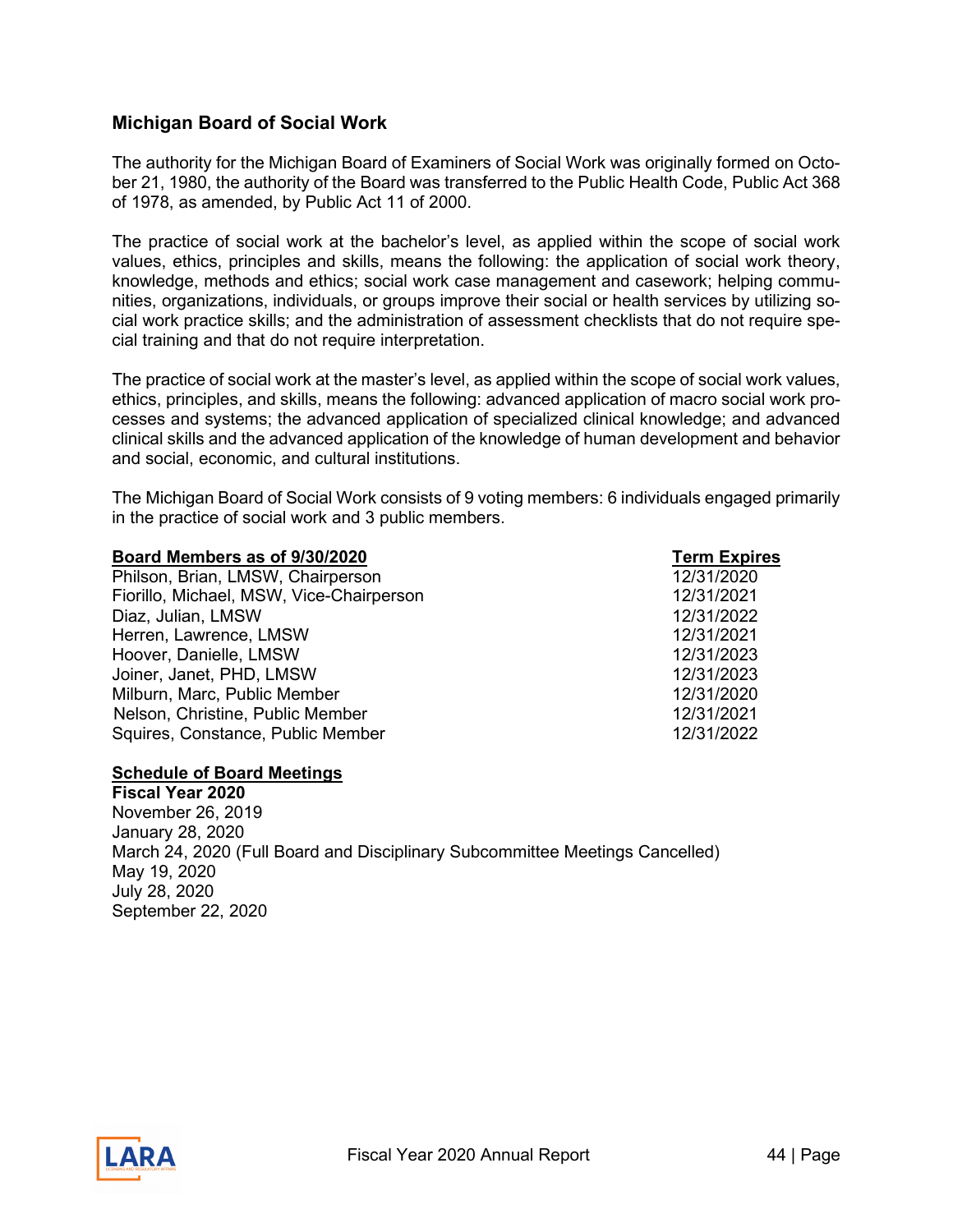## Michigan Board of Social Work

The authority for the Michigan Board of Examiners of Social Work was originally formed on October 21, 1980, the authority of the Board was transferred to the Public Health Code, Public Act 368 of 1978, as amended, by Public Act 11 of 2000.

The practice of social work at the bachelor's level, as applied within the scope of social work values, ethics, principles and skills, means the following: the application of social work theory, knowledge, methods and ethics; social work case management and casework; helping communities, organizations, individuals, or groups improve their social or health services by utilizing social work practice skills; and the administration of assessment checklists that do not require special training and that do not require interpretation.

The practice of social work at the master's level, as applied within the scope of social work values, ethics, principles, and skills, means the following: advanced application of macro social work processes and systems; the advanced application of specialized clinical knowledge; and advanced clinical skills and the advanced application of the knowledge of human development and behavior and social, economic, and cultural institutions.

The Michigan Board of Social Work consists of 9 voting members: 6 individuals engaged primarily in the practice of social work and 3 public members.

| Board Members as of 9/30/2020 | Term Expires |
|---|---|
| Philson, Brian, LMSW, Chairperson | 12/31/2020 |
| Fiorillo, Michael, MSW, Vice-Chairperson | 12/31/2021 |
| Diaz, Julian, LMSW | 12/31/2022 |
| Herren, Lawrence, LMSW | 12/31/2021 |
| Hoover, Danielle, LMSW | 12/31/2023 |
| Joiner, Janet, PHD, LMSW | 12/31/2023 |
| Milburn, Marc, Public Member | 12/31/2020 |
| Nelson, Christine, Public Member | 12/31/2021 |
| Squires, Constance, Public Member | 12/31/2022 |

**Schedule of Board Meetings**

**Fiscal Year 2020**

November 26, 2019
January 28, 2020
March 24, 2020 (Full Board and Disciplinary Subcommittee Meetings Cancelled)
May 19, 2020
July 28, 2020
September 22, 2020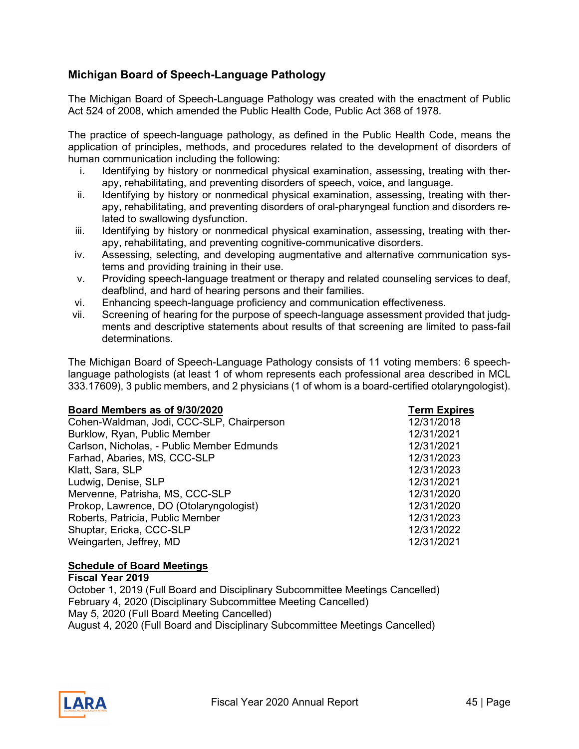## Michigan Board of Speech-Language Pathology

The Michigan Board of Speech-Language Pathology was created with the enactment of Public Act 524 of 2008, which amended the Public Health Code, Public Act 368 of 1978.

The practice of speech-language pathology, as defined in the Public Health Code, means the application of principles, methods, and procedures related to the development of disorders of human communication including the following:

i. Identifying by history or nonmedical physical examination, assessing, treating with therapy, rehabilitating, and preventing disorders of speech, voice, and language.
ii. Identifying by history or nonmedical physical examination, assessing, treating with therapy, rehabilitating, and preventing disorders of oral-pharyngeal function and disorders related to swallowing dysfunction.
iii. Identifying by history or nonmedical physical examination, assessing, treating with therapy, rehabilitating, and preventing cognitive-communicative disorders.
iv. Assessing, selecting, and developing augmentative and alternative communication systems and providing training in their use.
v. Providing speech-language treatment or therapy and related counseling services to deaf, deafblind, and hard of hearing persons and their families.
vi. Enhancing speech-language proficiency and communication effectiveness.
vii. Screening of hearing for the purpose of speech-language assessment provided that judgments and descriptive statements about results of that screening are limited to pass-fail determinations.

The Michigan Board of Speech-Language Pathology consists of 11 voting members: 6 speech-language pathologists (at least 1 of whom represents each professional area described in MCL 333.17609), 3 public members, and 2 physicians (1 of whom is a board-certified otolaryngologist).

| Board Members as of 9/30/2020 | Term Expires |
|---|---|
| Cohen-Waldman, Jodi, CCC-SLP, Chairperson | 12/31/2018 |
| Burklow, Ryan, Public Member | 12/31/2021 |
| Carlson, Nicholas, - Public Member Edmunds | 12/31/2021 |
| Farhad, Abaries, MS, CCC-SLP | 12/31/2023 |
| Klatt, Sara, SLP | 12/31/2023 |
| Ludwig, Denise, SLP | 12/31/2021 |
| Mervenne, Patrisha, MS, CCC-SLP | 12/31/2020 |
| Prokop, Lawrence, DO (Otolaryngologist) | 12/31/2020 |
| Roberts, Patricia, Public Member | 12/31/2023 |
| Shuptar, Ericka, CCC-SLP | 12/31/2022 |
| Weingarten, Jeffrey, MD | 12/31/2021 |

**Schedule of Board Meetings**

**Fiscal Year 2019**

October 1, 2019 (Full Board and Disciplinary Subcommittee Meetings Cancelled)
February 4, 2020 (Disciplinary Subcommittee Meeting Cancelled)
May 5, 2020 (Full Board Meeting Cancelled)
August 4, 2020 (Full Board and Disciplinary Subcommittee Meetings Cancelled)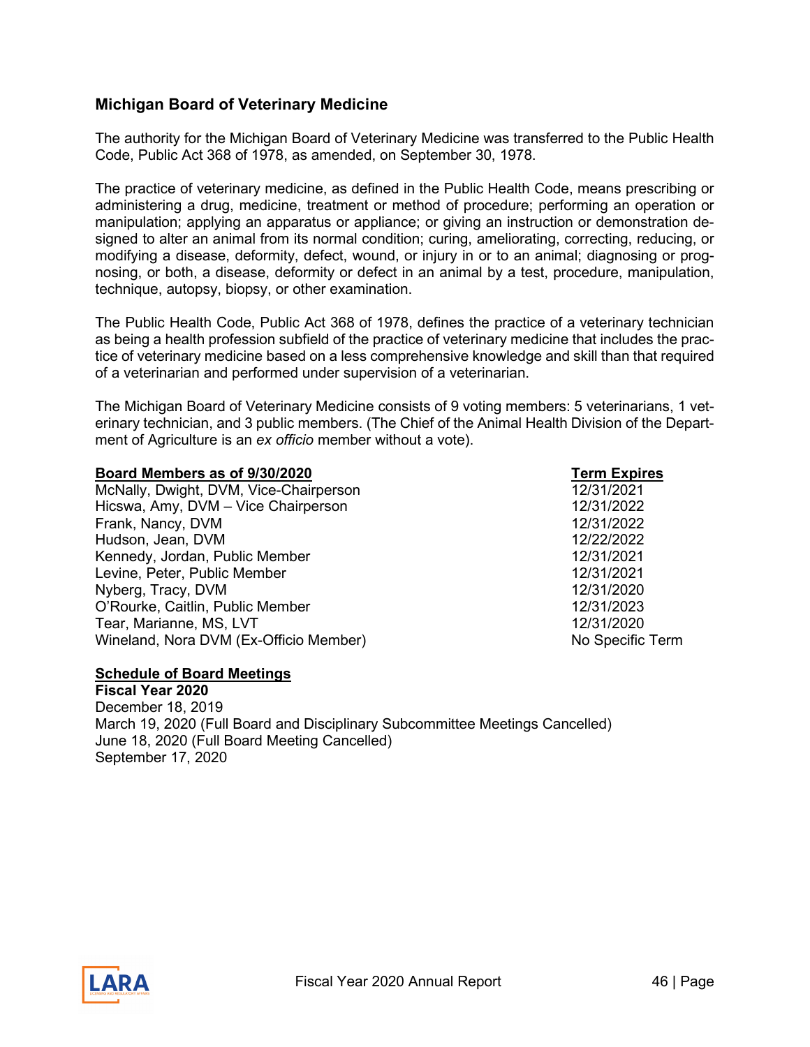## Michigan Board of Veterinary Medicine

The authority for the Michigan Board of Veterinary Medicine was transferred to the Public Health Code, Public Act 368 of 1978, as amended, on September 30, 1978.

The practice of veterinary medicine, as defined in the Public Health Code, means prescribing or administering a drug, medicine, treatment or method of procedure; performing an operation or manipulation; applying an apparatus or appliance; or giving an instruction or demonstration designed to alter an animal from its normal condition; curing, ameliorating, correcting, reducing, or modifying a disease, deformity, defect, wound, or injury in or to an animal; diagnosing or prognosing, or both, a disease, deformity or defect in an animal by a test, procedure, manipulation, technique, autopsy, biopsy, or other examination.

The Public Health Code, Public Act 368 of 1978, defines the practice of a veterinary technician as being a health profession subfield of the practice of veterinary medicine that includes the practice of veterinary medicine based on a less comprehensive knowledge and skill than that required of a veterinarian and performed under supervision of a veterinarian.

The Michigan Board of Veterinary Medicine consists of 9 voting members: 5 veterinarians, 1 veterinary technician, and 3 public members. (The Chief of the Animal Health Division of the Department of Agriculture is an *ex officio* member without a vote).

| **Board Members as of 9/30/2020** | **Term Expires** |
|---|---|
| McNally, Dwight, DVM, Vice-Chairperson | 12/31/2021 |
| Hicswa, Amy, DVM – Vice Chairperson | 12/31/2022 |
| Frank, Nancy, DVM | 12/31/2022 |
| Hudson, Jean, DVM | 12/22/2022 |
| Kennedy, Jordan, Public Member | 12/31/2021 |
| Levine, Peter, Public Member | 12/31/2021 |
| Nyberg, Tracy, DVM | 12/31/2020 |
| O'Rourke, Caitlin, Public Member | 12/31/2023 |
| Tear, Marianne, MS, LVT | 12/31/2020 |
| Wineland, Nora DVM (Ex-Officio Member) | No Specific Term |

**Schedule of Board Meetings**

**Fiscal Year 2020**

December 18, 2019
March 19, 2020 (Full Board and Disciplinary Subcommittee Meetings Cancelled)
June 18, 2020 (Full Board Meeting Cancelled)
September 17, 2020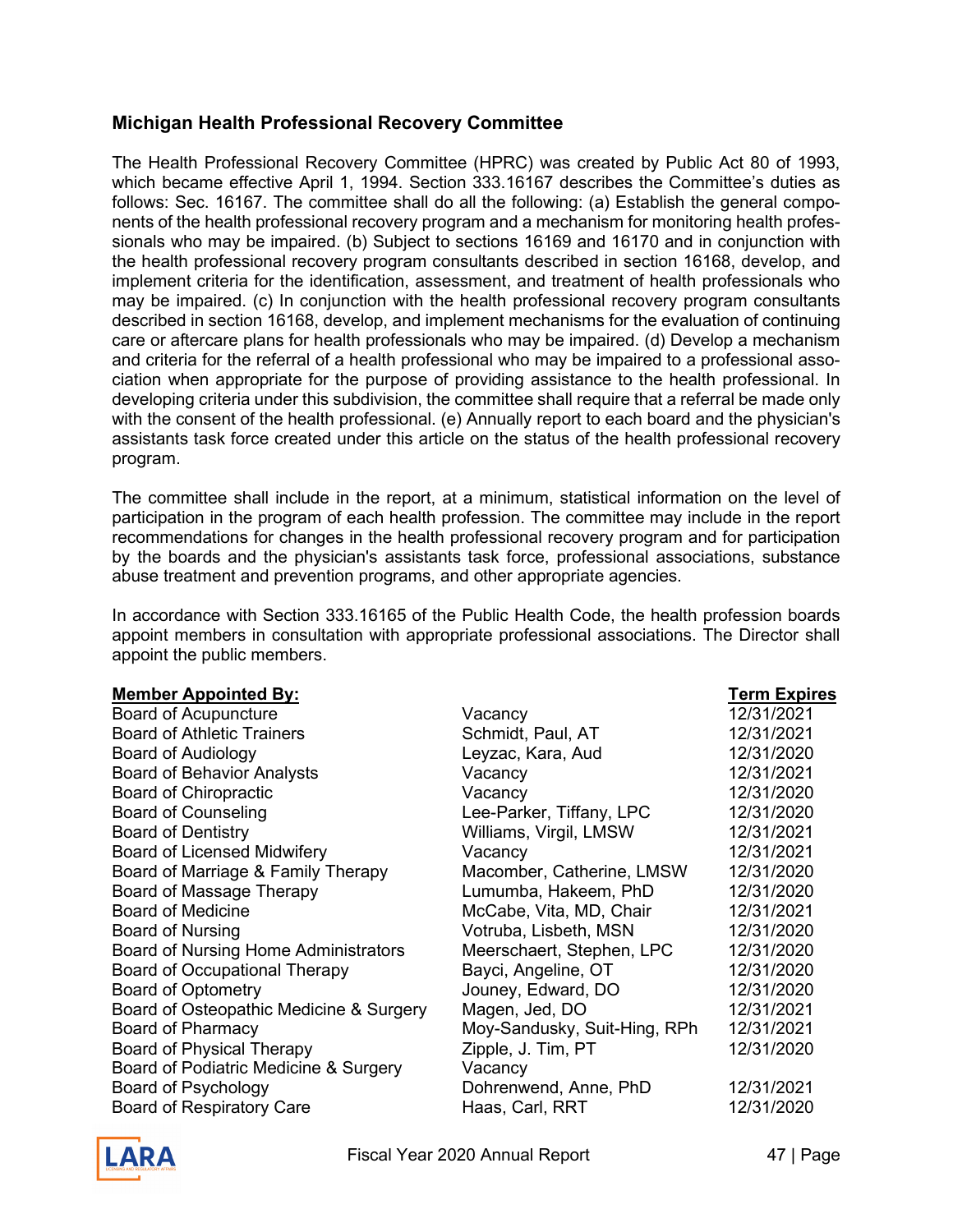## Michigan Health Professional Recovery Committee

The Health Professional Recovery Committee (HPRC) was created by Public Act 80 of 1993, which became effective April 1, 1994. Section 333.16167 describes the Committee's duties as follows: Sec. 16167. The committee shall do all the following: (a) Establish the general components of the health professional recovery program and a mechanism for monitoring health professionals who may be impaired. (b) Subject to sections 16169 and 16170 and in conjunction with the health professional recovery program consultants described in section 16168, develop, and implement criteria for the identification, assessment, and treatment of health professionals who may be impaired. (c) In conjunction with the health professional recovery program consultants described in section 16168, develop, and implement mechanisms for the evaluation of continuing care or aftercare plans for health professionals who may be impaired. (d) Develop a mechanism and criteria for the referral of a health professional who may be impaired to a professional association when appropriate for the purpose of providing assistance to the health professional. In developing criteria under this subdivision, the committee shall require that a referral be made only with the consent of the health professional. (e) Annually report to each board and the physician's assistants task force created under this article on the status of the health professional recovery program.

The committee shall include in the report, at a minimum, statistical information on the level of participation in the program of each health profession. The committee may include in the report recommendations for changes in the health professional recovery program and for participation by the boards and the physician's assistants task force, professional associations, substance abuse treatment and prevention programs, and other appropriate agencies.

In accordance with Section 333.16165 of the Public Health Code, the health profession boards appoint members in consultation with appropriate professional associations. The Director shall appoint the public members.

| Member Appointed By: | | Term Expires |
|---|---|---|
| Board of Acupuncture | Vacancy | 12/31/2021 |
| Board of Athletic Trainers | Schmidt, Paul, AT | 12/31/2021 |
| Board of Audiology | Leyzac, Kara, Aud | 12/31/2020 |
| Board of Behavior Analysts | Vacancy | 12/31/2021 |
| Board of Chiropractic | Vacancy | 12/31/2020 |
| Board of Counseling | Lee-Parker, Tiffany, LPC | 12/31/2020 |
| Board of Dentistry | Williams, Virgil, LMSW | 12/31/2021 |
| Board of Licensed Midwifery | Vacancy | 12/31/2021 |
| Board of Marriage & Family Therapy | Macomber, Catherine, LMSW | 12/31/2020 |
| Board of Massage Therapy | Lumumba, Hakeem, PhD | 12/31/2020 |
| Board of Medicine | McCabe, Vita, MD, Chair | 12/31/2021 |
| Board of Nursing | Votruba, Lisbeth, MSN | 12/31/2020 |
| Board of Nursing Home Administrators | Meerschaert, Stephen, LPC | 12/31/2020 |
| Board of Occupational Therapy | Bayci, Angeline, OT | 12/31/2020 |
| Board of Optometry | Jouney, Edward, DO | 12/31/2020 |
| Board of Osteopathic Medicine & Surgery | Magen, Jed, DO | 12/31/2021 |
| Board of Pharmacy | Moy-Sandusky, Suit-Hing, RPh | 12/31/2021 |
| Board of Physical Therapy | Zipple, J. Tim, PT | 12/31/2020 |
| Board of Podiatric Medicine & Surgery | Vacancy | |
| Board of Psychology | Dohrenwend, Anne, PhD | 12/31/2021 |
| Board of Respiratory Care | Haas, Carl, RRT | 12/31/2020 |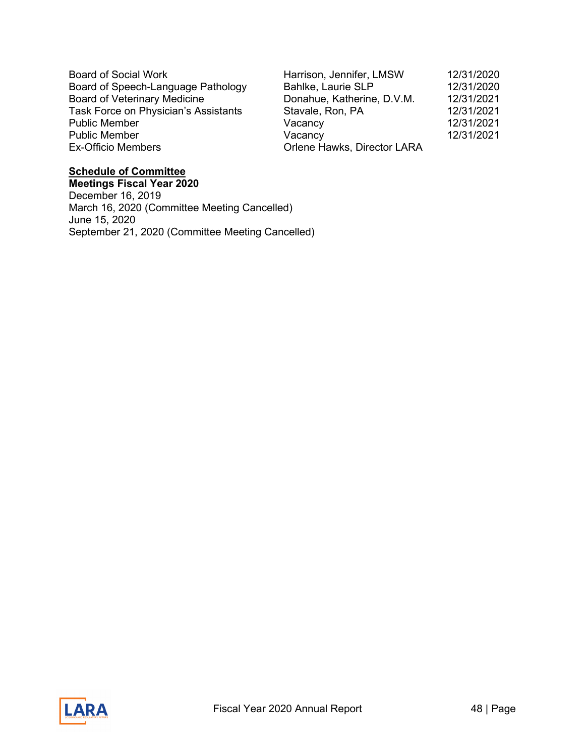| | | |
|---|---|---|
| Board of Social Work | Harrison, Jennifer, LMSW | 12/31/2020 |
| Board of Speech-Language Pathology | Bahlke, Laurie SLP | 12/31/2020 |
| Board of Veterinary Medicine | Donahue, Katherine, D.V.M. | 12/31/2021 |
| Task Force on Physician's Assistants | Stavale, Ron, PA | 12/31/2021 |
| Public Member | Vacancy | 12/31/2021 |
| Public Member | Vacancy | 12/31/2021 |
| Ex-Officio Members | Orlene Hawks, Director LARA | |

**Schedule of Committee**
**Meetings Fiscal Year 2020**

December 16, 2019
March 16, 2020 (Committee Meeting Cancelled)
June 15, 2020
September 21, 2020 (Committee Meeting Cancelled)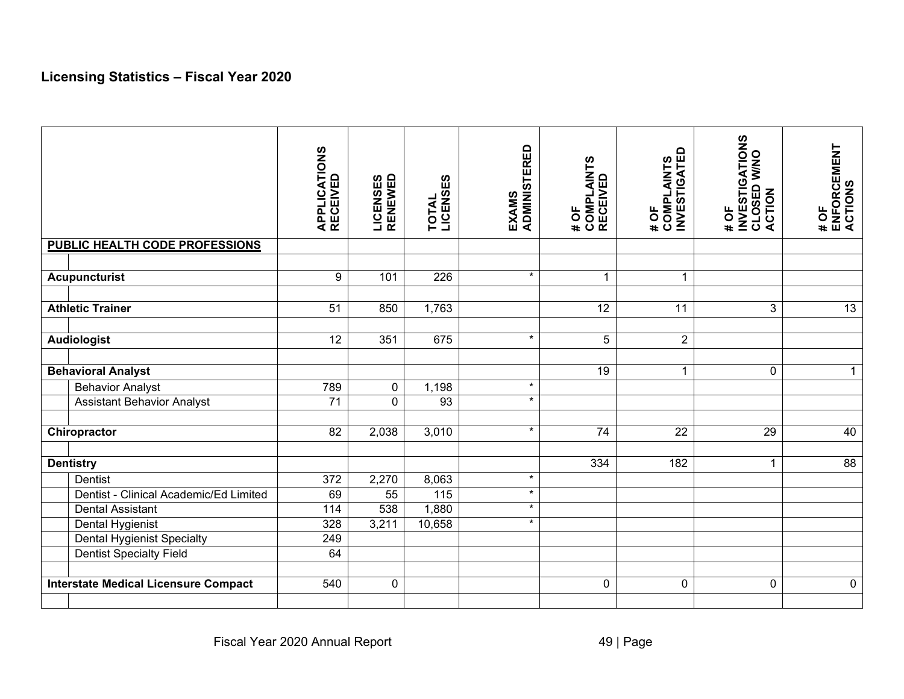## Licensing Statistics – Fiscal Year 2020

| | APPLICATIONS RECEIVED | LICENSES RENEWED | TOTAL LICENSES | EXAMS ADMINISTERED | # OF COMPLAINTS RECEIVED | # OF COMPLAINTS INVESTIGATED | # OF INVESTIGATIONS CLOSED W/NO ACTION | # OF ENFORCEMENT ACTIONS |
|---|---|---|---|---|---|---|---|---|
| **PUBLIC HEALTH CODE PROFESSIONS** | | | | | | | | |
| | | | | | | | | |
| **Acupuncturist** | 9 | 101 | 226 | * | 1 | 1 | | |
| | | | | | | | | |
| **Athletic Trainer** | 51 | 850 | 1,763 | | 12 | 11 | 3 | 13 |
| | | | | | | | | |
| **Audiologist** | 12 | 351 | 675 | * | 5 | 2 | | |
| | | | | | | | | |
| **Behavioral Analyst** | | | | | 19 | 1 | 0 | 1 |
| Behavior Analyst | 789 | 0 | 1,198 | * | | | | |
| Assistant Behavior Analyst | 71 | 0 | 93 | * | | | | |
| | | | | | | | | |
| **Chiropractor** | 82 | 2,038 | 3,010 | * | 74 | 22 | 29 | 40 |
| | | | | | | | | |
| **Dentistry** | | | | | 334 | 182 | 1 | 88 |
| Dentist | 372 | 2,270 | 8,063 | * | | | | |
| Dentist - Clinical Academic/Ed Limited | 69 | 55 | 115 | * | | | | |
| Dental Assistant | 114 | 538 | 1,880 | * | | | | |
| Dental Hygienist | 328 | 3,211 | 10,658 | * | | | | |
| Dental Hygienist Specialty | 249 | | | | | | | |
| Dentist Specialty Field | 64 | | | | | | | |
| | | | | | | | | |
| **Interstate Medical Licensure Compact** | 540 | 0 | | | 0 | 0 | 0 | 0 |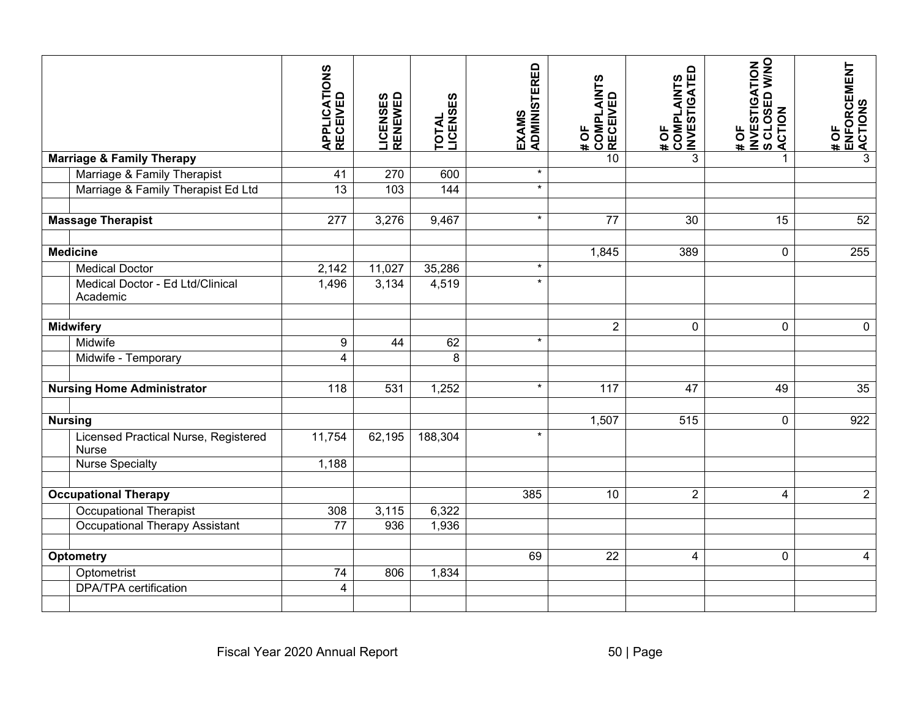| | APPLICATIONS RECEIVED | LICENSES RENEWED | TOTAL LICENSES | EXAMS ADMINISTERED | # OF COMPLAINTS RECEIVED | # OF COMPLAINTS INVESTIGATED | # OF INVESTIGATIONS CLOSED W/NO ACTION | # OF ENFORCEMENT ACTIONS |
|---|---|---|---|---|---|---|---|---|
| **Marriage & Family Therapy** | | | | | 10 | 3 | 1 | 3 |
| Marriage & Family Therapist | 41 | 270 | 600 | * | | | | |
| Marriage & Family Therapist Ed Ltd | 13 | 103 | 144 | * | | | | |
| | | | | | | | | |
| **Massage Therapist** | 277 | 3,276 | 9,467 | * | 77 | 30 | 15 | 52 |
| | | | | | | | | |
| **Medicine** | | | | | 1,845 | 389 | 0 | 255 |
| Medical Doctor | 2,142 | 11,027 | 35,286 | * | | | | |
| Medical Doctor - Ed Ltd/Clinical Academic | 1,496 | 3,134 | 4,519 | * | | | | |
| | | | | | | | | |
| **Midwifery** | | | | | 2 | 0 | 0 | 0 |
| Midwife | 9 | 44 | 62 | * | | | | |
| Midwife - Temporary | 4 | | 8 | | | | | |
| | | | | | | | | |
| **Nursing Home Administrator** | 118 | 531 | 1,252 | * | 117 | 47 | 49 | 35 |
| | | | | | | | | |
| **Nursing** | | | | | 1,507 | 515 | 0 | 922 |
| Licensed Practical Nurse, Registered Nurse | 11,754 | 62,195 | 188,304 | * | | | | |
| Nurse Specialty | 1,188 | | | | | | | |
| | | | | | | | | |
| **Occupational Therapy** | | | | 385 | 10 | 2 | 4 | 2 |
| Occupational Therapist | 308 | 3,115 | 6,322 | | | | | |
| Occupational Therapy Assistant | 77 | 936 | 1,936 | | | | | |
| | | | | | | | | |
| **Optometry** | | | | 69 | 22 | 4 | 0 | 4 |
| Optometrist | 74 | 806 | 1,834 | | | | | |
| DPA/TPA certification | 4 | | | | | | | |
| | | | | | | | | |

Fiscal Year 2020 Annual Report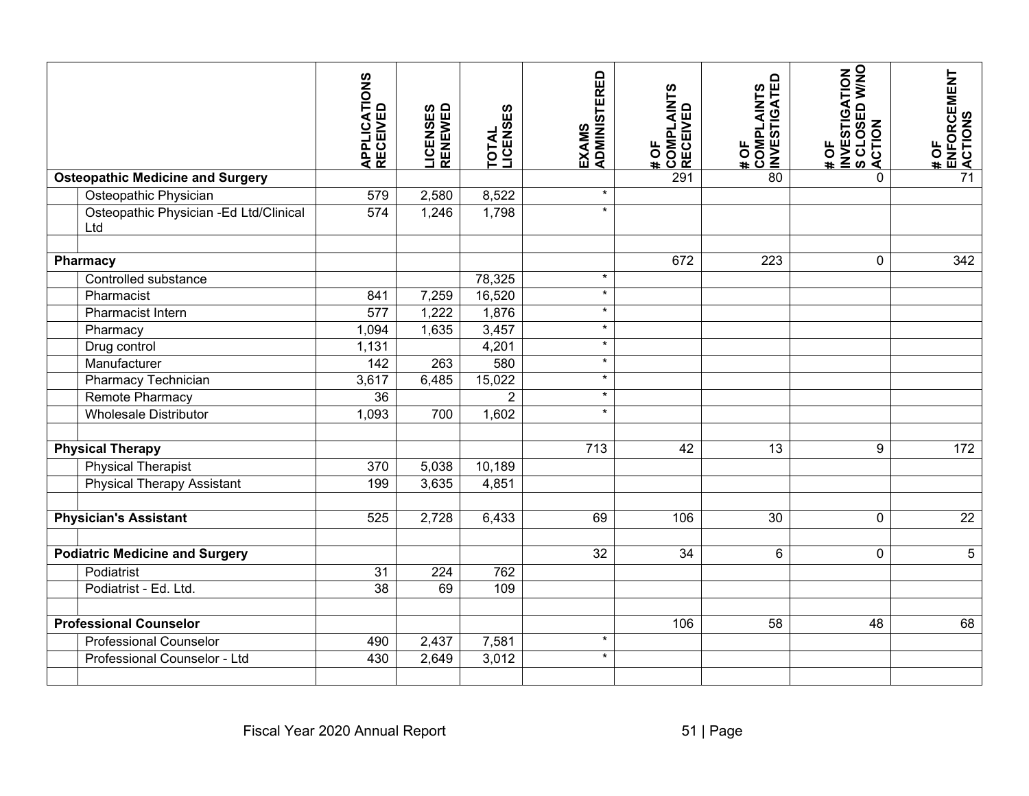| | APPLICATIONS RECEIVED | LICENSES RENEWED | TOTAL LICENSES | EXAMS ADMINISTERED | # OF COMPLAINTS RECEIVED | # OF COMPLAINTS INVESTIGATED | # OF INVESTIGATIONS CLOSED W/NO ACTION | # OF ENFORCEMENT ACTIONS |
|---|---|---|---|---|---|---|---|---|
| **Osteopathic Medicine and Surgery** | | | | | 291 | 80 | 0 | 71 |
| Osteopathic Physician | 579 | 2,580 | 8,522 | * | | | | |
| Osteopathic Physician -Ed Ltd/Clinical Ltd | 574 | 1,246 | 1,798 | * | | | | |
| | | | | | | | | |
| **Pharmacy** | | | | | 672 | 223 | 0 | 342 |
| Controlled substance | | | 78,325 | * | | | | |
| Pharmacist | 841 | 7,259 | 16,520 | * | | | | |
| Pharmacist Intern | 577 | 1,222 | 1,876 | * | | | | |
| Pharmacy | 1,094 | 1,635 | 3,457 | * | | | | |
| Drug control | 1,131 | | 4,201 | * | | | | |
| Manufacturer | 142 | 263 | 580 | * | | | | |
| Pharmacy Technician | 3,617 | 6,485 | 15,022 | * | | | | |
| Remote Pharmacy | 36 | | 2 | * | | | | |
| Wholesale Distributor | 1,093 | 700 | 1,602 | * | | | | |
| | | | | | | | | |
| **Physical Therapy** | | | | 713 | 42 | 13 | 9 | 172 |
| Physical Therapist | 370 | 5,038 | 10,189 | | | | | |
| Physical Therapy Assistant | 199 | 3,635 | 4,851 | | | | | |
| | | | | | | | | |
| **Physician's Assistant** | 525 | 2,728 | 6,433 | 69 | 106 | 30 | 0 | 22 |
| | | | | | | | | |
| **Podiatric Medicine and Surgery** | | | | 32 | 34 | 6 | 0 | 5 |
| Podiatrist | 31 | 224 | 762 | | | | | |
| Podiatrist - Ed. Ltd. | 38 | 69 | 109 | | | | | |
| | | | | | | | | |
| **Professional Counselor** | | | | | 106 | 58 | 48 | 68 |
| Professional Counselor | 490 | 2,437 | 7,581 | * | | | | |
| Professional Counselor - Ltd | 430 | 2,649 | 3,012 | * | | | | |
| | | | | | | | | |

Fiscal Year 2020 Annual Report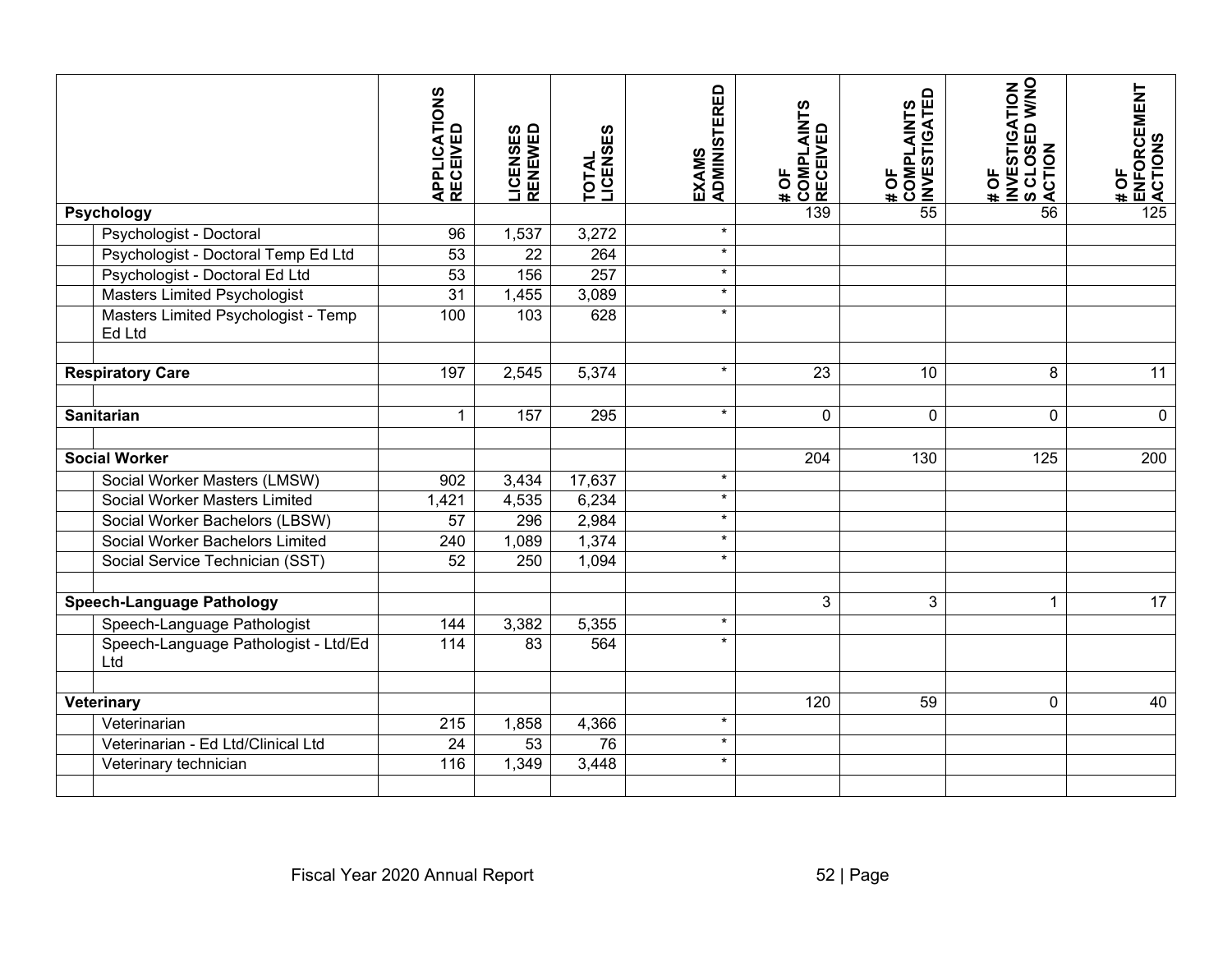| | APPLICATIONS RECEIVED | LICENSES RENEWED | TOTAL LICENSES | EXAMS ADMINISTERED | # OF COMPLAINTS RECEIVED | # OF COMPLAINTS INVESTIGATED | # OF INVESTIGATIONS CLOSED W/NO ACTION | # OF ENFORCEMENT ACTIONS |
|---|---|---|---|---|---|---|---|---|
| **Psychology** | | | | | 139 | 55 | 56 | 125 |
| Psychologist - Doctoral | 96 | 1,537 | 3,272 | * | | | | |
| Psychologist - Doctoral Temp Ed Ltd | 53 | 22 | 264 | * | | | | |
| Psychologist - Doctoral Ed Ltd | 53 | 156 | 257 | * | | | | |
| Masters Limited Psychologist | 31 | 1,455 | 3,089 | * | | | | |
| Masters Limited Psychologist - Temp Ed Ltd | 100 | 103 | 628 | * | | | | |
| | | | | | | | | |
| **Respiratory Care** | 197 | 2,545 | 5,374 | * | 23 | 10 | 8 | 11 |
| | | | | | | | | |
| **Sanitarian** | 1 | 157 | 295 | * | 0 | 0 | 0 | 0 |
| | | | | | | | | |
| **Social Worker** | | | | | 204 | 130 | 125 | 200 |
| Social Worker Masters (LMSW) | 902 | 3,434 | 17,637 | * | | | | |
| Social Worker Masters Limited | 1,421 | 4,535 | 6,234 | * | | | | |
| Social Worker Bachelors (LBSW) | 57 | 296 | 2,984 | * | | | | |
| Social Worker Bachelors Limited | 240 | 1,089 | 1,374 | * | | | | |
| Social Service Technician (SST) | 52 | 250 | 1,094 | * | | | | |
| | | | | | | | | |
| **Speech-Language Pathology** | | | | | 3 | 3 | 1 | 17 |
| Speech-Language Pathologist | 144 | 3,382 | 5,355 | * | | | | |
| Speech-Language Pathologist - Ltd/Ed Ltd | 114 | 83 | 564 | * | | | | |
| | | | | | | | | |
| **Veterinary** | | | | | 120 | 59 | 0 | 40 |
| Veterinarian | 215 | 1,858 | 4,366 | * | | | | |
| Veterinarian - Ed Ltd/Clinical Ltd | 24 | 53 | 76 | * | | | | |
| Veterinary technician | 116 | 1,349 | 3,448 | * | | | | |
| | | | | | | | | |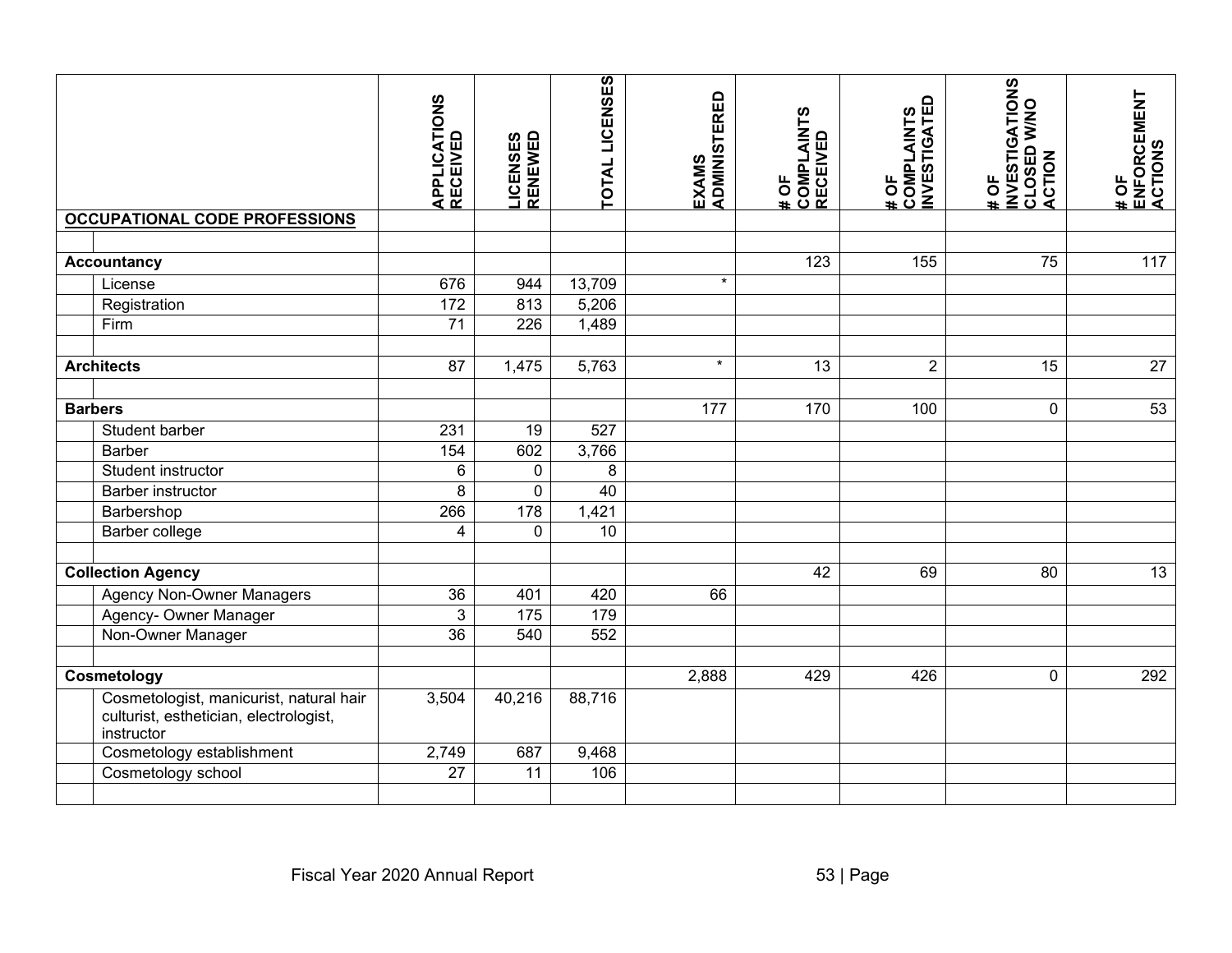| OCCUPATIONAL CODE PROFESSIONS | APPLICATIONS RECEIVED | LICENSES RENEWED | TOTAL LICENSES | EXAMS ADMINISTERED | # OF COMPLAINTS RECEIVED | # OF COMPLAINTS INVESTIGATED | # OF INVESTIGATIONS CLOSED W/NO ACTION | # OF ENFORCEMENT ACTIONS |
|---|---|---|---|---|---|---|---|---|
| | | | | | | | | |
| **Accountancy** | | | | | 123 | 155 | 75 | 117 |
| License | 676 | 944 | 13,709 | * | | | | |
| Registration | 172 | 813 | 5,206 | | | | | |
| Firm | 71 | 226 | 1,489 | | | | | |
| | | | | | | | | |
| **Architects** | 87 | 1,475 | 5,763 | * | 13 | 2 | 15 | 27 |
| | | | | | | | | |
| **Barbers** | | | | 177 | 170 | 100 | 0 | 53 |
| Student barber | 231 | 19 | 527 | | | | | |
| Barber | 154 | 602 | 3,766 | | | | | |
| Student instructor | 6 | 0 | 8 | | | | | |
| Barber instructor | 8 | 0 | 40 | | | | | |
| Barbershop | 266 | 178 | 1,421 | | | | | |
| Barber college | 4 | 0 | 10 | | | | | |
| | | | | | | | | |
| **Collection Agency** | | | | | 42 | 69 | 80 | 13 |
| Agency Non-Owner Managers | 36 | 401 | 420 | 66 | | | | |
| Agency- Owner Manager | 3 | 175 | 179 | | | | | |
| Non-Owner Manager | 36 | 540 | 552 | | | | | |
| | | | | | | | | |
| **Cosmetology** | | | | 2,888 | 429 | 426 | 0 | 292 |
| Cosmetologist, manicurist, natural hair culturist, esthetician, electrologist, instructor | 3,504 | 40,216 | 88,716 | | | | | |
| Cosmetology establishment | 2,749 | 687 | 9,468 | | | | | |
| Cosmetology school | 27 | 11 | 106 | | | | | |
| | | | | | | | | |

Fiscal Year 2020 Annual Report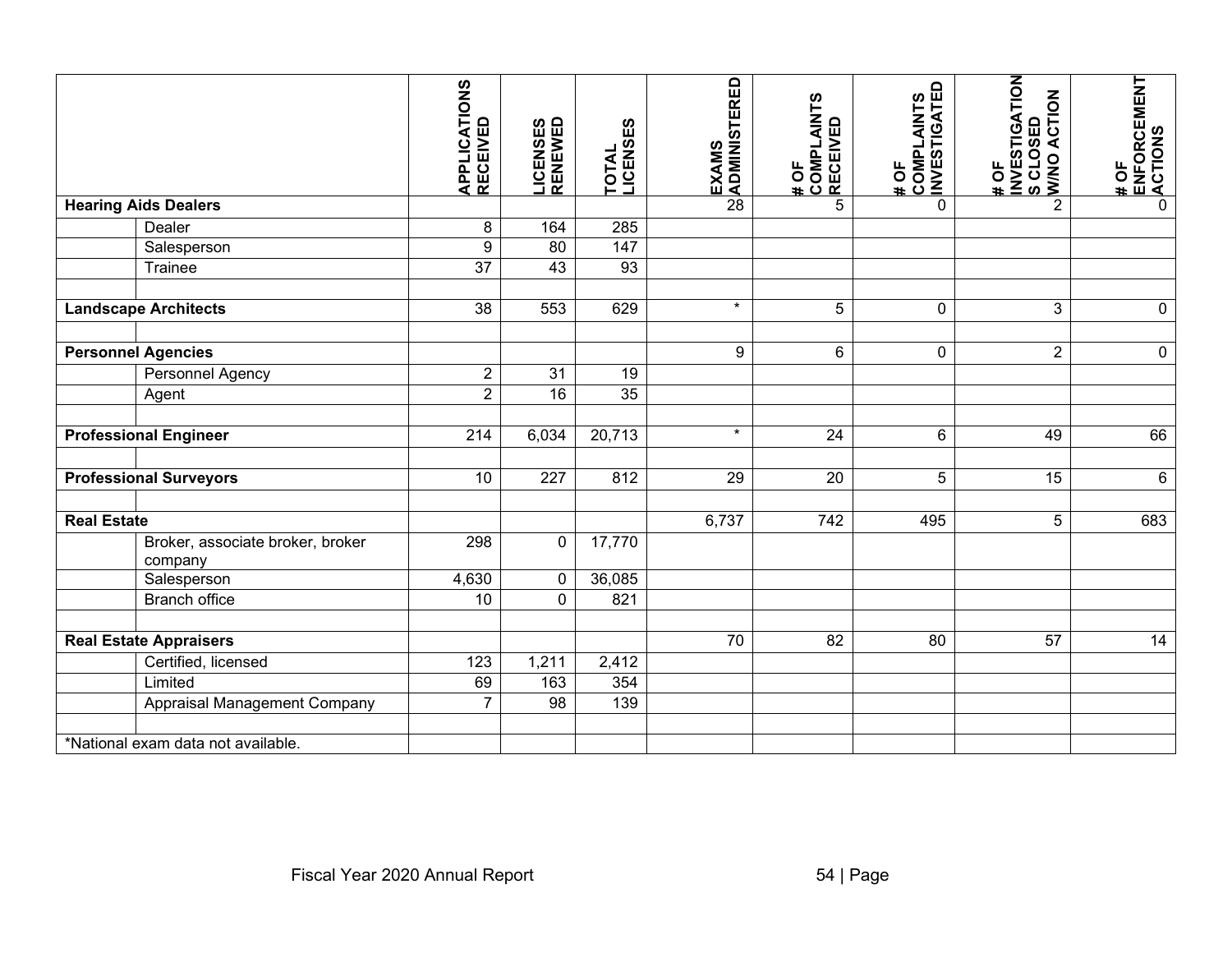| | | APPLICATIONS RECEIVED | LICENSES RENEWED | TOTAL LICENSES | EXAMS ADMINISTERED | # OF COMPLAINTS RECEIVED | # OF COMPLAINTS INVESTIGATED | # OF INVESTIGATIONS CLOSED W/NO ACTION | # OF ENFORCEMENT ACTIONS |
|---|---|---|---|---|---|---|---|---|---|
| **Hearing Aids Dealers** | | | | | 28 | 5 | 0 | 2 | 0 |
| | Dealer | 8 | 164 | 285 | | | | | |
| | Salesperson | 9 | 80 | 147 | | | | | |
| | Trainee | 37 | 43 | 93 | | | | | |
| | | | | | | | | | |
| **Landscape Architects** | | 38 | 553 | 629 | * | 5 | 0 | 3 | 0 |
| | | | | | | | | | |
| **Personnel Agencies** | | | | | 9 | 6 | 0 | 2 | 0 |
| | Personnel Agency | 2 | 31 | 19 | | | | | |
| | Agent | 2 | 16 | 35 | | | | | |
| | | | | | | | | | |
| **Professional Engineer** | | 214 | 6,034 | 20,713 | * | 24 | 6 | 49 | 66 |
| | | | | | | | | | |
| **Professional Surveyors** | | 10 | 227 | 812 | 29 | 20 | 5 | 15 | 6 |
| | | | | | | | | | |
| **Real Estate** | | | | | 6,737 | 742 | 495 | 5 | 683 |
| | Broker, associate broker, broker company | 298 | 0 | 17,770 | | | | | |
| | Salesperson | 4,630 | 0 | 36,085 | | | | | |
| | Branch office | 10 | 0 | 821 | | | | | |
| | | | | | | | | | |
| **Real Estate Appraisers** | | | | | 70 | 82 | 80 | 57 | 14 |
| | Certified, licensed | 123 | 1,211 | 2,412 | | | | | |
| | Limited | 69 | 163 | 354 | | | | | |
| | Appraisal Management Company | 7 | 98 | 139 | | | | | |
| | | | | | | | | | |
| *National exam data not available. | | | | | | | | | |